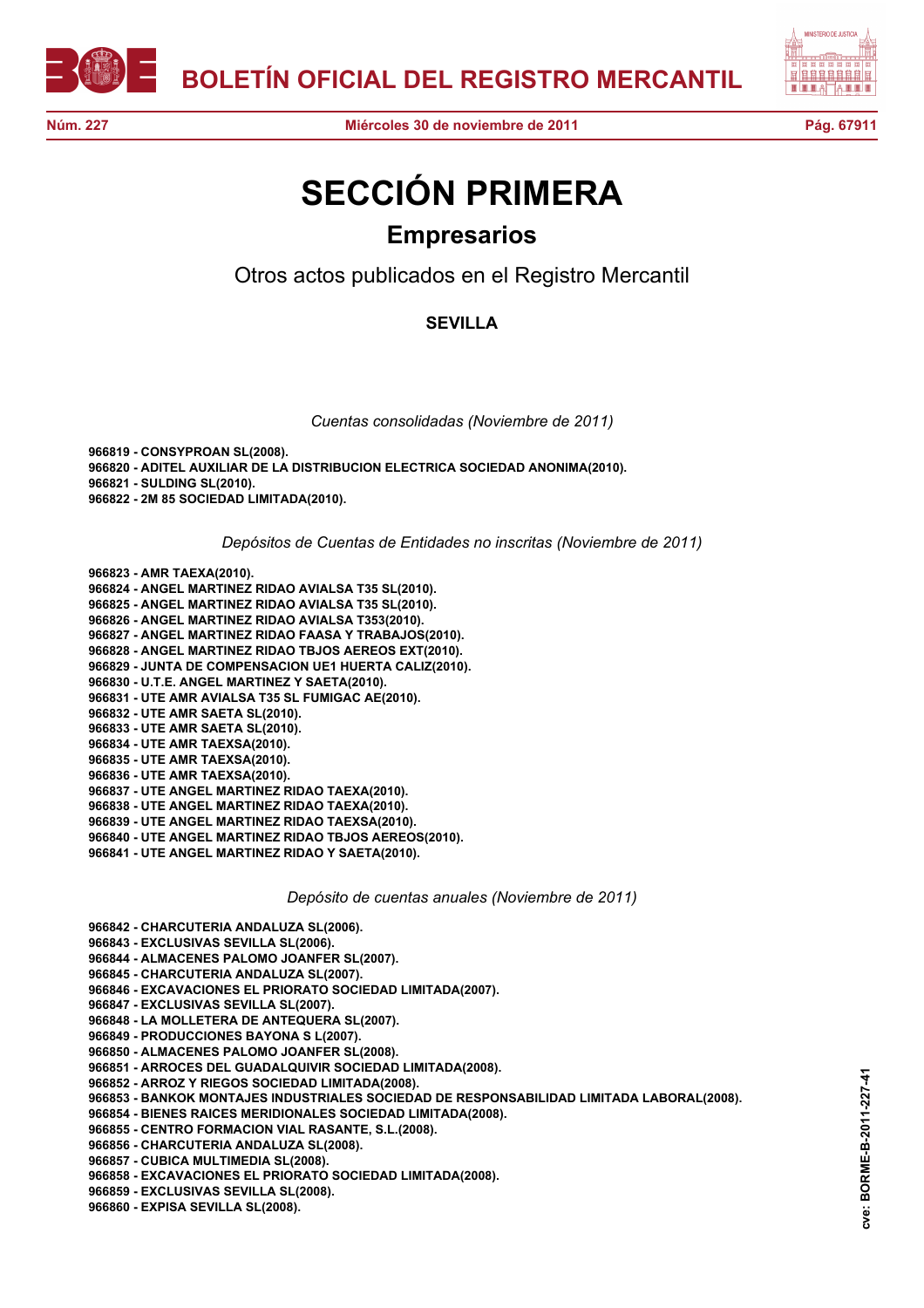# SECCIÓN PRIMERA

## Empresarios

Otros actos publicados en el Registro Mercantil

### SEVILLA

*Cuentas consolidadas (Noviembre de 2011)*

**966819 - CONSYPROAN SL(2008).**
**966820 - ADITEL AUXILIAR DE LA DISTRIBUCION ELECTRICA SOCIEDAD ANONIMA(2010).**
**966821 - SULDING SL(2010).**
**966822 - 2M 85 SOCIEDAD LIMITADA(2010).**

*Depósitos de Cuentas de Entidades no inscritas (Noviembre de 2011)*

**966823 - AMR TAEXA(2010).**
**966824 - ANGEL MARTINEZ RIDAO AVIALSA T35 SL(2010).**
**966825 - ANGEL MARTINEZ RIDAO AVIALSA T35 SL(2010).**
**966826 - ANGEL MARTINEZ RIDAO AVIALSA T353(2010).**
**966827 - ANGEL MARTINEZ RIDAO FAASA Y TRABAJOS(2010).**
**966828 - ANGEL MARTINEZ RIDAO TBJOS AEREOS EXT(2010).**
**966829 - JUNTA DE COMPENSACION UE1 HUERTA CALIZ(2010).**
**966830 - U.T.E. ANGEL MARTINEZ Y SAETA(2010).**
**966831 - UTE AMR AVIALSA T35 SL FUMIGAC AE(2010).**
**966832 - UTE AMR SAETA SL(2010).**
**966833 - UTE AMR SAETA SL(2010).**
**966834 - UTE AMR TAEXSA(2010).**
**966835 - UTE AMR TAEXSA(2010).**
**966836 - UTE AMR TAEXSA(2010).**
**966837 - UTE ANGEL MARTINEZ RIDAO TAEXA(2010).**
**966838 - UTE ANGEL MARTINEZ RIDAO TAEXA(2010).**
**966839 - UTE ANGEL MARTINEZ RIDAO TAEXSA(2010).**
**966840 - UTE ANGEL MARTINEZ RIDAO TBJOS AEREOS(2010).**
**966841 - UTE ANGEL MARTINEZ RIDAO Y SAETA(2010).**

*Depósito de cuentas anuales (Noviembre de 2011)*

**966842 - CHARCUTERIA ANDALUZA SL(2006).**
**966843 - EXCLUSIVAS SEVILLA SL(2006).**
**966844 - ALMACENES PALOMO JOANFER SL(2007).**
**966845 - CHARCUTERIA ANDALUZA SL(2007).**
**966846 - EXCAVACIONES EL PRIORATO SOCIEDAD LIMITADA(2007).**
**966847 - EXCLUSIVAS SEVILLA SL(2007).**
**966848 - LA MOLLETERA DE ANTEQUERA SL(2007).**
**966849 - PRODUCCIONES BAYONA S L(2007).**
**966850 - ALMACENES PALOMO JOANFER SL(2008).**
**966851 - ARROCES DEL GUADALQUIVIR SOCIEDAD LIMITADA(2008).**
**966852 - ARROZ Y RIEGOS SOCIEDAD LIMITADA(2008).**
**966853 - BANKOK MONTAJES INDUSTRIALES SOCIEDAD DE RESPONSABILIDAD LIMITADA LABORAL(2008).**
**966854 - BIENES RAICES MERIDIONALES SOCIEDAD LIMITADA(2008).**
**966855 - CENTRO FORMACION VIAL RASANTE, S.L.(2008).**
**966856 - CHARCUTERIA ANDALUZA SL(2008).**
**966857 - CUBICA MULTIMEDIA SL(2008).**
**966858 - EXCAVACIONES EL PRIORATO SOCIEDAD LIMITADA(2008).**
**966859 - EXCLUSIVAS SEVILLA SL(2008).**
**966860 - EXPISA SEVILLA SL(2008).**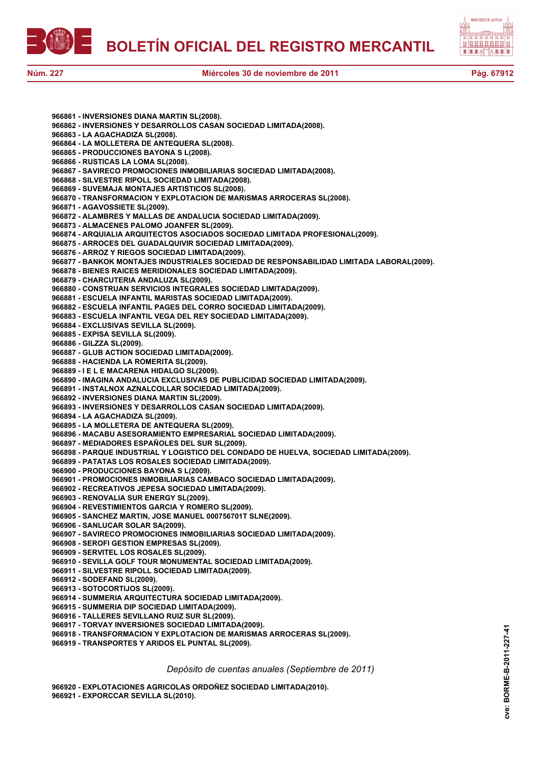**966861 - INVERSIONES DIANA MARTIN SL(2008).**
**966862 - INVERSIONES Y DESARROLLOS CASAN SOCIEDAD LIMITADA(2008).**
**966863 - LA AGACHADIZA SL(2008).**
**966864 - LA MOLLETERA DE ANTEQUERA SL(2008).**
**966865 - PRODUCCIONES BAYONA S L(2008).**
**966866 - RUSTICAS LA LOMA SL(2008).**
**966867 - SAVIRECO PROMOCIONES INMOBILIARIAS SOCIEDAD LIMITADA(2008).**
**966868 - SILVESTRE RIPOLL SOCIEDAD LIMITADA(2008).**
**966869 - SUVEMAJA MONTAJES ARTISTICOS SL(2008).**
**966870 - TRANSFORMACION Y EXPLOTACION DE MARISMAS ARROCERAS SL(2008).**
**966871 - AGAVOSSIETE SL(2009).**
**966872 - ALAMBRES Y MALLAS DE ANDALUCIA SOCIEDAD LIMITADA(2009).**
**966873 - ALMACENES PALOMO JOANFER SL(2009).**
**966874 - ARQUIALIA ARQUITECTOS ASOCIADOS SOCIEDAD LIMITADA PROFESIONAL(2009).**
**966875 - ARROCES DEL GUADALQUIVIR SOCIEDAD LIMITADA(2009).**
**966876 - ARROZ Y RIEGOS SOCIEDAD LIMITADA(2009).**
**966877 - BANKOK MONTAJES INDUSTRIALES SOCIEDAD DE RESPONSABILIDAD LIMITADA LABORAL(2009).**
**966878 - BIENES RAICES MERIDIONALES SOCIEDAD LIMITADA(2009).**
**966879 - CHARCUTERIA ANDALUZA SL(2009).**
**966880 - CONSTRUAN SERVICIOS INTEGRALES SOCIEDAD LIMITADA(2009).**
**966881 - ESCUELA INFANTIL MARISTAS SOCIEDAD LIMITADA(2009).**
**966882 - ESCUELA INFANTIL PAGES DEL CORRO SOCIEDAD LIMITADA(2009).**
**966883 - ESCUELA INFANTIL VEGA DEL REY SOCIEDAD LIMITADA(2009).**
**966884 - EXCLUSIVAS SEVILLA SL(2009).**
**966885 - EXPISA SEVILLA SL(2009).**
**966886 - GILZZA SL(2009).**
**966887 - GLUB ACTION SOCIEDAD LIMITADA(2009).**
**966888 - HACIENDA LA ROMERITA SL(2009).**
**966889 - I E L E MACARENA HIDALGO SL(2009).**
**966890 - IMAGINA ANDALUCIA EXCLUSIVAS DE PUBLICIDAD SOCIEDAD LIMITADA(2009).**
**966891 - INSTALNOX AZNALCOLLAR SOCIEDAD LIMITADA(2009).**
**966892 - INVERSIONES DIANA MARTIN SL(2009).**
**966893 - INVERSIONES Y DESARROLLOS CASAN SOCIEDAD LIMITADA(2009).**
**966894 - LA AGACHADIZA SL(2009).**
**966895 - LA MOLLETERA DE ANTEQUERA SL(2009).**
**966896 - MACABU ASESORAMIENTO EMPRESARIAL SOCIEDAD LIMITADA(2009).**
**966897 - MEDIADORES ESPAÑOLES DEL SUR SL(2009).**
**966898 - PARQUE INDUSTRIAL Y LOGISTICO DEL CONDADO DE HUELVA, SOCIEDAD LIMITADA(2009).**
**966899 - PATATAS LOS ROSALES SOCIEDAD LIMITADA(2009).**
**966900 - PRODUCCIONES BAYONA S L(2009).**
**966901 - PROMOCIONES INMOBILIARIAS CAMBACO SOCIEDAD LIMITADA(2009).**
**966902 - RECREATIVOS JEPESA SOCIEDAD LIMITADA(2009).**
**966903 - RENOVALIA SUR ENERGY SL(2009).**
**966904 - REVESTIMIENTOS GARCIA Y ROMERO SL(2009).**
**966905 - SANCHEZ MARTIN, JOSE MANUEL 000756701T SLNE(2009).**
**966906 - SANLUCAR SOLAR SA(2009).**
**966907 - SAVIRECO PROMOCIONES INMOBILIARIAS SOCIEDAD LIMITADA(2009).**
**966908 - SEROFI GESTION EMPRESAS SL(2009).**
**966909 - SERVITEL LOS ROSALES SL(2009).**
**966910 - SEVILLA GOLF TOUR MONUMENTAL SOCIEDAD LIMITADA(2009).**
**966911 - SILVESTRE RIPOLL SOCIEDAD LIMITADA(2009).**
**966912 - SODEFAND SL(2009).**
**966913 - SOTOCORTIJOS SL(2009).**
**966914 - SUMMERIA ARQUITECTURA SOCIEDAD LIMITADA(2009).**
**966915 - SUMMERIA DIP SOCIEDAD LIMITADA(2009).**
**966916 - TALLERES SEVILLANO RUIZ SUR SL(2009).**
**966917 - TORVAY INVERSIONES SOCIEDAD LIMITADA(2009).**
**966918 - TRANSFORMACION Y EXPLOTACION DE MARISMAS ARROCERAS SL(2009).**
**966919 - TRANSPORTES Y ARIDOS EL PUNTAL SL(2009).**

*Depósito de cuentas anuales (Septiembre de 2011)*

**966920 - EXPLOTACIONES AGRICOLAS ORDOÑEZ SOCIEDAD LIMITADA(2010).**
**966921 - EXPORCCAR SEVILLA SL(2010).**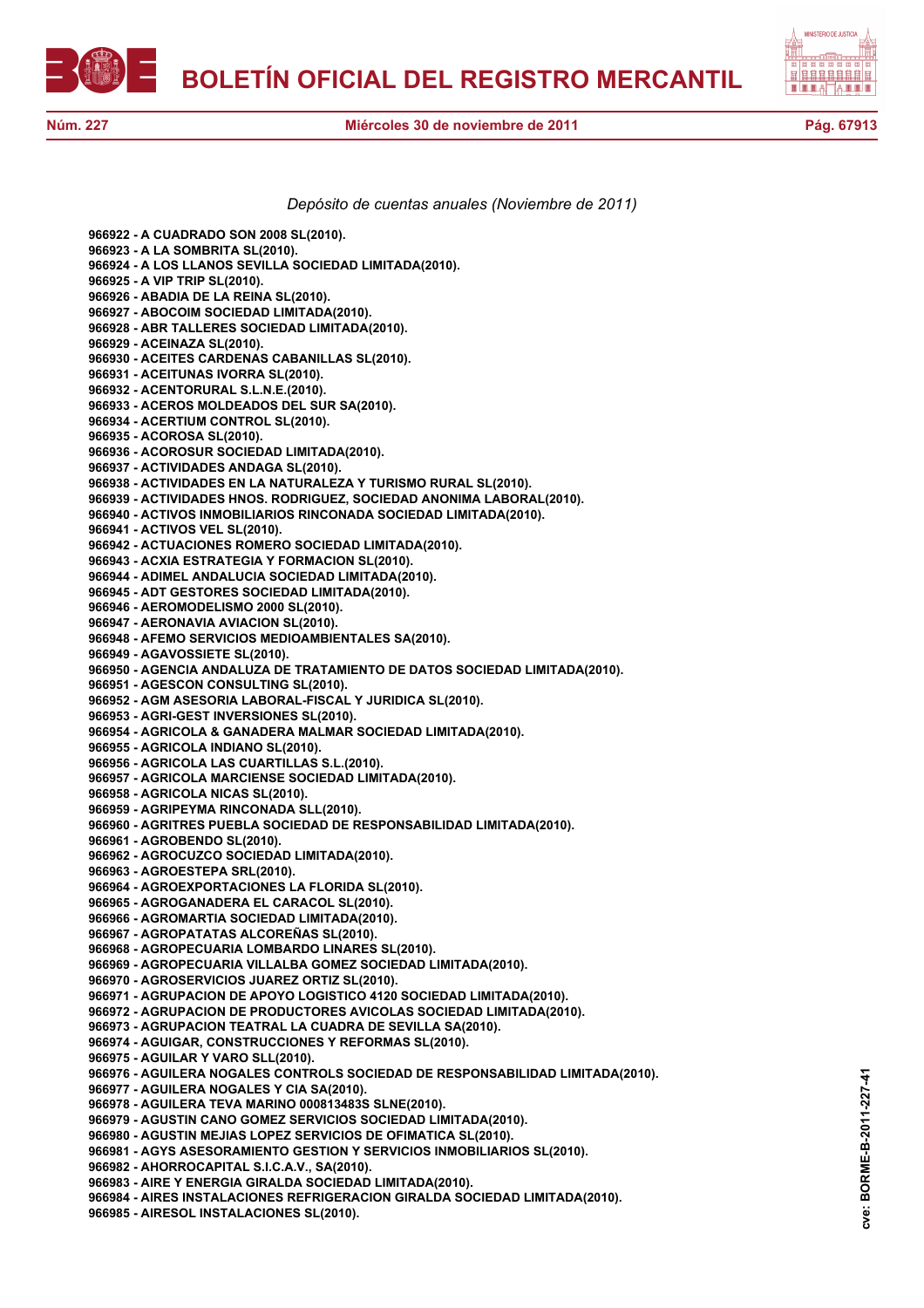*Depósito de cuentas anuales (Noviembre de 2011)*

**966922 - A CUADRADO SON 2008 SL(2010).**
**966923 - A LA SOMBRITA SL(2010).**
**966924 - A LOS LLANOS SEVILLA SOCIEDAD LIMITADA(2010).**
**966925 - A VIP TRIP SL(2010).**
**966926 - ABADIA DE LA REINA SL(2010).**
**966927 - ABOCOIM SOCIEDAD LIMITADA(2010).**
**966928 - ABR TALLERES SOCIEDAD LIMITADA(2010).**
**966929 - ACEINAZA SL(2010).**
**966930 - ACEITES CARDENAS CABANILLAS SL(2010).**
**966931 - ACEITUNAS IVORRA SL(2010).**
**966932 - ACENTORURAL S.L.N.E.(2010).**
**966933 - ACEROS MOLDEADOS DEL SUR SA(2010).**
**966934 - ACERTIUM CONTROL SL(2010).**
**966935 - ACOROSA SL(2010).**
**966936 - ACOROSUR SOCIEDAD LIMITADA(2010).**
**966937 - ACTIVIDADES ANDAGA SL(2010).**
**966938 - ACTIVIDADES EN LA NATURALEZA Y TURISMO RURAL SL(2010).**
**966939 - ACTIVIDADES HNOS. RODRIGUEZ, SOCIEDAD ANONIMA LABORAL(2010).**
**966940 - ACTIVOS INMOBILIARIOS RINCONADA SOCIEDAD LIMITADA(2010).**
**966941 - ACTIVOS VEL SL(2010).**
**966942 - ACTUACIONES ROMERO SOCIEDAD LIMITADA(2010).**
**966943 - ACXIA ESTRATEGIA Y FORMACION SL(2010).**
**966944 - ADIMEL ANDALUCIA SOCIEDAD LIMITADA(2010).**
**966945 - ADT GESTORES SOCIEDAD LIMITADA(2010).**
**966946 - AEROMODELISMO 2000 SL(2010).**
**966947 - AERONAVIA AVIACION SL(2010).**
**966948 - AFEMO SERVICIOS MEDIOAMBIENTALES SA(2010).**
**966949 - AGAVOSSIETE SL(2010).**
**966950 - AGENCIA ANDALUZA DE TRATAMIENTO DE DATOS SOCIEDAD LIMITADA(2010).**
**966951 - AGESCON CONSULTING SL(2010).**
**966952 - AGM ASESORIA LABORAL-FISCAL Y JURIDICA SL(2010).**
**966953 - AGRI-GEST INVERSIONES SL(2010).**
**966954 - AGRICOLA & GANADERA MALMAR SOCIEDAD LIMITADA(2010).**
**966955 - AGRICOLA INDIANO SL(2010).**
**966956 - AGRICOLA LAS CUARTILLAS S.L.(2010).**
**966957 - AGRICOLA MARCIENSE SOCIEDAD LIMITADA(2010).**
**966958 - AGRICOLA NICAS SL(2010).**
**966959 - AGRIPEYMA RINCONADA SLL(2010).**
**966960 - AGRITRES PUEBLA SOCIEDAD DE RESPONSABILIDAD LIMITADA(2010).**
**966961 - AGROBENDO SL(2010).**
**966962 - AGROCUZCO SOCIEDAD LIMITADA(2010).**
**966963 - AGROESTEPA SRL(2010).**
**966964 - AGROEXPORTACIONES LA FLORIDA SL(2010).**
**966965 - AGROGANADERA EL CARACOL SL(2010).**
**966966 - AGROMARTIA SOCIEDAD LIMITADA(2010).**
**966967 - AGROPATATAS ALCOREÑAS SL(2010).**
**966968 - AGROPECUARIA LOMBARDO LINARES SL(2010).**
**966969 - AGROPECUARIA VILLALBA GOMEZ SOCIEDAD LIMITADA(2010).**
**966970 - AGROSERVICIOS JUAREZ ORTIZ SL(2010).**
**966971 - AGRUPACION DE APOYO LOGISTICO 4120 SOCIEDAD LIMITADA(2010).**
**966972 - AGRUPACION DE PRODUCTORES AVICOLAS SOCIEDAD LIMITADA(2010).**
**966973 - AGRUPACION TEATRAL LA CUADRA DE SEVILLA SA(2010).**
**966974 - AGUIGAR, CONSTRUCCIONES Y REFORMAS SL(2010).**
**966975 - AGUILAR Y VARO SLL(2010).**
**966976 - AGUILERA NOGALES CONTROLS SOCIEDAD DE RESPONSABILIDAD LIMITADA(2010).**
**966977 - AGUILERA NOGALES Y CIA SA(2010).**
**966978 - AGUILERA TEVA MARINO 000813483S SLNE(2010).**
**966979 - AGUSTIN CANO GOMEZ SERVICIOS SOCIEDAD LIMITADA(2010).**
**966980 - AGUSTIN MEJIAS LOPEZ SERVICIOS DE OFIMATICA SL(2010).**
**966981 - AGYS ASESORAMIENTO GESTION Y SERVICIOS INMOBILIARIOS SL(2010).**
**966982 - AHORROCAPITAL S.I.C.A.V., SA(2010).**
**966983 - AIRE Y ENERGIA GIRALDA SOCIEDAD LIMITADA(2010).**
**966984 - AIRES INSTALACIONES REFRIGERACION GIRALDA SOCIEDAD LIMITADA(2010).**
**966985 - AIRESOL INSTALACIONES SL(2010).**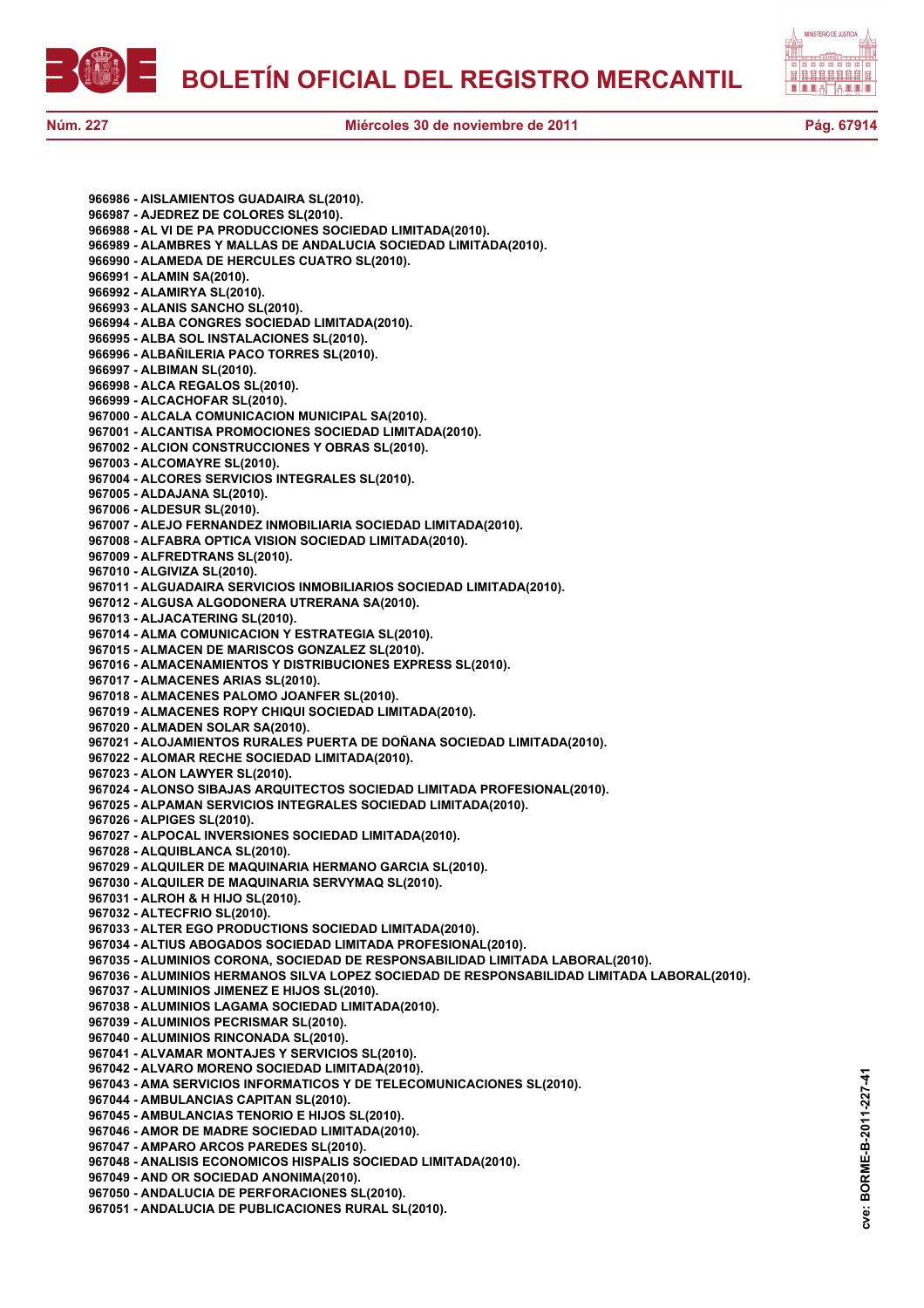966986 - AISLAMIENTOS GUADAIRA SL(2010).
966987 - AJEDREZ DE COLORES SL(2010).
966988 - AL VI DE PA PRODUCCIONES SOCIEDAD LIMITADA(2010).
966989 - ALAMBRES Y MALLAS DE ANDALUCIA SOCIEDAD LIMITADA(2010).
966990 - ALAMEDA DE HERCULES CUATRO SL(2010).
966991 - ALAMIN SA(2010).
966992 - ALAMIRYA SL(2010).
966993 - ALANIS SANCHO SL(2010).
966994 - ALBA CONGRES SOCIEDAD LIMITADA(2010).
966995 - ALBA SOL INSTALACIONES SL(2010).
966996 - ALBAÑILERIA PACO TORRES SL(2010).
966997 - ALBIMAN SL(2010).
966998 - ALCA REGALOS SL(2010).
966999 - ALCACHOFAR SL(2010).
967000 - ALCALA COMUNICACION MUNICIPAL SA(2010).
967001 - ALCANTISA PROMOCIONES SOCIEDAD LIMITADA(2010).
967002 - ALCION CONSTRUCCIONES Y OBRAS SL(2010).
967003 - ALCOMAYRE SL(2010).
967004 - ALCORES SERVICIOS INTEGRALES SL(2010).
967005 - ALDAJANA SL(2010).
967006 - ALDESUR SL(2010).
967007 - ALEJO FERNANDEZ INMOBILIARIA SOCIEDAD LIMITADA(2010).
967008 - ALFABRA OPTICA VISION SOCIEDAD LIMITADA(2010).
967009 - ALFREDTRANS SL(2010).
967010 - ALGIVIZA SL(2010).
967011 - ALGUADAIRA SERVICIOS INMOBILIARIOS SOCIEDAD LIMITADA(2010).
967012 - ALGUSA ALGODONERA UTRERANA SA(2010).
967013 - ALJACATERING SL(2010).
967014 - ALMA COMUNICACION Y ESTRATEGIA SL(2010).
967015 - ALMACEN DE MARISCOS GONZALEZ SL(2010).
967016 - ALMACENAMIENTOS Y DISTRIBUCIONES EXPRESS SL(2010).
967017 - ALMACENES ARIAS SL(2010).
967018 - ALMACENES PALOMO JOANFER SL(2010).
967019 - ALMACENES ROPY CHIQUI SOCIEDAD LIMITADA(2010).
967020 - ALMADEN SOLAR SA(2010).
967021 - ALOJAMIENTOS RURALES PUERTA DE DOÑANA SOCIEDAD LIMITADA(2010).
967022 - ALOMAR RECHE SOCIEDAD LIMITADA(2010).
967023 - ALON LAWYER SL(2010).
967024 - ALONSO SIBAJAS ARQUITECTOS SOCIEDAD LIMITADA PROFESIONAL(2010).
967025 - ALPAMAN SERVICIOS INTEGRALES SOCIEDAD LIMITADA(2010).
967026 - ALPIGES SL(2010).
967027 - ALPOCAL INVERSIONES SOCIEDAD LIMITADA(2010).
967028 - ALQUIBLANCA SL(2010).
967029 - ALQUILER DE MAQUINARIA HERMANO GARCIA SL(2010).
967030 - ALQUILER DE MAQUINARIA SERVYMAQ SL(2010).
967031 - ALROH & H HIJO SL(2010).
967032 - ALTECFRIO SL(2010).
967033 - ALTER EGO PRODUCTIONS SOCIEDAD LIMITADA(2010).
967034 - ALTIUS ABOGADOS SOCIEDAD LIMITADA PROFESIONAL(2010).
967035 - ALUMINIOS CORONA, SOCIEDAD DE RESPONSABILIDAD LIMITADA LABORAL(2010).
967036 - ALUMINIOS HERMANOS SILVA LOPEZ SOCIEDAD DE RESPONSABILIDAD LIMITADA LABORAL(2010).
967037 - ALUMINIOS JIMENEZ E HIJOS SL(2010).
967038 - ALUMINIOS LAGAMA SOCIEDAD LIMITADA(2010).
967039 - ALUMINIOS PECRISMAR SL(2010).
967040 - ALUMINIOS RINCONADA SL(2010).
967041 - ALVAMAR MONTAJES Y SERVICIOS SL(2010).
967042 - ALVARO MORENO SOCIEDAD LIMITADA(2010).
967043 - AMA SERVICIOS INFORMATICOS Y DE TELECOMUNICACIONES SL(2010).
967044 - AMBULANCIAS CAPITAN SL(2010).
967045 - AMBULANCIAS TENORIO E HIJOS SL(2010).
967046 - AMOR DE MADRE SOCIEDAD LIMITADA(2010).
967047 - AMPARO ARCOS PAREDES SL(2010).
967048 - ANALISIS ECONOMICOS HISPALIS SOCIEDAD LIMITADA(2010).
967049 - AND OR SOCIEDAD ANONIMA(2010).
967050 - ANDALUCIA DE PERFORACIONES SL(2010).
967051 - ANDALUCIA DE PUBLICACIONES RURAL SL(2010).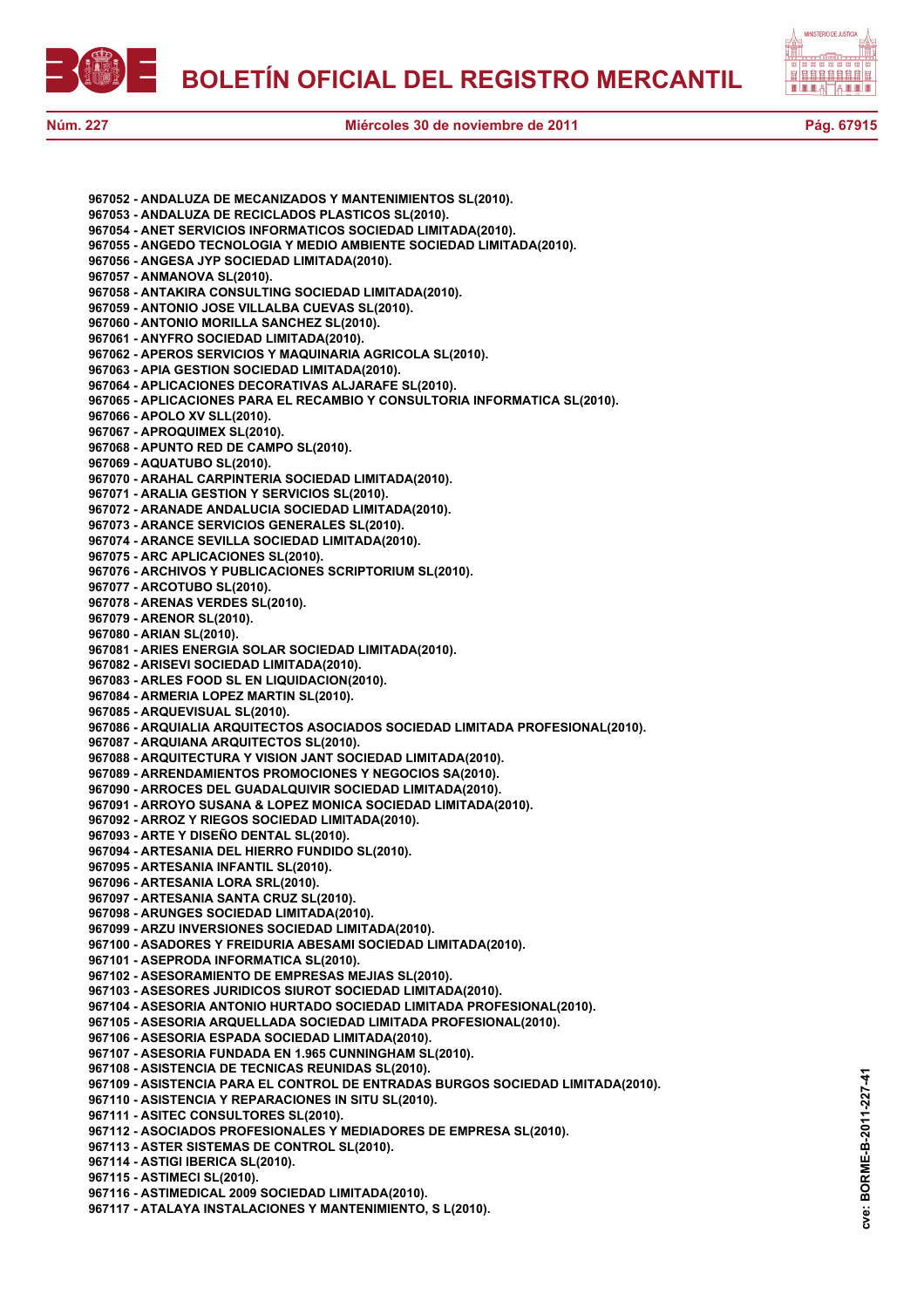**967052 - ANDALUZA DE MECANIZADOS Y MANTENIMIENTOS SL(2010).**
**967053 - ANDALUZA DE RECICLADOS PLASTICOS SL(2010).**
**967054 - ANET SERVICIOS INFORMATICOS SOCIEDAD LIMITADA(2010).**
**967055 - ANGEDO TECNOLOGIA Y MEDIO AMBIENTE SOCIEDAD LIMITADA(2010).**
**967056 - ANGESA JYP SOCIEDAD LIMITADA(2010).**
**967057 - ANMANOVA SL(2010).**
**967058 - ANTAKIRA CONSULTING SOCIEDAD LIMITADA(2010).**
**967059 - ANTONIO JOSE VILLALBA CUEVAS SL(2010).**
**967060 - ANTONIO MORILLA SANCHEZ SL(2010).**
**967061 - ANYFRO SOCIEDAD LIMITADA(2010).**
**967062 - APEROS SERVICIOS Y MAQUINARIA AGRICOLA SL(2010).**
**967063 - APIA GESTION SOCIEDAD LIMITADA(2010).**
**967064 - APLICACIONES DECORATIVAS ALJARAFE SL(2010).**
**967065 - APLICACIONES PARA EL RECAMBIO Y CONSULTORIA INFORMATICA SL(2010).**
**967066 - APOLO XV SLL(2010).**
**967067 - APROQUIMEX SL(2010).**
**967068 - APUNTO RED DE CAMPO SL(2010).**
**967069 - AQUATUBO SL(2010).**
**967070 - ARAHAL CARPINTERIA SOCIEDAD LIMITADA(2010).**
**967071 - ARALIA GESTION Y SERVICIOS SL(2010).**
**967072 - ARANADE ANDALUCIA SOCIEDAD LIMITADA(2010).**
**967073 - ARANCE SERVICIOS GENERALES SL(2010).**
**967074 - ARANCE SEVILLA SOCIEDAD LIMITADA(2010).**
**967075 - ARC APLICACIONES SL(2010).**
**967076 - ARCHIVOS Y PUBLICACIONES SCRIPTORIUM SL(2010).**
**967077 - ARCOTUBO SL(2010).**
**967078 - ARENAS VERDES SL(2010).**
**967079 - ARENOR SL(2010).**
**967080 - ARIAN SL(2010).**
**967081 - ARIES ENERGIA SOLAR SOCIEDAD LIMITADA(2010).**
**967082 - ARISEVI SOCIEDAD LIMITADA(2010).**
**967083 - ARLES FOOD SL EN LIQUIDACION(2010).**
**967084 - ARMERIA LOPEZ MARTIN SL(2010).**
**967085 - ARQUEVISUAL SL(2010).**
**967086 - ARQUIALIA ARQUITECTOS ASOCIADOS SOCIEDAD LIMITADA PROFESIONAL(2010).**
**967087 - ARQUIANA ARQUITECTOS SL(2010).**
**967088 - ARQUITECTURA Y VISION JANT SOCIEDAD LIMITADA(2010).**
**967089 - ARRENDAMIENTOS PROMOCIONES Y NEGOCIOS SA(2010).**
**967090 - ARROCES DEL GUADALQUIVIR SOCIEDAD LIMITADA(2010).**
**967091 - ARROYO SUSANA & LOPEZ MONICA SOCIEDAD LIMITADA(2010).**
**967092 - ARROZ Y RIEGOS SOCIEDAD LIMITADA(2010).**
**967093 - ARTE Y DISEÑO DENTAL SL(2010).**
**967094 - ARTESANIA DEL HIERRO FUNDIDO SL(2010).**
**967095 - ARTESANIA INFANTIL SL(2010).**
**967096 - ARTESANIA LORA SRL(2010).**
**967097 - ARTESANIA SANTA CRUZ SL(2010).**
**967098 - ARUNGES SOCIEDAD LIMITADA(2010).**
**967099 - ARZU INVERSIONES SOCIEDAD LIMITADA(2010).**
**967100 - ASADORES Y FREIDURIA ABESAMI SOCIEDAD LIMITADA(2010).**
**967101 - ASEPRODA INFORMATICA SL(2010).**
**967102 - ASESORAMIENTO DE EMPRESAS MEJIAS SL(2010).**
**967103 - ASESORES JURIDICOS SIUROT SOCIEDAD LIMITADA(2010).**
**967104 - ASESORIA ANTONIO HURTADO SOCIEDAD LIMITADA PROFESIONAL(2010).**
**967105 - ASESORIA ARQUELLADA SOCIEDAD LIMITADA PROFESIONAL(2010).**
**967106 - ASESORIA ESPADA SOCIEDAD LIMITADA(2010).**
**967107 - ASESORIA FUNDADA EN 1.965 CUNNINGHAM SL(2010).**
**967108 - ASISTENCIA DE TECNICAS REUNIDAS SL(2010).**
**967109 - ASISTENCIA PARA EL CONTROL DE ENTRADAS BURGOS SOCIEDAD LIMITADA(2010).**
**967110 - ASISTENCIA Y REPARACIONES IN SITU SL(2010).**
**967111 - ASITEC CONSULTORES SL(2010).**
**967112 - ASOCIADOS PROFESIONALES Y MEDIADORES DE EMPRESA SL(2010).**
**967113 - ASTER SISTEMAS DE CONTROL SL(2010).**
**967114 - ASTIGI IBERICA SL(2010).**
**967115 - ASTIMECI SL(2010).**
**967116 - ASTIMEDICAL 2009 SOCIEDAD LIMITADA(2010).**
**967117 - ATALAYA INSTALACIONES Y MANTENIMIENTO, S L(2010).**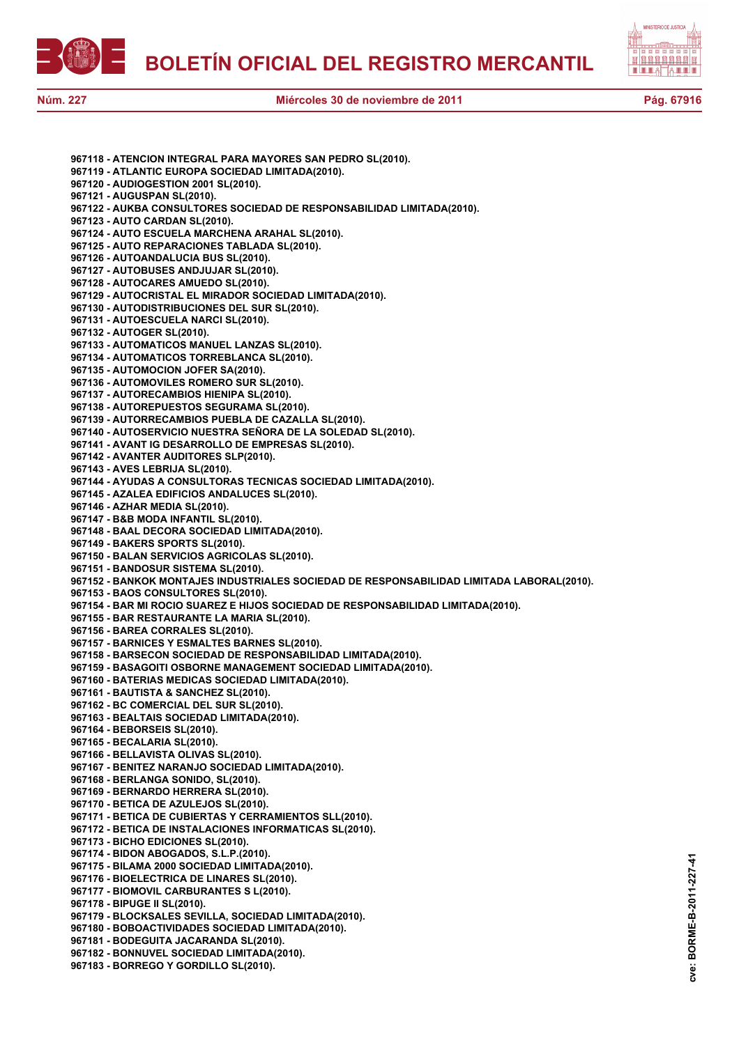**967118 - ATENCION INTEGRAL PARA MAYORES SAN PEDRO SL(2010).**
**967119 - ATLANTIC EUROPA SOCIEDAD LIMITADA(2010).**
**967120 - AUDIOGESTION 2001 SL(2010).**
**967121 - AUGUSPAN SL(2010).**
**967122 - AUKBA CONSULTORES SOCIEDAD DE RESPONSABILIDAD LIMITADA(2010).**
**967123 - AUTO CARDAN SL(2010).**
**967124 - AUTO ESCUELA MARCHENA ARAHAL SL(2010).**
**967125 - AUTO REPARACIONES TABLADA SL(2010).**
**967126 - AUTOANDALUCIA BUS SL(2010).**
**967127 - AUTOBUSES ANDJUJAR SL(2010).**
**967128 - AUTOCARES AMUEDO SL(2010).**
**967129 - AUTOCRISTAL EL MIRADOR SOCIEDAD LIMITADA(2010).**
**967130 - AUTODISTRIBUCIONES DEL SUR SL(2010).**
**967131 - AUTOESCUELA NARCI SL(2010).**
**967132 - AUTOGER SL(2010).**
**967133 - AUTOMATICOS MANUEL LANZAS SL(2010).**
**967134 - AUTOMATICOS TORREBLANCA SL(2010).**
**967135 - AUTOMOCION JOFER SA(2010).**
**967136 - AUTOMOVILES ROMERO SUR SL(2010).**
**967137 - AUTORECAMBIOS HIENIPA SL(2010).**
**967138 - AUTOREPUESTOS SEGURAMA SL(2010).**
**967139 - AUTORRECAMBIOS PUEBLA DE CAZALLA SL(2010).**
**967140 - AUTOSERVICIO NUESTRA SEÑORA DE LA SOLEDAD SL(2010).**
**967141 - AVANT IG DESARROLLO DE EMPRESAS SL(2010).**
**967142 - AVANTER AUDITORES SLP(2010).**
**967143 - AVES LEBRIJA SL(2010).**
**967144 - AYUDAS A CONSULTORAS TECNICAS SOCIEDAD LIMITADA(2010).**
**967145 - AZALEA EDIFICIOS ANDALUCES SL(2010).**
**967146 - AZHAR MEDIA SL(2010).**
**967147 - B&B MODA INFANTIL SL(2010).**
**967148 - BAAL DECORA SOCIEDAD LIMITADA(2010).**
**967149 - BAKERS SPORTS SL(2010).**
**967150 - BALAN SERVICIOS AGRICOLAS SL(2010).**
**967151 - BANDOSUR SISTEMA SL(2010).**
**967152 - BANKOK MONTAJES INDUSTRIALES SOCIEDAD DE RESPONSABILIDAD LIMITADA LABORAL(2010).**
**967153 - BAOS CONSULTORES SL(2010).**
**967154 - BAR MI ROCIO SUAREZ E HIJOS SOCIEDAD DE RESPONSABILIDAD LIMITADA(2010).**
**967155 - BAR RESTAURANTE LA MARIA SL(2010).**
**967156 - BAREA CORRALES SL(2010).**
**967157 - BARNICES Y ESMALTES BARNES SL(2010).**
**967158 - BARSECON SOCIEDAD DE RESPONSABILIDAD LIMITADA(2010).**
**967159 - BASAGOITI OSBORNE MANAGEMENT SOCIEDAD LIMITADA(2010).**
**967160 - BATERIAS MEDICAS SOCIEDAD LIMITADA(2010).**
**967161 - BAUTISTA & SANCHEZ SL(2010).**
**967162 - BC COMERCIAL DEL SUR SL(2010).**
**967163 - BEALTAIS SOCIEDAD LIMITADA(2010).**
**967164 - BEBORSEIS SL(2010).**
**967165 - BECALARIA SL(2010).**
**967166 - BELLAVISTA OLIVAS SL(2010).**
**967167 - BENITEZ NARANJO SOCIEDAD LIMITADA(2010).**
**967168 - BERLANGA SONIDO, SL(2010).**
**967169 - BERNARDO HERRERA SL(2010).**
**967170 - BETICA DE AZULEJOS SL(2010).**
**967171 - BETICA DE CUBIERTAS Y CERRAMIENTOS SLL(2010).**
**967172 - BETICA DE INSTALACIONES INFORMATICAS SL(2010).**
**967173 - BICHO EDICIONES SL(2010).**
**967174 - BIDON ABOGADOS, S.L.P.(2010).**
**967175 - BILAMA 2000 SOCIEDAD LIMITADA(2010).**
**967176 - BIOELECTRICA DE LINARES SL(2010).**
**967177 - BIOMOVIL CARBURANTES S L(2010).**
**967178 - BIPUGE II SL(2010).**
**967179 - BLOCKSALES SEVILLA, SOCIEDAD LIMITADA(2010).**
**967180 - BOBOACTIVIDADES SOCIEDAD LIMITADA(2010).**
**967181 - BODEGUITA JACARANDA SL(2010).**
**967182 - BONNUVEL SOCIEDAD LIMITADA(2010).**
**967183 - BORREGO Y GORDILLO SL(2010).**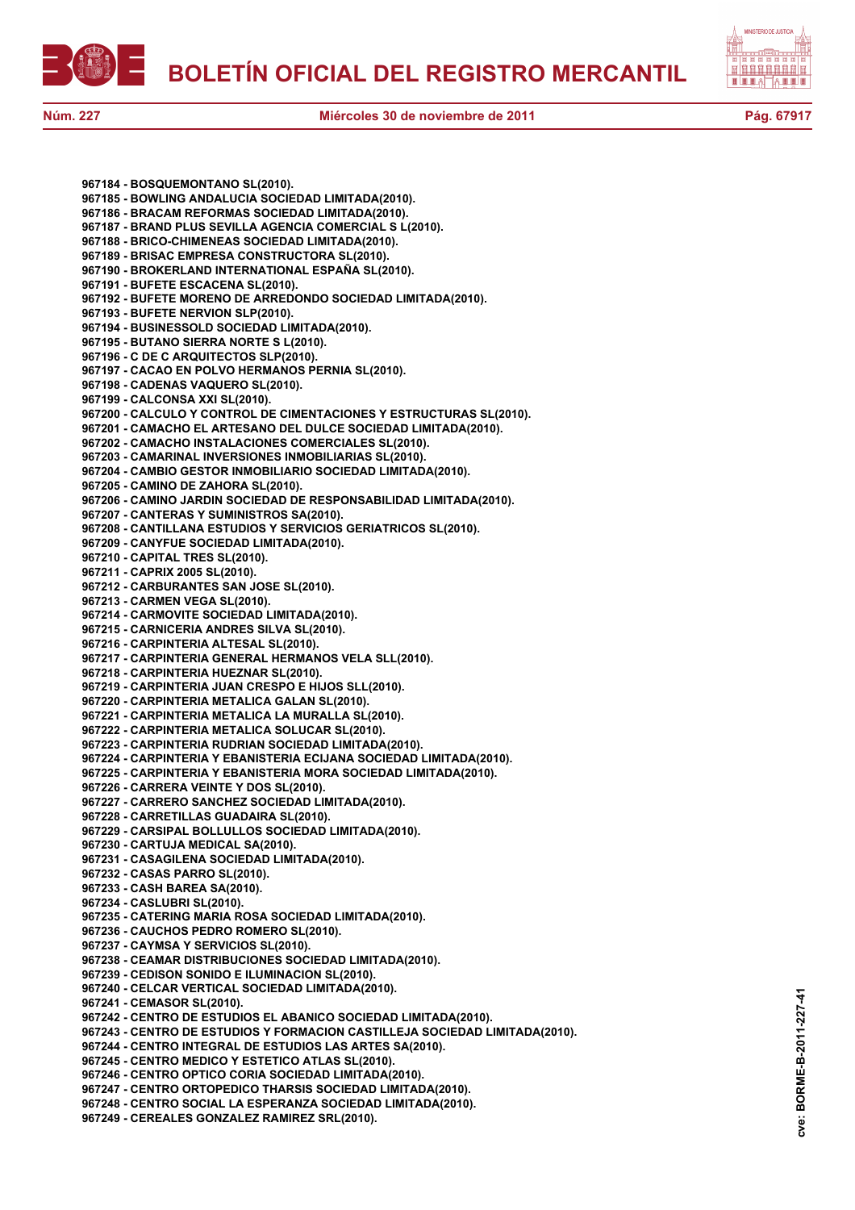**967184 - BOSQUEMONTANO SL(2010).**
**967185 - BOWLING ANDALUCIA SOCIEDAD LIMITADA(2010).**
**967186 - BRACAM REFORMAS SOCIEDAD LIMITADA(2010).**
**967187 - BRAND PLUS SEVILLA AGENCIA COMERCIAL S L(2010).**
**967188 - BRICO-CHIMENEAS SOCIEDAD LIMITADA(2010).**
**967189 - BRISAC EMPRESA CONSTRUCTORA SL(2010).**
**967190 - BROKERLAND INTERNATIONAL ESPAÑA SL(2010).**
**967191 - BUFETE ESCACENA SL(2010).**
**967192 - BUFETE MORENO DE ARREDONDO SOCIEDAD LIMITADA(2010).**
**967193 - BUFETE NERVION SLP(2010).**
**967194 - BUSINESSOLD SOCIEDAD LIMITADA(2010).**
**967195 - BUTANO SIERRA NORTE S L(2010).**
**967196 - C DE C ARQUITECTOS SLP(2010).**
**967197 - CACAO EN POLVO HERMANOS PERNIA SL(2010).**
**967198 - CADENAS VAQUERO SL(2010).**
**967199 - CALCONSA XXI SL(2010).**
**967200 - CALCULO Y CONTROL DE CIMENTACIONES Y ESTRUCTURAS SL(2010).**
**967201 - CAMACHO EL ARTESANO DEL DULCE SOCIEDAD LIMITADA(2010).**
**967202 - CAMACHO INSTALACIONES COMERCIALES SL(2010).**
**967203 - CAMARINAL INVERSIONES INMOBILIARIAS SL(2010).**
**967204 - CAMBIO GESTOR INMOBILIARIO SOCIEDAD LIMITADA(2010).**
**967205 - CAMINO DE ZAHORA SL(2010).**
**967206 - CAMINO JARDIN SOCIEDAD DE RESPONSABILIDAD LIMITADA(2010).**
**967207 - CANTERAS Y SUMINISTROS SA(2010).**
**967208 - CANTILLANA ESTUDIOS Y SERVICIOS GERIATRICOS SL(2010).**
**967209 - CANYFUE SOCIEDAD LIMITADA(2010).**
**967210 - CAPITAL TRES SL(2010).**
**967211 - CAPRIX 2005 SL(2010).**
**967212 - CARBURANTES SAN JOSE SL(2010).**
**967213 - CARMEN VEGA SL(2010).**
**967214 - CARMOVITE SOCIEDAD LIMITADA(2010).**
**967215 - CARNICERIA ANDRES SILVA SL(2010).**
**967216 - CARPINTERIA ALTESAL SL(2010).**
**967217 - CARPINTERIA GENERAL HERMANOS VELA SLL(2010).**
**967218 - CARPINTERIA HUEZNAR SL(2010).**
**967219 - CARPINTERIA JUAN CRESPO E HIJOS SLL(2010).**
**967220 - CARPINTERIA METALICA GALAN SL(2010).**
**967221 - CARPINTERIA METALICA LA MURALLA SL(2010).**
**967222 - CARPINTERIA METALICA SOLUCAR SL(2010).**
**967223 - CARPINTERIA RUDRIAN SOCIEDAD LIMITADA(2010).**
**967224 - CARPINTERIA Y EBANISTERIA ECIJANA SOCIEDAD LIMITADA(2010).**
**967225 - CARPINTERIA Y EBANISTERIA MORA SOCIEDAD LIMITADA(2010).**
**967226 - CARRERA VEINTE Y DOS SL(2010).**
**967227 - CARRERO SANCHEZ SOCIEDAD LIMITADA(2010).**
**967228 - CARRETILLAS GUADAIRA SL(2010).**
**967229 - CARSIPAL BOLLULLOS SOCIEDAD LIMITADA(2010).**
**967230 - CARTUJA MEDICAL SA(2010).**
**967231 - CASAGILENA SOCIEDAD LIMITADA(2010).**
**967232 - CASAS PARRO SL(2010).**
**967233 - CASH BAREA SA(2010).**
**967234 - CASLUBRI SL(2010).**
**967235 - CATERING MARIA ROSA SOCIEDAD LIMITADA(2010).**
**967236 - CAUCHOS PEDRO ROMERO SL(2010).**
**967237 - CAYMSA Y SERVICIOS SL(2010).**
**967238 - CEAMAR DISTRIBUCIONES SOCIEDAD LIMITADA(2010).**
**967239 - CEDISON SONIDO E ILUMINACION SL(2010).**
**967240 - CELCAR VERTICAL SOCIEDAD LIMITADA(2010).**
**967241 - CEMASOR SL(2010).**
**967242 - CENTRO DE ESTUDIOS EL ABANICO SOCIEDAD LIMITADA(2010).**
**967243 - CENTRO DE ESTUDIOS Y FORMACION CASTILLEJA SOCIEDAD LIMITADA(2010).**
**967244 - CENTRO INTEGRAL DE ESTUDIOS LAS ARTES SA(2010).**
**967245 - CENTRO MEDICO Y ESTETICO ATLAS SL(2010).**
**967246 - CENTRO OPTICO CORIA SOCIEDAD LIMITADA(2010).**
**967247 - CENTRO ORTOPEDICO THARSIS SOCIEDAD LIMITADA(2010).**
**967248 - CENTRO SOCIAL LA ESPERANZA SOCIEDAD LIMITADA(2010).**
**967249 - CEREALES GONZALEZ RAMIREZ SRL(2010).**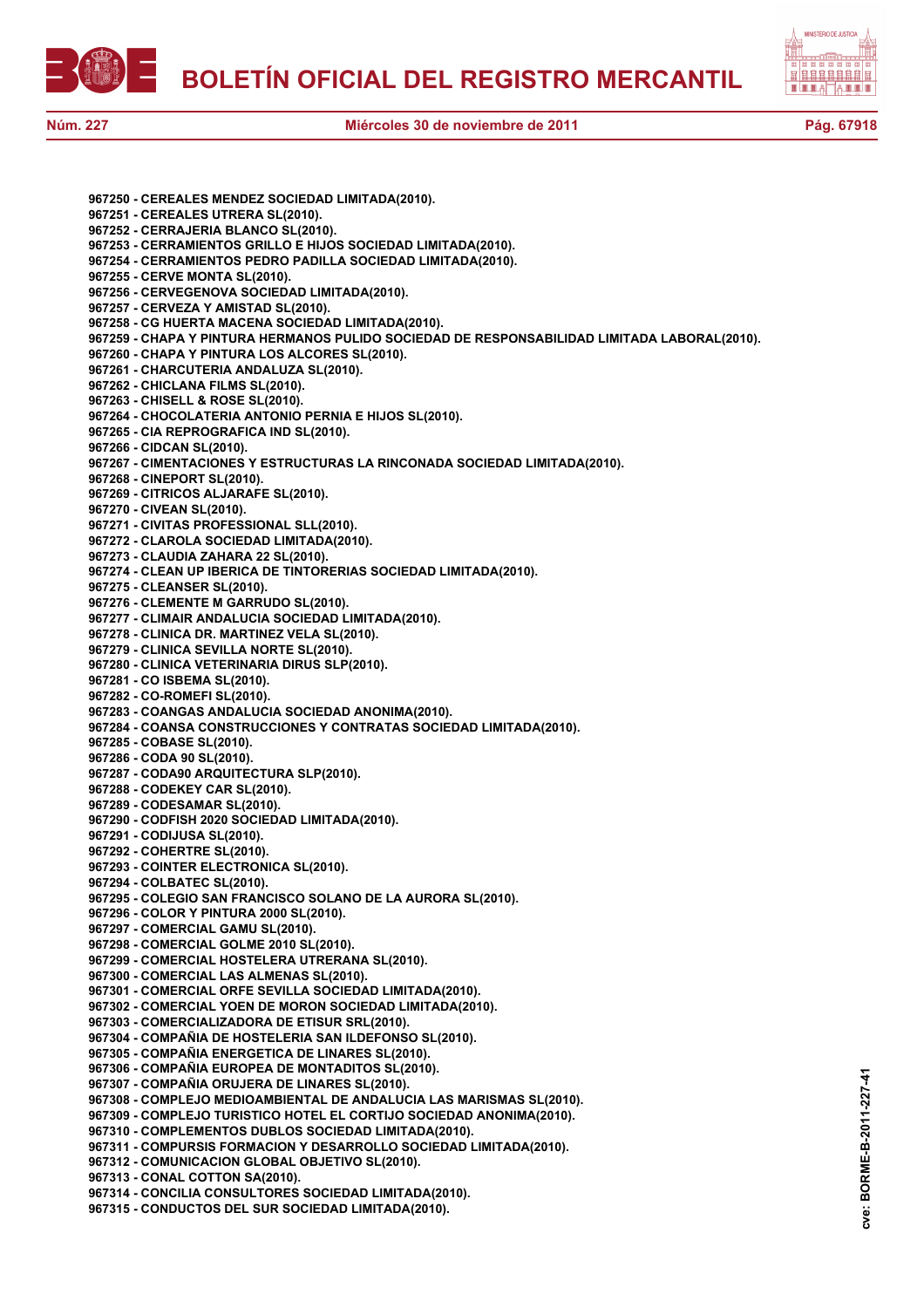967250 - CEREALES MENDEZ SOCIEDAD LIMITADA(2010).
967251 - CEREALES UTRERA SL(2010).
967252 - CERRAJERIA BLANCO SL(2010).
967253 - CERRAMIENTOS GRILLO E HIJOS SOCIEDAD LIMITADA(2010).
967254 - CERRAMIENTOS PEDRO PADILLA SOCIEDAD LIMITADA(2010).
967255 - CERVE MONTA SL(2010).
967256 - CERVEGENOVA SOCIEDAD LIMITADA(2010).
967257 - CERVEZA Y AMISTAD SL(2010).
967258 - CG HUERTA MACENA SOCIEDAD LIMITADA(2010).
967259 - CHAPA Y PINTURA HERMANOS PULIDO SOCIEDAD DE RESPONSABILIDAD LIMITADA LABORAL(2010).
967260 - CHAPA Y PINTURA LOS ALCORES SL(2010).
967261 - CHARCUTERIA ANDALUZA SL(2010).
967262 - CHICLANA FILMS SL(2010).
967263 - CHISELL & ROSE SL(2010).
967264 - CHOCOLATERIA ANTONIO PERNIA E HIJOS SL(2010).
967265 - CIA REPROGRAFICA IND SL(2010).
967266 - CIDCAN SL(2010).
967267 - CIMENTACIONES Y ESTRUCTURAS LA RINCONADA SOCIEDAD LIMITADA(2010).
967268 - CINEPORT SL(2010).
967269 - CITRICOS ALJARAFE SL(2010).
967270 - CIVEAN SL(2010).
967271 - CIVITAS PROFESSIONAL SLL(2010).
967272 - CLAROLA SOCIEDAD LIMITADA(2010).
967273 - CLAUDIA ZAHARA 22 SL(2010).
967274 - CLEAN UP IBERICA DE TINTORERIAS SOCIEDAD LIMITADA(2010).
967275 - CLEANSER SL(2010).
967276 - CLEMENTE M GARRUDO SL(2010).
967277 - CLIMAIR ANDALUCIA SOCIEDAD LIMITADA(2010).
967278 - CLINICA DR. MARTINEZ VELA SL(2010).
967279 - CLINICA SEVILLA NORTE SL(2010).
967280 - CLINICA VETERINARIA DIRUS SLP(2010).
967281 - CO ISBEMA SL(2010).
967282 - CO-ROMEFI SL(2010).
967283 - COANGAS ANDALUCIA SOCIEDAD ANONIMA(2010).
967284 - COANSA CONSTRUCCIONES Y CONTRATAS SOCIEDAD LIMITADA(2010).
967285 - COBASE SL(2010).
967286 - CODA 90 SL(2010).
967287 - CODA90 ARQUITECTURA SLP(2010).
967288 - CODEKEY CAR SL(2010).
967289 - CODESAMAR SL(2010).
967290 - CODFISH 2020 SOCIEDAD LIMITADA(2010).
967291 - CODIJUSA SL(2010).
967292 - COHERTRE SL(2010).
967293 - COINTER ELECTRONICA SL(2010).
967294 - COLBATEC SL(2010).
967295 - COLEGIO SAN FRANCISCO SOLANO DE LA AURORA SL(2010).
967296 - COLOR Y PINTURA 2000 SL(2010).
967297 - COMERCIAL GAMU SL(2010).
967298 - COMERCIAL GOLME 2010 SL(2010).
967299 - COMERCIAL HOSTELERA UTRERANA SL(2010).
967300 - COMERCIAL LAS ALMENAS SL(2010).
967301 - COMERCIAL ORFE SEVILLA SOCIEDAD LIMITADA(2010).
967302 - COMERCIAL YOEN DE MORON SOCIEDAD LIMITADA(2010).
967303 - COMERCIALIZADORA DE ETISUR SRL(2010).
967304 - COMPAÑIA DE HOSTELERIA SAN ILDEFONSO SL(2010).
967305 - COMPAÑIA ENERGETICA DE LINARES SL(2010).
967306 - COMPAÑIA EUROPEA DE MONTADITOS SL(2010).
967307 - COMPAÑIA ORUJERA DE LINARES SL(2010).
967308 - COMPLEJO MEDIOAMBIENTAL DE ANDALUCIA LAS MARISMAS SL(2010).
967309 - COMPLEJO TURISTICO HOTEL EL CORTIJO SOCIEDAD ANONIMA(2010).
967310 - COMPLEMENTOS DUBLOS SOCIEDAD LIMITADA(2010).
967311 - COMPURSIS FORMACION Y DESARROLLO SOCIEDAD LIMITADA(2010).
967312 - COMUNICACION GLOBAL OBJETIVO SL(2010).
967313 - CONAL COTTON SA(2010).
967314 - CONCILIA CONSULTORES SOCIEDAD LIMITADA(2010).
967315 - CONDUCTOS DEL SUR SOCIEDAD LIMITADA(2010).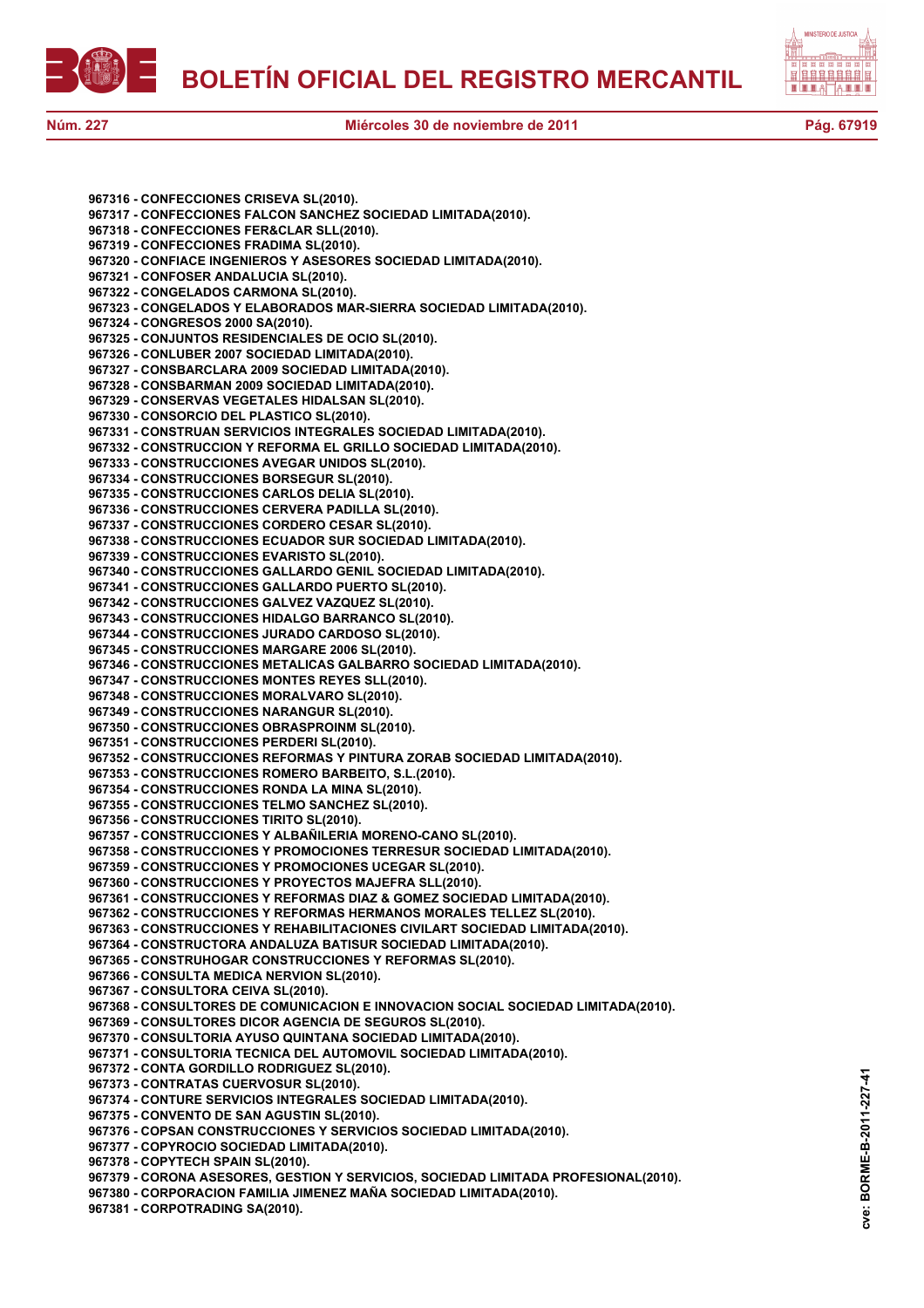**967316 - CONFECCIONES CRISEVA SL(2010).**
**967317 - CONFECCIONES FALCON SANCHEZ SOCIEDAD LIMITADA(2010).**
**967318 - CONFECCIONES FER&CLAR SLL(2010).**
**967319 - CONFECCIONES FRADIMA SL(2010).**
**967320 - CONFIACE INGENIEROS Y ASESORES SOCIEDAD LIMITADA(2010).**
**967321 - CONFOSER ANDALUCIA SL(2010).**
**967322 - CONGELADOS CARMONA SL(2010).**
**967323 - CONGELADOS Y ELABORADOS MAR-SIERRA SOCIEDAD LIMITADA(2010).**
**967324 - CONGRESOS 2000 SA(2010).**
**967325 - CONJUNTOS RESIDENCIALES DE OCIO SL(2010).**
**967326 - CONLUBER 2007 SOCIEDAD LIMITADA(2010).**
**967327 - CONSBARCLARA 2009 SOCIEDAD LIMITADA(2010).**
**967328 - CONSBARMAN 2009 SOCIEDAD LIMITADA(2010).**
**967329 - CONSERVAS VEGETALES HIDALSAN SL(2010).**
**967330 - CONSORCIO DEL PLASTICO SL(2010).**
**967331 - CONSTRUAN SERVICIOS INTEGRALES SOCIEDAD LIMITADA(2010).**
**967332 - CONSTRUCCION Y REFORMA EL GRILLO SOCIEDAD LIMITADA(2010).**
**967333 - CONSTRUCCIONES AVEGAR UNIDOS SL(2010).**
**967334 - CONSTRUCCIONES BORSEGUR SL(2010).**
**967335 - CONSTRUCCIONES CARLOS DELIA SL(2010).**
**967336 - CONSTRUCCIONES CERVERA PADILLA SL(2010).**
**967337 - CONSTRUCCIONES CORDERO CESAR SL(2010).**
**967338 - CONSTRUCCIONES ECUADOR SUR SOCIEDAD LIMITADA(2010).**
**967339 - CONSTRUCCIONES EVARISTO SL(2010).**
**967340 - CONSTRUCCIONES GALLARDO GENIL SOCIEDAD LIMITADA(2010).**
**967341 - CONSTRUCCIONES GALLARDO PUERTO SL(2010).**
**967342 - CONSTRUCCIONES GALVEZ VAZQUEZ SL(2010).**
**967343 - CONSTRUCCIONES HIDALGO BARRANCO SL(2010).**
**967344 - CONSTRUCCIONES JURADO CARDOSO SL(2010).**
**967345 - CONSTRUCCIONES MARGARE 2006 SL(2010).**
**967346 - CONSTRUCCIONES METALICAS GALBARRO SOCIEDAD LIMITADA(2010).**
**967347 - CONSTRUCCIONES MONTES REYES SLL(2010).**
**967348 - CONSTRUCCIONES MORALVARO SL(2010).**
**967349 - CONSTRUCCIONES NARANGUR SL(2010).**
**967350 - CONSTRUCCIONES OBRASPROINM SL(2010).**
**967351 - CONSTRUCCIONES PERDERI SL(2010).**
**967352 - CONSTRUCCIONES REFORMAS Y PINTURA ZORAB SOCIEDAD LIMITADA(2010).**
**967353 - CONSTRUCCIONES ROMERO BARBEITO, S.L.(2010).**
**967354 - CONSTRUCCIONES RONDA LA MINA SL(2010).**
**967355 - CONSTRUCCIONES TELMO SANCHEZ SL(2010).**
**967356 - CONSTRUCCIONES TIRITO SL(2010).**
**967357 - CONSTRUCCIONES Y ALBAÑILERIA MORENO-CANO SL(2010).**
**967358 - CONSTRUCCIONES Y PROMOCIONES TERRESUR SOCIEDAD LIMITADA(2010).**
**967359 - CONSTRUCCIONES Y PROMOCIONES UCEGAR SL(2010).**
**967360 - CONSTRUCCIONES Y PROYECTOS MAJEFRA SLL(2010).**
**967361 - CONSTRUCCIONES Y REFORMAS DIAZ & GOMEZ SOCIEDAD LIMITADA(2010).**
**967362 - CONSTRUCCIONES Y REFORMAS HERMANOS MORALES TELLEZ SL(2010).**
**967363 - CONSTRUCCIONES Y REHABILITACIONES CIVILART SOCIEDAD LIMITADA(2010).**
**967364 - CONSTRUCTORA ANDALUZA BATISUR SOCIEDAD LIMITADA(2010).**
**967365 - CONSTRUHOGAR CONSTRUCCIONES Y REFORMAS SL(2010).**
**967366 - CONSULTA MEDICA NERVION SL(2010).**
**967367 - CONSULTORA CEIVA SL(2010).**
**967368 - CONSULTORES DE COMUNICACION E INNOVACION SOCIAL SOCIEDAD LIMITADA(2010).**
**967369 - CONSULTORES DICOR AGENCIA DE SEGUROS SL(2010).**
**967370 - CONSULTORIA AYUSO QUINTANA SOCIEDAD LIMITADA(2010).**
**967371 - CONSULTORIA TECNICA DEL AUTOMOVIL SOCIEDAD LIMITADA(2010).**
**967372 - CONTA GORDILLO RODRIGUEZ SL(2010).**
**967373 - CONTRATAS CUERVOSUR SL(2010).**
**967374 - CONTURE SERVICIOS INTEGRALES SOCIEDAD LIMITADA(2010).**
**967375 - CONVENTO DE SAN AGUSTIN SL(2010).**
**967376 - COPSAN CONSTRUCCIONES Y SERVICIOS SOCIEDAD LIMITADA(2010).**
**967377 - COPYROCIO SOCIEDAD LIMITADA(2010).**
**967378 - COPYTECH SPAIN SL(2010).**
**967379 - CORONA ASESORES, GESTION Y SERVICIOS, SOCIEDAD LIMITADA PROFESIONAL(2010).**
**967380 - CORPORACION FAMILIA JIMENEZ MAÑA SOCIEDAD LIMITADA(2010).**
**967381 - CORPOTRADING SA(2010).**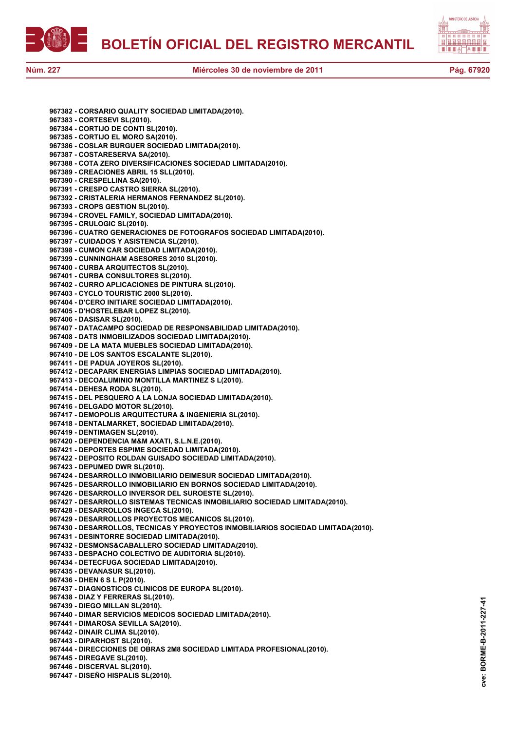**967382 - CORSARIO QUALITY SOCIEDAD LIMITADA(2010).**
**967383 - CORTESEVI SL(2010).**
**967384 - CORTIJO DE CONTI SL(2010).**
**967385 - CORTIJO EL MORO SA(2010).**
**967386 - COSLAR BURGUER SOCIEDAD LIMITADA(2010).**
**967387 - COSTARESERVA SA(2010).**
**967388 - COTA ZERO DIVERSIFICACIONES SOCIEDAD LIMITADA(2010).**
**967389 - CREACIONES ABRIL 15 SLL(2010).**
**967390 - CRESPELLINA SA(2010).**
**967391 - CRESPO CASTRO SIERRA SL(2010).**
**967392 - CRISTALERIA HERMANOS FERNANDEZ SL(2010).**
**967393 - CROPS GESTION SL(2010).**
**967394 - CROVEL FAMILY, SOCIEDAD LIMITADA(2010).**
**967395 - CRULOGIC SL(2010).**
**967396 - CUATRO GENERACIONES DE FOTOGRAFOS SOCIEDAD LIMITADA(2010).**
**967397 - CUIDADOS Y ASISTENCIA SL(2010).**
**967398 - CUMON CAR SOCIEDAD LIMITADA(2010).**
**967399 - CUNNINGHAM ASESORES 2010 SL(2010).**
**967400 - CURBA ARQUITECTOS SL(2010).**
**967401 - CURBA CONSULTORES SL(2010).**
**967402 - CURRO APLICACIONES DE PINTURA SL(2010).**
**967403 - CYCLO TOURISTIC 2000 SL(2010).**
**967404 - D'CERO INITIARE SOCIEDAD LIMITADA(2010).**
**967405 - D'HOSTELEBAR LOPEZ SL(2010).**
**967406 - DASISAR SL(2010).**
**967407 - DATACAMPO SOCIEDAD DE RESPONSABILIDAD LIMITADA(2010).**
**967408 - DATS INMOBILIZADOS SOCIEDAD LIMITADA(2010).**
**967409 - DE LA MATA MUEBLES SOCIEDAD LIMITADA(2010).**
**967410 - DE LOS SANTOS ESCALANTE SL(2010).**
**967411 - DE PADUA JOYEROS SL(2010).**
**967412 - DECAPARK ENERGIAS LIMPIAS SOCIEDAD LIMITADA(2010).**
**967413 - DECOALUMINIO MONTILLA MARTINEZ S L(2010).**
**967414 - DEHESA RODA SL(2010).**
**967415 - DEL PESQUERO A LA LONJA SOCIEDAD LIMITADA(2010).**
**967416 - DELGADO MOTOR SL(2010).**
**967417 - DEMOPOLIS ARQUITECTURA & INGENIERIA SL(2010).**
**967418 - DENTALMARKET, SOCIEDAD LIMITADA(2010).**
**967419 - DENTIMAGEN SL(2010).**
**967420 - DEPENDENCIA M&M AXATI, S.L.N.E.(2010).**
**967421 - DEPORTES ESPIME SOCIEDAD LIMITADA(2010).**
**967422 - DEPOSITO ROLDAN GUISADO SOCIEDAD LIMITADA(2010).**
**967423 - DEPUMED DWR SL(2010).**
**967424 - DESARROLLO INMOBILIARIO DEIMESUR SOCIEDAD LIMITADA(2010).**
**967425 - DESARROLLO INMOBILIARIO EN BORNOS SOCIEDAD LIMITADA(2010).**
**967426 - DESARROLLO INVERSOR DEL SUROESTE SL(2010).**
**967427 - DESARROLLO SISTEMAS TECNICAS INMOBILIARIO SOCIEDAD LIMITADA(2010).**
**967428 - DESARROLLOS INGECA SL(2010).**
**967429 - DESARROLLOS PROYECTOS MECANICOS SL(2010).**
**967430 - DESARROLLOS, TECNICAS Y PROYECTOS INMOBILIARIOS SOCIEDAD LIMITADA(2010).**
**967431 - DESINTORRE SOCIEDAD LIMITADA(2010).**
**967432 - DESMONS&CABALLERO SOCIEDAD LIMITADA(2010).**
**967433 - DESPACHO COLECTIVO DE AUDITORIA SL(2010).**
**967434 - DETECFUGA SOCIEDAD LIMITADA(2010).**
**967435 - DEVANASUR SL(2010).**
**967436 - DHEN 6 S L P(2010).**
**967437 - DIAGNOSTICOS CLINICOS DE EUROPA SL(2010).**
**967438 - DIAZ Y FERRERAS SL(2010).**
**967439 - DIEGO MILLAN SL(2010).**
**967440 - DIMAR SERVICIOS MEDICOS SOCIEDAD LIMITADA(2010).**
**967441 - DIMAROSA SEVILLA SA(2010).**
**967442 - DINAIR CLIMA SL(2010).**
**967443 - DIPARHOST SL(2010).**
**967444 - DIRECCIONES DE OBRAS 2M8 SOCIEDAD LIMITADA PROFESIONAL(2010).**
**967445 - DIREGAVE SL(2010).**
**967446 - DISCERVAL SL(2010).**
**967447 - DISEÑO HISPALIS SL(2010).**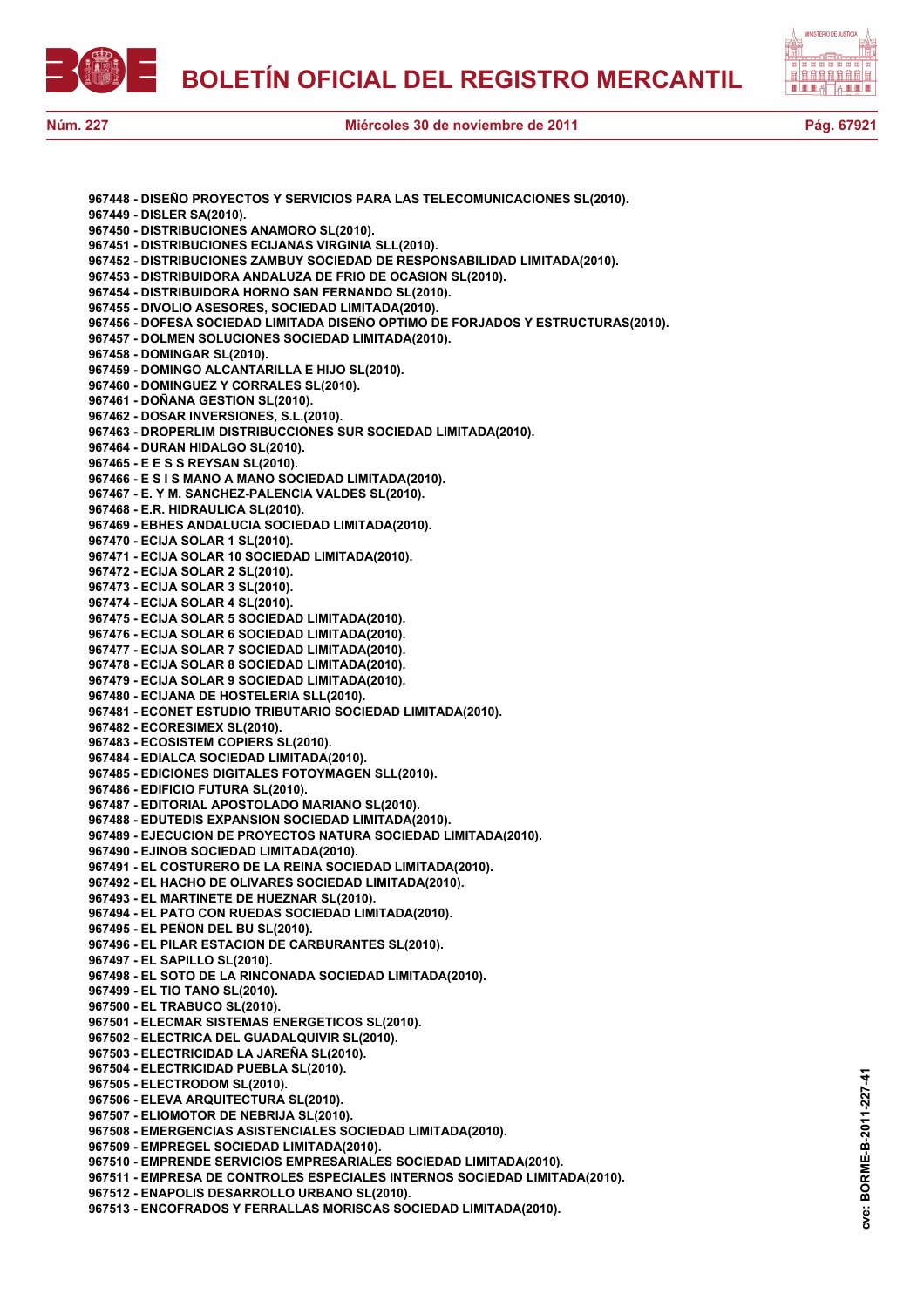967448 - DISEÑO PROYECTOS Y SERVICIOS PARA LAS TELECOMUNICACIONES SL(2010).
967449 - DISLER SA(2010).
967450 - DISTRIBUCIONES ANAMORO SL(2010).
967451 - DISTRIBUCIONES ECIJANAS VIRGINIA SLL(2010).
967452 - DISTRIBUCIONES ZAMBUY SOCIEDAD DE RESPONSABILIDAD LIMITADA(2010).
967453 - DISTRIBUIDORA ANDALUZA DE FRIO DE OCASION SL(2010).
967454 - DISTRIBUIDORA HORNO SAN FERNANDO SL(2010).
967455 - DIVOLIO ASESORES, SOCIEDAD LIMITADA(2010).
967456 - DOFESA SOCIEDAD LIMITADA DISEÑO OPTIMO DE FORJADOS Y ESTRUCTURAS(2010).
967457 - DOLMEN SOLUCIONES SOCIEDAD LIMITADA(2010).
967458 - DOMINGAR SL(2010).
967459 - DOMINGO ALCANTARILLA E HIJO SL(2010).
967460 - DOMINGUEZ Y CORRALES SL(2010).
967461 - DOÑANA GESTION SL(2010).
967462 - DOSAR INVERSIONES, S.L.(2010).
967463 - DROPERLIM DISTRIBUCCIONES SUR SOCIEDAD LIMITADA(2010).
967464 - DURAN HIDALGO SL(2010).
967465 - E E S S REYSAN SL(2010).
967466 - E S I S MANO A MANO SOCIEDAD LIMITADA(2010).
967467 - E. Y M. SANCHEZ-PALENCIA VALDES SL(2010).
967468 - E.R. HIDRAULICA SL(2010).
967469 - EBHES ANDALUCIA SOCIEDAD LIMITADA(2010).
967470 - ECIJA SOLAR 1 SL(2010).
967471 - ECIJA SOLAR 10 SOCIEDAD LIMITADA(2010).
967472 - ECIJA SOLAR 2 SL(2010).
967473 - ECIJA SOLAR 3 SL(2010).
967474 - ECIJA SOLAR 4 SL(2010).
967475 - ECIJA SOLAR 5 SOCIEDAD LIMITADA(2010).
967476 - ECIJA SOLAR 6 SOCIEDAD LIMITADA(2010).
967477 - ECIJA SOLAR 7 SOCIEDAD LIMITADA(2010).
967478 - ECIJA SOLAR 8 SOCIEDAD LIMITADA(2010).
967479 - ECIJA SOLAR 9 SOCIEDAD LIMITADA(2010).
967480 - ECIJANA DE HOSTELERIA SLL(2010).
967481 - ECONET ESTUDIO TRIBUTARIO SOCIEDAD LIMITADA(2010).
967482 - ECORESIMEX SL(2010).
967483 - ECOSISTEM COPIERS SL(2010).
967484 - EDIALCA SOCIEDAD LIMITADA(2010).
967485 - EDICIONES DIGITALES FOTOYMAGEN SLL(2010).
967486 - EDIFICIO FUTURA SL(2010).
967487 - EDITORIAL APOSTOLADO MARIANO SL(2010).
967488 - EDUTEDIS EXPANSION SOCIEDAD LIMITADA(2010).
967489 - EJECUCION DE PROYECTOS NATURA SOCIEDAD LIMITADA(2010).
967490 - EJINOB SOCIEDAD LIMITADA(2010).
967491 - EL COSTURERO DE LA REINA SOCIEDAD LIMITADA(2010).
967492 - EL HACHO DE OLIVARES SOCIEDAD LIMITADA(2010).
967493 - EL MARTINETE DE HUEZNAR SL(2010).
967494 - EL PATO CON RUEDAS SOCIEDAD LIMITADA(2010).
967495 - EL PEÑON DEL BU SL(2010).
967496 - EL PILAR ESTACION DE CARBURANTES SL(2010).
967497 - EL SAPILLO SL(2010).
967498 - EL SOTO DE LA RINCONADA SOCIEDAD LIMITADA(2010).
967499 - EL TIO TANO SL(2010).
967500 - EL TRABUCO SL(2010).
967501 - ELECMAR SISTEMAS ENERGETICOS SL(2010).
967502 - ELECTRICA DEL GUADALQUIVIR SL(2010).
967503 - ELECTRICIDAD LA JAREÑA SL(2010).
967504 - ELECTRICIDAD PUEBLA SL(2010).
967505 - ELECTRODOM SL(2010).
967506 - ELEVA ARQUITECTURA SL(2010).
967507 - ELIOMOTOR DE NEBRIJA SL(2010).
967508 - EMERGENCIAS ASISTENCIALES SOCIEDAD LIMITADA(2010).
967509 - EMPREGEL SOCIEDAD LIMITADA(2010).
967510 - EMPRENDE SERVICIOS EMPRESARIALES SOCIEDAD LIMITADA(2010).
967511 - EMPRESA DE CONTROLES ESPECIALES INTERNOS SOCIEDAD LIMITADA(2010).
967512 - ENAPOLIS DESARROLLO URBANO SL(2010).
967513 - ENCOFRADOS Y FERRALLAS MORISCAS SOCIEDAD LIMITADA(2010).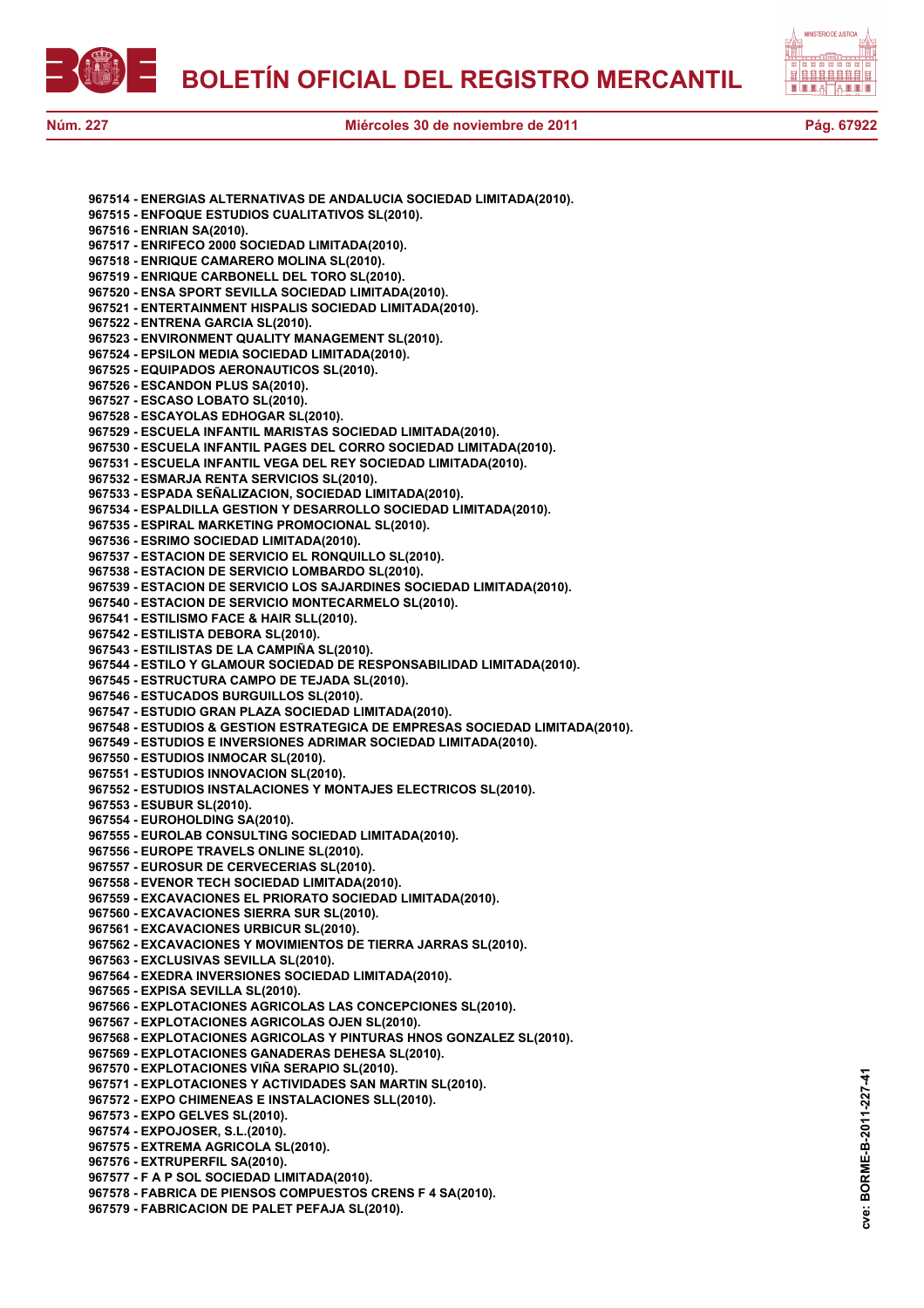**967514 - ENERGIAS ALTERNATIVAS DE ANDALUCIA SOCIEDAD LIMITADA(2010).**
**967515 - ENFOQUE ESTUDIOS CUALITATIVOS SL(2010).**
**967516 - ENRIAN SA(2010).**
**967517 - ENRIFECO 2000 SOCIEDAD LIMITADA(2010).**
**967518 - ENRIQUE CAMARERO MOLINA SL(2010).**
**967519 - ENRIQUE CARBONELL DEL TORO SL(2010).**
**967520 - ENSA SPORT SEVILLA SOCIEDAD LIMITADA(2010).**
**967521 - ENTERTAINMENT HISPALIS SOCIEDAD LIMITADA(2010).**
**967522 - ENTRENA GARCIA SL(2010).**
**967523 - ENVIRONMENT QUALITY MANAGEMENT SL(2010).**
**967524 - EPSILON MEDIA SOCIEDAD LIMITADA(2010).**
**967525 - EQUIPADOS AERONAUTICOS SL(2010).**
**967526 - ESCANDON PLUS SA(2010).**
**967527 - ESCASO LOBATO SL(2010).**
**967528 - ESCAYOLAS EDHOGAR SL(2010).**
**967529 - ESCUELA INFANTIL MARISTAS SOCIEDAD LIMITADA(2010).**
**967530 - ESCUELA INFANTIL PAGES DEL CORRO SOCIEDAD LIMITADA(2010).**
**967531 - ESCUELA INFANTIL VEGA DEL REY SOCIEDAD LIMITADA(2010).**
**967532 - ESMARJA RENTA SERVICIOS SL(2010).**
**967533 - ESPADA SEÑALIZACION, SOCIEDAD LIMITADA(2010).**
**967534 - ESPALDILLA GESTION Y DESARROLLO SOCIEDAD LIMITADA(2010).**
**967535 - ESPIRAL MARKETING PROMOCIONAL SL(2010).**
**967536 - ESRIMO SOCIEDAD LIMITADA(2010).**
**967537 - ESTACION DE SERVICIO EL RONQUILLO SL(2010).**
**967538 - ESTACION DE SERVICIO LOMBARDO SL(2010).**
**967539 - ESTACION DE SERVICIO LOS SAJARDINES SOCIEDAD LIMITADA(2010).**
**967540 - ESTACION DE SERVICIO MONTECARMELO SL(2010).**
**967541 - ESTILISMO FACE & HAIR SLL(2010).**
**967542 - ESTILISTA DEBORA SL(2010).**
**967543 - ESTILISTAS DE LA CAMPIÑA SL(2010).**
**967544 - ESTILO Y GLAMOUR SOCIEDAD DE RESPONSABILIDAD LIMITADA(2010).**
**967545 - ESTRUCTURA CAMPO DE TEJADA SL(2010).**
**967546 - ESTUCADOS BURGUILLOS SL(2010).**
**967547 - ESTUDIO GRAN PLAZA SOCIEDAD LIMITADA(2010).**
**967548 - ESTUDIOS & GESTION ESTRATEGICA DE EMPRESAS SOCIEDAD LIMITADA(2010).**
**967549 - ESTUDIOS E INVERSIONES ADRIMAR SOCIEDAD LIMITADA(2010).**
**967550 - ESTUDIOS INMOCAR SL(2010).**
**967551 - ESTUDIOS INNOVACION SL(2010).**
**967552 - ESTUDIOS INSTALACIONES Y MONTAJES ELECTRICOS SL(2010).**
**967553 - ESUBUR SL(2010).**
**967554 - EUROHOLDING SA(2010).**
**967555 - EUROLAB CONSULTING SOCIEDAD LIMITADA(2010).**
**967556 - EUROPE TRAVELS ONLINE SL(2010).**
**967557 - EUROSUR DE CERVECERIAS SL(2010).**
**967558 - EVENOR TECH SOCIEDAD LIMITADA(2010).**
**967559 - EXCAVACIONES EL PRIORATO SOCIEDAD LIMITADA(2010).**
**967560 - EXCAVACIONES SIERRA SUR SL(2010).**
**967561 - EXCAVACIONES URBICUR SL(2010).**
**967562 - EXCAVACIONES Y MOVIMIENTOS DE TIERRA JARRAS SL(2010).**
**967563 - EXCLUSIVAS SEVILLA SL(2010).**
**967564 - EXEDRA INVERSIONES SOCIEDAD LIMITADA(2010).**
**967565 - EXPISA SEVILLA SL(2010).**
**967566 - EXPLOTACIONES AGRICOLAS LAS CONCEPCIONES SL(2010).**
**967567 - EXPLOTACIONES AGRICOLAS OJEN SL(2010).**
**967568 - EXPLOTACIONES AGRICOLAS Y PINTURAS HNOS GONZALEZ SL(2010).**
**967569 - EXPLOTACIONES GANADERAS DEHESA SL(2010).**
**967570 - EXPLOTACIONES VIÑA SERAPIO SL(2010).**
**967571 - EXPLOTACIONES Y ACTIVIDADES SAN MARTIN SL(2010).**
**967572 - EXPO CHIMENEAS E INSTALACIONES SLL(2010).**
**967573 - EXPO GELVES SL(2010).**
**967574 - EXPOJOSER, S.L.(2010).**
**967575 - EXTREMA AGRICOLA SL(2010).**
**967576 - EXTRUPERFIL SA(2010).**
**967577 - F A P SOL SOCIEDAD LIMITADA(2010).**
**967578 - FABRICA DE PIENSOS COMPUESTOS CRENS F 4 SA(2010).**
**967579 - FABRICACION DE PALET PEFAJA SL(2010).**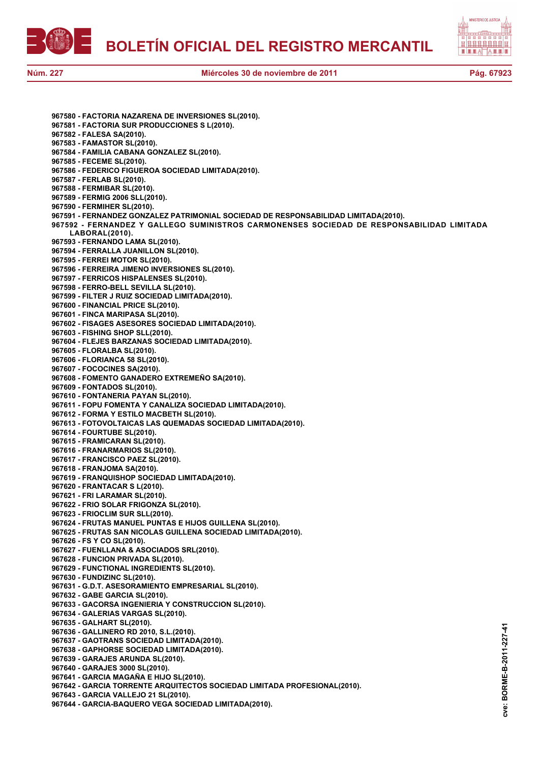**967580 - FACTORIA NAZARENA DE INVERSIONES SL(2010).**
**967581 - FACTORIA SUR PRODUCCIONES S L(2010).**
**967582 - FALESA SA(2010).**
**967583 - FAMASTOR SL(2010).**
**967584 - FAMILIA CABANA GONZALEZ SL(2010).**
**967585 - FECEME SL(2010).**
**967586 - FEDERICO FIGUEROA SOCIEDAD LIMITADA(2010).**
**967587 - FERLAB SL(2010).**
**967588 - FERMIBAR SL(2010).**
**967589 - FERMIG 2006 SLL(2010).**
**967590 - FERMIHER SL(2010).**
**967591 - FERNANDEZ GONZALEZ PATRIMONIAL SOCIEDAD DE RESPONSABILIDAD LIMITADA(2010).**
**967592 - FERNANDEZ Y GALLEGO SUMINISTROS CARMONENSES SOCIEDAD DE RESPONSABILIDAD LIMITADA LABORAL(2010).**
**967593 - FERNANDO LAMA SL(2010).**
**967594 - FERRALLA JUANILLON SL(2010).**
**967595 - FERREI MOTOR SL(2010).**
**967596 - FERREIRA JIMENO INVERSIONES SL(2010).**
**967597 - FERRICOS HISPALENSES SL(2010).**
**967598 - FERRO-BELL SEVILLA SL(2010).**
**967599 - FILTER J RUIZ SOCIEDAD LIMITADA(2010).**
**967600 - FINANCIAL PRICE SL(2010).**
**967601 - FINCA MARIPASA SL(2010).**
**967602 - FISAGES ASESORES SOCIEDAD LIMITADA(2010).**
**967603 - FISHING SHOP SLL(2010).**
**967604 - FLEJES BARZANAS SOCIEDAD LIMITADA(2010).**
**967605 - FLORALBA SL(2010).**
**967606 - FLORIANCA 58 SL(2010).**
**967607 - FOCOCINES SA(2010).**
**967608 - FOMENTO GANADERO EXTREMEÑO SA(2010).**
**967609 - FONTADOS SL(2010).**
**967610 - FONTANERIA PAYAN SL(2010).**
**967611 - FOPU FOMENTA Y CANALIZA SOCIEDAD LIMITADA(2010).**
**967612 - FORMA Y ESTILO MACBETH SL(2010).**
**967613 - FOTOVOLTAICAS LAS QUEMADAS SOCIEDAD LIMITADA(2010).**
**967614 - FOURTUBE SL(2010).**
**967615 - FRAMICARAN SL(2010).**
**967616 - FRANARMARIOS SL(2010).**
**967617 - FRANCISCO PAEZ SL(2010).**
**967618 - FRANJOMA SA(2010).**
**967619 - FRANQUISHOP SOCIEDAD LIMITADA(2010).**
**967620 - FRANTACAR S L(2010).**
**967621 - FRI LARAMAR SL(2010).**
**967622 - FRIO SOLAR FRIGONZA SL(2010).**
**967623 - FRIOCLIM SUR SLL(2010).**
**967624 - FRUTAS MANUEL PUNTAS E HIJOS GUILLENA SL(2010).**
**967625 - FRUTAS SAN NICOLAS GUILLENA SOCIEDAD LIMITADA(2010).**
**967626 - FS Y CO SL(2010).**
**967627 - FUENLLANA & ASOCIADOS SRL(2010).**
**967628 - FUNCION PRIVADA SL(2010).**
**967629 - FUNCTIONAL INGREDIENTS SL(2010).**
**967630 - FUNDIZINC SL(2010).**
**967631 - G.D.T. ASESORAMIENTO EMPRESARIAL SL(2010).**
**967632 - GABE GARCIA SL(2010).**
**967633 - GACORSA INGENIERIA Y CONSTRUCCION SL(2010).**
**967634 - GALERIAS VARGAS SL(2010).**
**967635 - GALHART SL(2010).**
**967636 - GALLINERO RD 2010, S.L.(2010).**
**967637 - GAOTRANS SOCIEDAD LIMITADA(2010).**
**967638 - GAPHORSE SOCIEDAD LIMITADA(2010).**
**967639 - GARAJES ARUNDA SL(2010).**
**967640 - GARAJES 3000 SL(2010).**
**967641 - GARCIA MAGAÑA E HIJO SL(2010).**
**967642 - GARCIA TORRENTE ARQUITECTOS SOCIEDAD LIMITADA PROFESIONAL(2010).**
**967643 - GARCIA VALLEJO 21 SL(2010).**
**967644 - GARCIA-BAQUERO VEGA SOCIEDAD LIMITADA(2010).**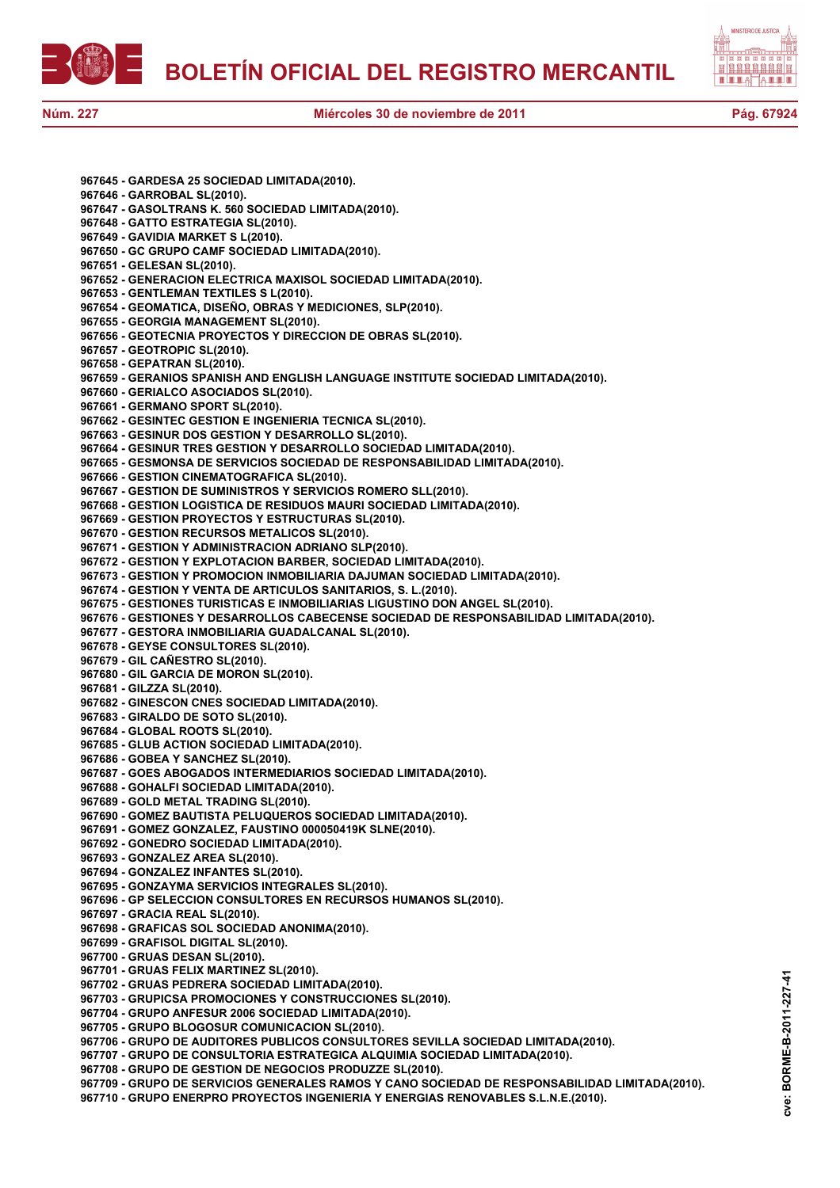967645 - GARDESA 25 SOCIEDAD LIMITADA(2010).
967646 - GARROBAL SL(2010).
967647 - GASOLTRANS K. 560 SOCIEDAD LIMITADA(2010).
967648 - GATTO ESTRATEGIA SL(2010).
967649 - GAVIDIA MARKET S L(2010).
967650 - GC GRUPO CAMF SOCIEDAD LIMITADA(2010).
967651 - GELESAN SL(2010).
967652 - GENERACION ELECTRICA MAXISOL SOCIEDAD LIMITADA(2010).
967653 - GENTLEMAN TEXTILES S L(2010).
967654 - GEOMATICA, DISEÑO, OBRAS Y MEDICIONES, SLP(2010).
967655 - GEORGIA MANAGEMENT SL(2010).
967656 - GEOTECNIA PROYECTOS Y DIRECCION DE OBRAS SL(2010).
967657 - GEOTROPIC SL(2010).
967658 - GEPATRAN SL(2010).
967659 - GERANIOS SPANISH AND ENGLISH LANGUAGE INSTITUTE SOCIEDAD LIMITADA(2010).
967660 - GERIALCO ASOCIADOS SL(2010).
967661 - GERMANO SPORT SL(2010).
967662 - GESINTEC GESTION E INGENIERIA TECNICA SL(2010).
967663 - GESINUR DOS GESTION Y DESARROLLO SL(2010).
967664 - GESINUR TRES GESTION Y DESARROLLO SOCIEDAD LIMITADA(2010).
967665 - GESMONSA DE SERVICIOS SOCIEDAD DE RESPONSABILIDAD LIMITADA(2010).
967666 - GESTION CINEMATOGRAFICA SL(2010).
967667 - GESTION DE SUMINISTROS Y SERVICIOS ROMERO SLL(2010).
967668 - GESTION LOGISTICA DE RESIDUOS MAURI SOCIEDAD LIMITADA(2010).
967669 - GESTION PROYECTOS Y ESTRUCTURAS SL(2010).
967670 - GESTION RECURSOS METALICOS SL(2010).
967671 - GESTION Y ADMINISTRACION ADRIANO SLP(2010).
967672 - GESTION Y EXPLOTACION BARBER, SOCIEDAD LIMITADA(2010).
967673 - GESTION Y PROMOCION INMOBILIARIA DAJUMAN SOCIEDAD LIMITADA(2010).
967674 - GESTION Y VENTA DE ARTICULOS SANITARIOS, S. L.(2010).
967675 - GESTIONES TURISTICAS E INMOBILIARIAS LIGUSTINO DON ANGEL SL(2010).
967676 - GESTIONES Y DESARROLLOS CABECENSE SOCIEDAD DE RESPONSABILIDAD LIMITADA(2010).
967677 - GESTORA INMOBILIARIA GUADALCANAL SL(2010).
967678 - GEYSE CONSULTORES SL(2010).
967679 - GIL CAÑESTRO SL(2010).
967680 - GIL GARCIA DE MORON SL(2010).
967681 - GILZZA SL(2010).
967682 - GINESCON CNES SOCIEDAD LIMITADA(2010).
967683 - GIRALDO DE SOTO SL(2010).
967684 - GLOBAL ROOTS SL(2010).
967685 - GLUB ACTION SOCIEDAD LIMITADA(2010).
967686 - GOBEA Y SANCHEZ SL(2010).
967687 - GOES ABOGADOS INTERMEDIARIOS SOCIEDAD LIMITADA(2010).
967688 - GOHALFI SOCIEDAD LIMITADA(2010).
967689 - GOLD METAL TRADING SL(2010).
967690 - GOMEZ BAUTISTA PELUQUEROS SOCIEDAD LIMITADA(2010).
967691 - GOMEZ GONZALEZ, FAUSTINO 000050419K SLNE(2010).
967692 - GONEDRO SOCIEDAD LIMITADA(2010).
967693 - GONZALEZ AREA SL(2010).
967694 - GONZALEZ INFANTES SL(2010).
967695 - GONZAYMA SERVICIOS INTEGRALES SL(2010).
967696 - GP SELECCION CONSULTORES EN RECURSOS HUMANOS SL(2010).
967697 - GRACIA REAL SL(2010).
967698 - GRAFICAS SOL SOCIEDAD ANONIMA(2010).
967699 - GRAFISOL DIGITAL SL(2010).
967700 - GRUAS DESAN SL(2010).
967701 - GRUAS FELIX MARTINEZ SL(2010).
967702 - GRUAS PEDRERA SOCIEDAD LIMITADA(2010).
967703 - GRUPICSA PROMOCIONES Y CONSTRUCCIONES SL(2010).
967704 - GRUPO ANFESUR 2006 SOCIEDAD LIMITADA(2010).
967705 - GRUPO BLOGOSUR COMUNICACION SL(2010).
967706 - GRUPO DE AUDITORES PUBLICOS CONSULTORES SEVILLA SOCIEDAD LIMITADA(2010).
967707 - GRUPO DE CONSULTORIA ESTRATEGICA ALQUIMIA SOCIEDAD LIMITADA(2010).
967708 - GRUPO DE GESTION DE NEGOCIOS PRODUZZE SL(2010).
967709 - GRUPO DE SERVICIOS GENERALES RAMOS Y CANO SOCIEDAD DE RESPONSABILIDAD LIMITADA(2010).
967710 - GRUPO ENERPRO PROYECTOS INGENIERIA Y ENERGIAS RENOVABLES S.L.N.E.(2010).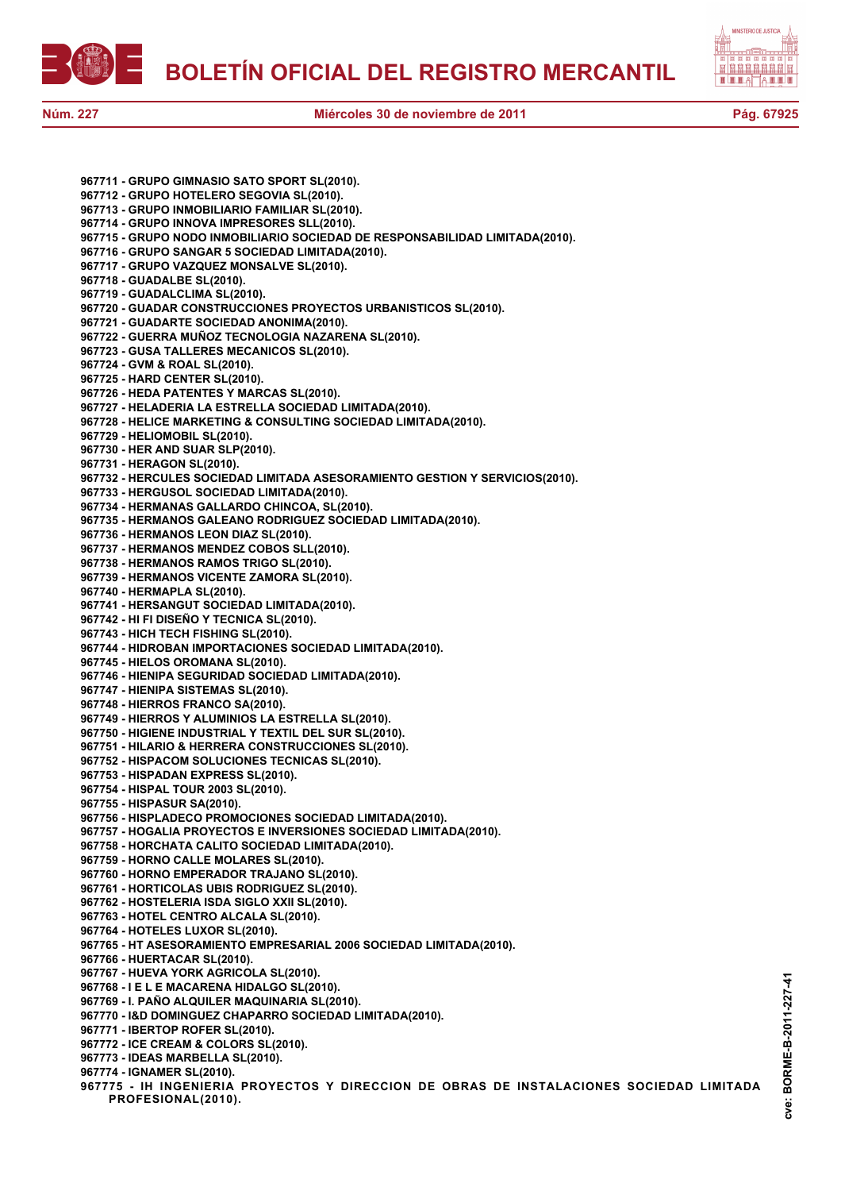967711 - GRUPO GIMNASIO SATO SPORT SL(2010).
967712 - GRUPO HOTELERO SEGOVIA SL(2010).
967713 - GRUPO INMOBILIARIO FAMILIAR SL(2010).
967714 - GRUPO INNOVA IMPRESORES SLL(2010).
967715 - GRUPO NODO INMOBILIARIO SOCIEDAD DE RESPONSABILIDAD LIMITADA(2010).
967716 - GRUPO SANGAR 5 SOCIEDAD LIMITADA(2010).
967717 - GRUPO VAZQUEZ MONSALVE SL(2010).
967718 - GUADALBE SL(2010).
967719 - GUADALCLIMA SL(2010).
967720 - GUADAR CONSTRUCCIONES PROYECTOS URBANISTICOS SL(2010).
967721 - GUADARTE SOCIEDAD ANONIMA(2010).
967722 - GUERRA MUÑOZ TECNOLOGIA NAZARENA SL(2010).
967723 - GUSA TALLERES MECANICOS SL(2010).
967724 - GVM & ROAL SL(2010).
967725 - HARD CENTER SL(2010).
967726 - HEDA PATENTES Y MARCAS SL(2010).
967727 - HELADERIA LA ESTRELLA SOCIEDAD LIMITADA(2010).
967728 - HELICE MARKETING & CONSULTING SOCIEDAD LIMITADA(2010).
967729 - HELIOMOBIL SL(2010).
967730 - HER AND SUAR SLP(2010).
967731 - HERAGON SL(2010).
967732 - HERCULES SOCIEDAD LIMITADA ASESORAMIENTO GESTION Y SERVICIOS(2010).
967733 - HERGUSOL SOCIEDAD LIMITADA(2010).
967734 - HERMANAS GALLARDO CHINCOA, SL(2010).
967735 - HERMANOS GALEANO RODRIGUEZ SOCIEDAD LIMITADA(2010).
967736 - HERMANOS LEON DIAZ SL(2010).
967737 - HERMANOS MENDEZ COBOS SLL(2010).
967738 - HERMANOS RAMOS TRIGO SL(2010).
967739 - HERMANOS VICENTE ZAMORA SL(2010).
967740 - HERMAPLA SL(2010).
967741 - HERSANGUT SOCIEDAD LIMITADA(2010).
967742 - HI FI DISEÑO Y TECNICA SL(2010).
967743 - HICH TECH FISHING SL(2010).
967744 - HIDROBAN IMPORTACIONES SOCIEDAD LIMITADA(2010).
967745 - HIELOS OROMANA SL(2010).
967746 - HIENIPA SEGURIDAD SOCIEDAD LIMITADA(2010).
967747 - HIENIPA SISTEMAS SL(2010).
967748 - HIERROS FRANCO SA(2010).
967749 - HIERROS Y ALUMINIOS LA ESTRELLA SL(2010).
967750 - HIGIENE INDUSTRIAL Y TEXTIL DEL SUR SL(2010).
967751 - HILARIO & HERRERA CONSTRUCCIONES SL(2010).
967752 - HISPACOM SOLUCIONES TECNICAS SL(2010).
967753 - HISPADAN EXPRESS SL(2010).
967754 - HISPAL TOUR 2003 SL(2010).
967755 - HISPASUR SA(2010).
967756 - HISPLADECO PROMOCIONES SOCIEDAD LIMITADA(2010).
967757 - HOGALIA PROYECTOS E INVERSIONES SOCIEDAD LIMITADA(2010).
967758 - HORCHATA CALITO SOCIEDAD LIMITADA(2010).
967759 - HORNO CALLE MOLARES SL(2010).
967760 - HORNO EMPERADOR TRAJANO SL(2010).
967761 - HORTICOLAS UBIS RODRIGUEZ SL(2010).
967762 - HOSTELERIA ISDA SIGLO XXII SL(2010).
967763 - HOTEL CENTRO ALCALA SL(2010).
967764 - HOTELES LUXOR SL(2010).
967765 - HT ASESORAMIENTO EMPRESARIAL 2006 SOCIEDAD LIMITADA(2010).
967766 - HUERTACAR SL(2010).
967767 - HUEVA YORK AGRICOLA SL(2010).
967768 - I E L E MACARENA HIDALGO SL(2010).
967769 - I. PAÑO ALQUILER MAQUINARIA SL(2010).
967770 - I&D DOMINGUEZ CHAPARRO SOCIEDAD LIMITADA(2010).
967771 - IBERTOP ROFER SL(2010).
967772 - ICE CREAM & COLORS SL(2010).
967773 - IDEAS MARBELLA SL(2010).
967774 - IGNAMER SL(2010).
967775 - IH INGENIERIA PROYECTOS Y DIRECCION DE OBRAS DE INSTALACIONES SOCIEDAD LIMITADA PROFESIONAL(2010).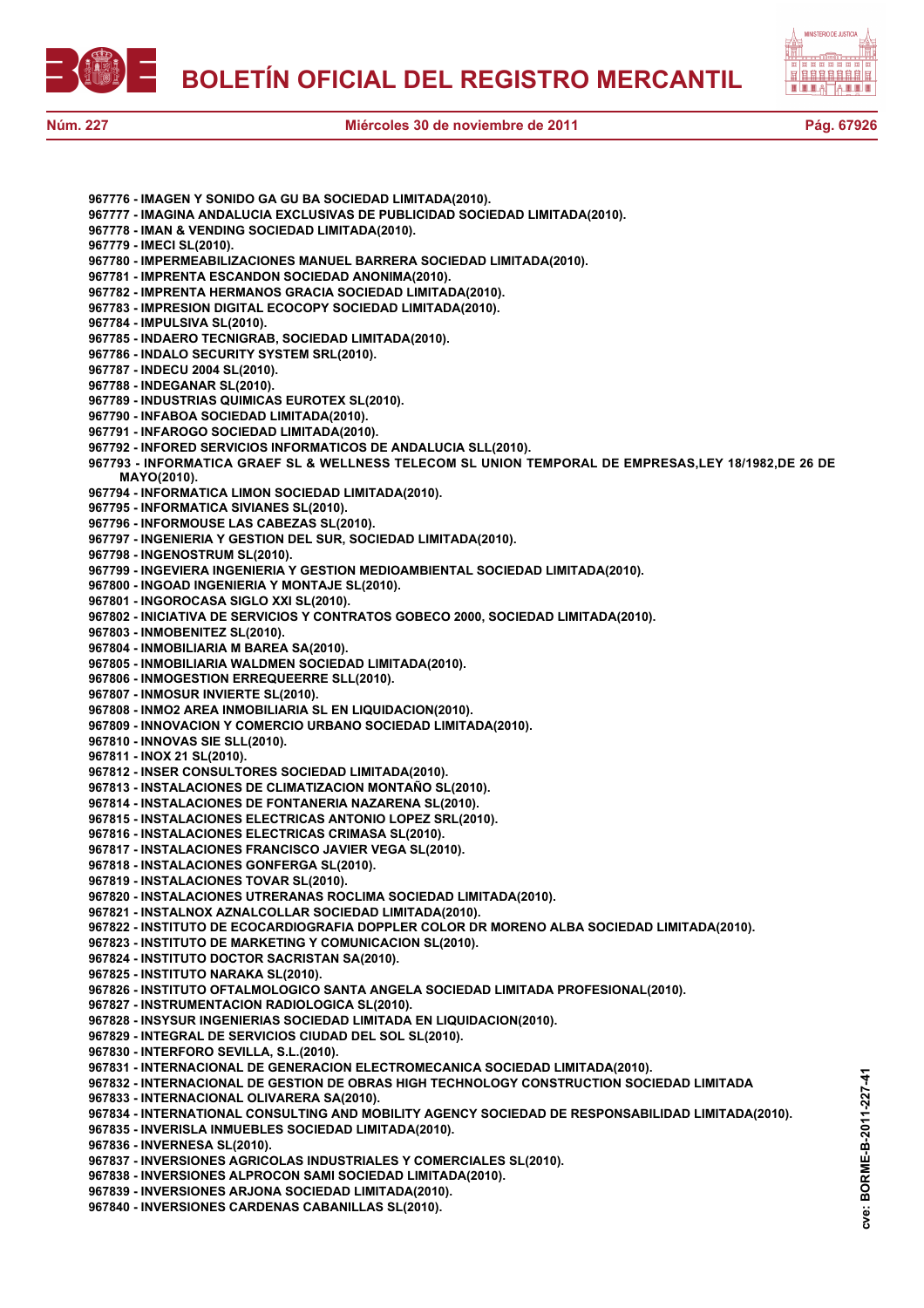**967776 - IMAGEN Y SONIDO GA GU BA SOCIEDAD LIMITADA(2010).**
**967777 - IMAGINA ANDALUCIA EXCLUSIVAS DE PUBLICIDAD SOCIEDAD LIMITADA(2010).**
**967778 - IMAN & VENDING SOCIEDAD LIMITADA(2010).**
**967779 - IMECI SL(2010).**
**967780 - IMPERMEABILIZACIONES MANUEL BARRERA SOCIEDAD LIMITADA(2010).**
**967781 - IMPRENTA ESCANDON SOCIEDAD ANONIMA(2010).**
**967782 - IMPRENTA HERMANOS GRACIA SOCIEDAD LIMITADA(2010).**
**967783 - IMPRESION DIGITAL ECOCOPY SOCIEDAD LIMITADA(2010).**
**967784 - IMPULSIVA SL(2010).**
**967785 - INDAERO TECNIGRAB, SOCIEDAD LIMITADA(2010).**
**967786 - INDALO SECURITY SYSTEM SRL(2010).**
**967787 - INDECU 2004 SL(2010).**
**967788 - INDEGANAR SL(2010).**
**967789 - INDUSTRIAS QUIMICAS EUROTEX SL(2010).**
**967790 - INFABOA SOCIEDAD LIMITADA(2010).**
**967791 - INFAROGO SOCIEDAD LIMITADA(2010).**
**967792 - INFORED SERVICIOS INFORMATICOS DE ANDALUCIA SLL(2010).**
**967793 - INFORMATICA GRAEF SL & WELLNESS TELECOM SL UNION TEMPORAL DE EMPRESAS,LEY 18/1982,DE 26 DE MAYO(2010).**
**967794 - INFORMATICA LIMON SOCIEDAD LIMITADA(2010).**
**967795 - INFORMATICA SIVIANES SL(2010).**
**967796 - INFORMOUSE LAS CABEZAS SL(2010).**
**967797 - INGENIERIA Y GESTION DEL SUR, SOCIEDAD LIMITADA(2010).**
**967798 - INGENOSTRUM SL(2010).**
**967799 - INGEVIERA INGENIERIA Y GESTION MEDIOAMBIENTAL SOCIEDAD LIMITADA(2010).**
**967800 - INGOAD INGENIERIA Y MONTAJE SL(2010).**
**967801 - INGOROCASA SIGLO XXI SL(2010).**
**967802 - INICIATIVA DE SERVICIOS Y CONTRATOS GOBECO 2000, SOCIEDAD LIMITADA(2010).**
**967803 - INMOBENITEZ SL(2010).**
**967804 - INMOBILIARIA M BAREA SA(2010).**
**967805 - INMOBILIARIA WALDMEN SOCIEDAD LIMITADA(2010).**
**967806 - INMOGESTION ERREQUEERRE SLL(2010).**
**967807 - INMOSUR INVIERTE SL(2010).**
**967808 - INMO2 AREA INMOBILIARIA SL EN LIQUIDACION(2010).**
**967809 - INNOVACION Y COMERCIO URBANO SOCIEDAD LIMITADA(2010).**
**967810 - INNOVAS SIE SLL(2010).**
**967811 - INOX 21 SL(2010).**
**967812 - INSER CONSULTORES SOCIEDAD LIMITADA(2010).**
**967813 - INSTALACIONES DE CLIMATIZACION MONTAÑO SL(2010).**
**967814 - INSTALACIONES DE FONTANERIA NAZARENA SL(2010).**
**967815 - INSTALACIONES ELECTRICAS ANTONIO LOPEZ SRL(2010).**
**967816 - INSTALACIONES ELECTRICAS CRIMASA SL(2010).**
**967817 - INSTALACIONES FRANCISCO JAVIER VEGA SL(2010).**
**967818 - INSTALACIONES GONFERGA SL(2010).**
**967819 - INSTALACIONES TOVAR SL(2010).**
**967820 - INSTALACIONES UTRERANAS ROCLIMA SOCIEDAD LIMITADA(2010).**
**967821 - INSTALNOX AZNALCOLLAR SOCIEDAD LIMITADA(2010).**
**967822 - INSTITUTO DE ECOCARDIOGRAFIA DOPPLER COLOR DR MORENO ALBA SOCIEDAD LIMITADA(2010).**
**967823 - INSTITUTO DE MARKETING Y COMUNICACION SL(2010).**
**967824 - INSTITUTO DOCTOR SACRISTAN SA(2010).**
**967825 - INSTITUTO NARAKA SL(2010).**
**967826 - INSTITUTO OFTALMOLOGICO SANTA ANGELA SOCIEDAD LIMITADA PROFESIONAL(2010).**
**967827 - INSTRUMENTACION RADIOLOGICA SL(2010).**
**967828 - INSYSUR INGENIERIAS SOCIEDAD LIMITADA EN LIQUIDACION(2010).**
**967829 - INTEGRAL DE SERVICIOS CIUDAD DEL SOL SL(2010).**
**967830 - INTERFORO SEVILLA, S.L.(2010).**
**967831 - INTERNACIONAL DE GENERACION ELECTROMECANICA SOCIEDAD LIMITADA(2010).**
**967832 - INTERNACIONAL DE GESTION DE OBRAS HIGH TECHNOLOGY CONSTRUCTION SOCIEDAD LIMITADA**
**967833 - INTERNACIONAL OLIVARERA SA(2010).**
**967834 - INTERNATIONAL CONSULTING AND MOBILITY AGENCY SOCIEDAD DE RESPONSABILIDAD LIMITADA(2010).**
**967835 - INVERISLA INMUEBLES SOCIEDAD LIMITADA(2010).**
**967836 - INVERNESA SL(2010).**
**967837 - INVERSIONES AGRICOLAS INDUSTRIALES Y COMERCIALES SL(2010).**
**967838 - INVERSIONES ALPROCON SAMI SOCIEDAD LIMITADA(2010).**
**967839 - INVERSIONES ARJONA SOCIEDAD LIMITADA(2010).**
**967840 - INVERSIONES CARDENAS CABANILLAS SL(2010).**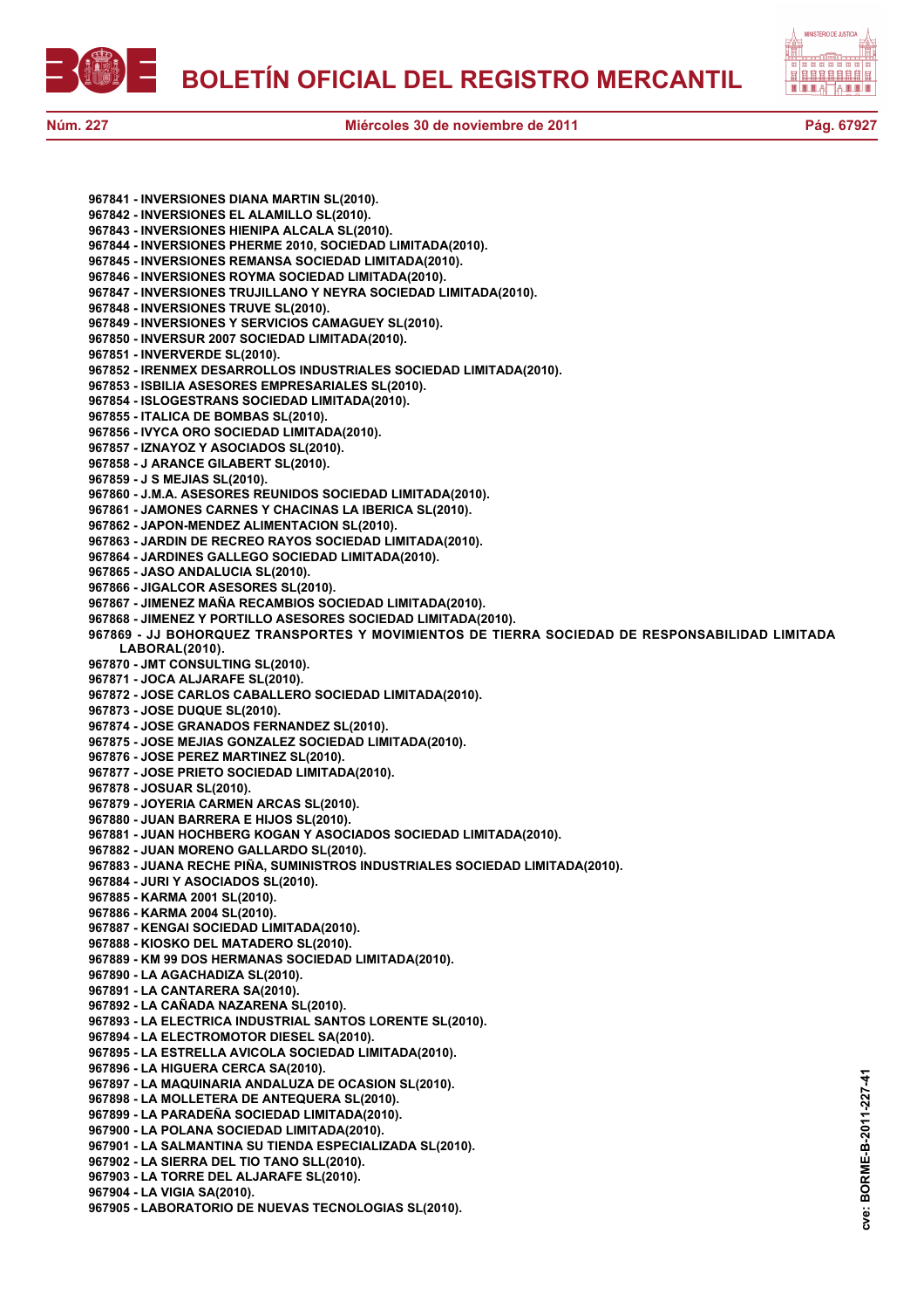967841 - INVERSIONES DIANA MARTIN SL(2010).
967842 - INVERSIONES EL ALAMILLO SL(2010).
967843 - INVERSIONES HIENIPA ALCALA SL(2010).
967844 - INVERSIONES PHERME 2010, SOCIEDAD LIMITADA(2010).
967845 - INVERSIONES REMANSA SOCIEDAD LIMITADA(2010).
967846 - INVERSIONES ROYMA SOCIEDAD LIMITADA(2010).
967847 - INVERSIONES TRUJILLANO Y NEYRA SOCIEDAD LIMITADA(2010).
967848 - INVERSIONES TRUVE SL(2010).
967849 - INVERSIONES Y SERVICIOS CAMAGUEY SL(2010).
967850 - INVERSUR 2007 SOCIEDAD LIMITADA(2010).
967851 - INVERVERDE SL(2010).
967852 - IRENMEX DESARROLLOS INDUSTRIALES SOCIEDAD LIMITADA(2010).
967853 - ISBILIA ASESORES EMPRESARIALES SL(2010).
967854 - ISLOGESTRANS SOCIEDAD LIMITADA(2010).
967855 - ITALICA DE BOMBAS SL(2010).
967856 - IVYCA ORO SOCIEDAD LIMITADA(2010).
967857 - IZNAYOZ Y ASOCIADOS SL(2010).
967858 - J ARANCE GILABERT SL(2010).
967859 - J S MEJIAS SL(2010).
967860 - J.M.A. ASESORES REUNIDOS SOCIEDAD LIMITADA(2010).
967861 - JAMONES CARNES Y CHACINAS LA IBERICA SL(2010).
967862 - JAPON-MENDEZ ALIMENTACION SL(2010).
967863 - JARDIN DE RECREO RAYOS SOCIEDAD LIMITADA(2010).
967864 - JARDINES GALLEGO SOCIEDAD LIMITADA(2010).
967865 - JASO ANDALUCIA SL(2010).
967866 - JIGALCOR ASESORES SL(2010).
967867 - JIMENEZ MAÑA RECAMBIOS SOCIEDAD LIMITADA(2010).
967868 - JIMENEZ Y PORTILLO ASESORES SOCIEDAD LIMITADA(2010).
967869 - JJ BOHORQUEZ TRANSPORTES Y MOVIMIENTOS DE TIERRA SOCIEDAD DE RESPONSABILIDAD LIMITADA LABORAL(2010).
967870 - JMT CONSULTING SL(2010).
967871 - JOCA ALJARAFE SL(2010).
967872 - JOSE CARLOS CABALLERO SOCIEDAD LIMITADA(2010).
967873 - JOSE DUQUE SL(2010).
967874 - JOSE GRANADOS FERNANDEZ SL(2010).
967875 - JOSE MEJIAS GONZALEZ SOCIEDAD LIMITADA(2010).
967876 - JOSE PEREZ MARTINEZ SL(2010).
967877 - JOSE PRIETO SOCIEDAD LIMITADA(2010).
967878 - JOSUAR SL(2010).
967879 - JOYERIA CARMEN ARCAS SL(2010).
967880 - JUAN BARRERA E HIJOS SL(2010).
967881 - JUAN HOCHBERG KOGAN Y ASOCIADOS SOCIEDAD LIMITADA(2010).
967882 - JUAN MORENO GALLARDO SL(2010).
967883 - JUANA RECHE PIÑA, SUMINISTROS INDUSTRIALES SOCIEDAD LIMITADA(2010).
967884 - JURI Y ASOCIADOS SL(2010).
967885 - KARMA 2001 SL(2010).
967886 - KARMA 2004 SL(2010).
967887 - KENGAI SOCIEDAD LIMITADA(2010).
967888 - KIOSKO DEL MATADERO SL(2010).
967889 - KM 99 DOS HERMANAS SOCIEDAD LIMITADA(2010).
967890 - LA AGACHADIZA SL(2010).
967891 - LA CANTARERA SA(2010).
967892 - LA CAÑADA NAZARENA SL(2010).
967893 - LA ELECTRICA INDUSTRIAL SANTOS LORENTE SL(2010).
967894 - LA ELECTROMOTOR DIESEL SA(2010).
967895 - LA ESTRELLA AVICOLA SOCIEDAD LIMITADA(2010).
967896 - LA HIGUERA CERCA SA(2010).
967897 - LA MAQUINARIA ANDALUZA DE OCASION SL(2010).
967898 - LA MOLLETERA DE ANTEQUERA SL(2010).
967899 - LA PARADEÑA SOCIEDAD LIMITADA(2010).
967900 - LA POLANA SOCIEDAD LIMITADA(2010).
967901 - LA SALMANTINA SU TIENDA ESPECIALIZADA SL(2010).
967902 - LA SIERRA DEL TIO TANO SLL(2010).
967903 - LA TORRE DEL ALJARAFE SL(2010).
967904 - LA VIGIA SA(2010).
967905 - LABORATORIO DE NUEVAS TECNOLOGIAS SL(2010).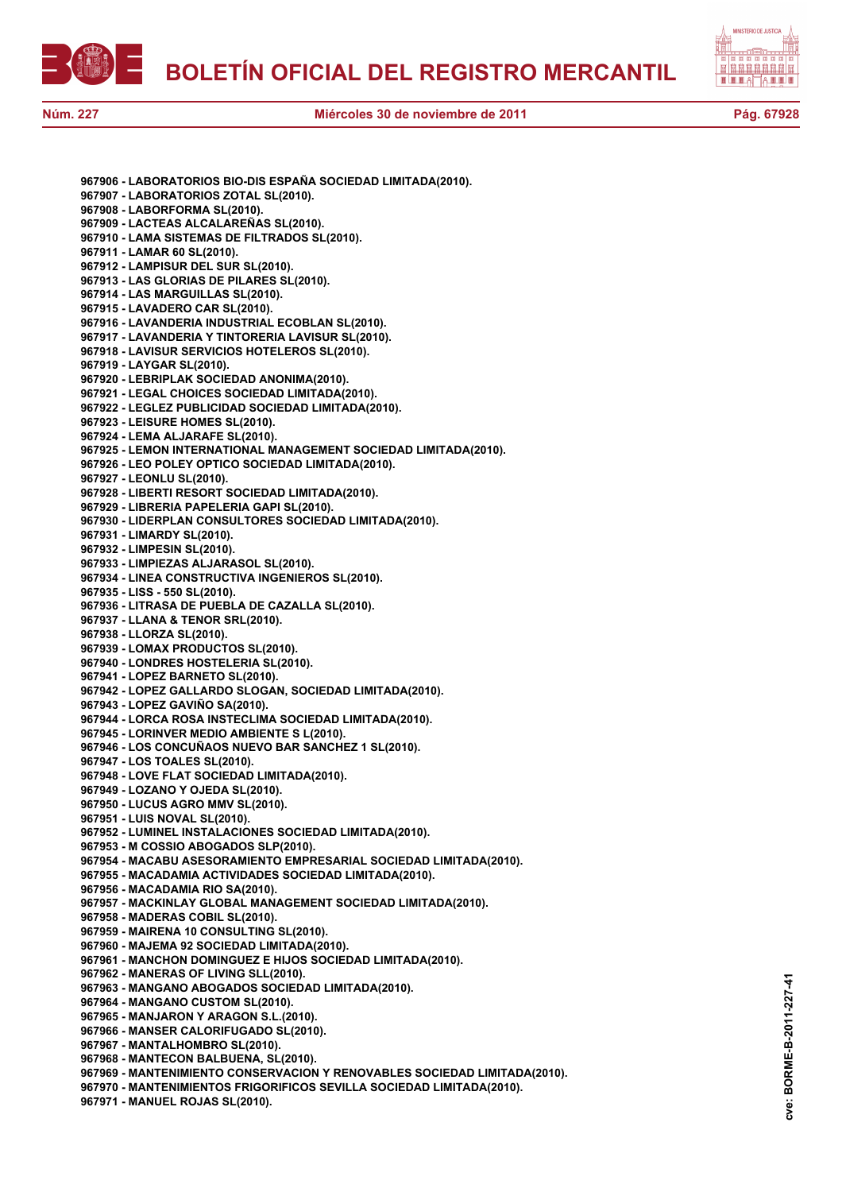**967906 - LABORATORIOS BIO-DIS ESPAÑA SOCIEDAD LIMITADA(2010).**
**967907 - LABORATORIOS ZOTAL SL(2010).**
**967908 - LABORFORMA SL(2010).**
**967909 - LACTEAS ALCALAREÑAS SL(2010).**
**967910 - LAMA SISTEMAS DE FILTRADOS SL(2010).**
**967911 - LAMAR 60 SL(2010).**
**967912 - LAMPISUR DEL SUR SL(2010).**
**967913 - LAS GLORIAS DE PILARES SL(2010).**
**967914 - LAS MARGUILLAS SL(2010).**
**967915 - LAVADERO CAR SL(2010).**
**967916 - LAVANDERIA INDUSTRIAL ECOBLAN SL(2010).**
**967917 - LAVANDERIA Y TINTORERIA LAVISUR SL(2010).**
**967918 - LAVISUR SERVICIOS HOTELEROS SL(2010).**
**967919 - LAYGAR SL(2010).**
**967920 - LEBRIPLAK SOCIEDAD ANONIMA(2010).**
**967921 - LEGAL CHOICES SOCIEDAD LIMITADA(2010).**
**967922 - LEGLEZ PUBLICIDAD SOCIEDAD LIMITADA(2010).**
**967923 - LEISURE HOMES SL(2010).**
**967924 - LEMA ALJARAFE SL(2010).**
**967925 - LEMON INTERNATIONAL MANAGEMENT SOCIEDAD LIMITADA(2010).**
**967926 - LEO POLEY OPTICO SOCIEDAD LIMITADA(2010).**
**967927 - LEONLU SL(2010).**
**967928 - LIBERTI RESORT SOCIEDAD LIMITADA(2010).**
**967929 - LIBRERIA PAPELERIA GAPI SL(2010).**
**967930 - LIDERPLAN CONSULTORES SOCIEDAD LIMITADA(2010).**
**967931 - LIMARDY SL(2010).**
**967932 - LIMPESIN SL(2010).**
**967933 - LIMPIEZAS ALJARASOL SL(2010).**
**967934 - LINEA CONSTRUCTIVA INGENIEROS SL(2010).**
**967935 - LISS - 550 SL(2010).**
**967936 - LITRASA DE PUEBLA DE CAZALLA SL(2010).**
**967937 - LLANA & TENOR SRL(2010).**
**967938 - LLORZA SL(2010).**
**967939 - LOMAX PRODUCTOS SL(2010).**
**967940 - LONDRES HOSTELERIA SL(2010).**
**967941 - LOPEZ BARNETO SL(2010).**
**967942 - LOPEZ GALLARDO SLOGAN, SOCIEDAD LIMITADA(2010).**
**967943 - LOPEZ GAVIÑO SA(2010).**
**967944 - LORCA ROSA INSTECLIMA SOCIEDAD LIMITADA(2010).**
**967945 - LORINVER MEDIO AMBIENTE S L(2010).**
**967946 - LOS CONCUÑAOS NUEVO BAR SANCHEZ 1 SL(2010).**
**967947 - LOS TOALES SL(2010).**
**967948 - LOVE FLAT SOCIEDAD LIMITADA(2010).**
**967949 - LOZANO Y OJEDA SL(2010).**
**967950 - LUCUS AGRO MMV SL(2010).**
**967951 - LUIS NOVAL SL(2010).**
**967952 - LUMINEL INSTALACIONES SOCIEDAD LIMITADA(2010).**
**967953 - M COSSIO ABOGADOS SLP(2010).**
**967954 - MACABU ASESORAMIENTO EMPRESARIAL SOCIEDAD LIMITADA(2010).**
**967955 - MACADAMIA ACTIVIDADES SOCIEDAD LIMITADA(2010).**
**967956 - MACADAMIA RIO SA(2010).**
**967957 - MACKINLAY GLOBAL MANAGEMENT SOCIEDAD LIMITADA(2010).**
**967958 - MADERAS COBIL SL(2010).**
**967959 - MAIRENA 10 CONSULTING SL(2010).**
**967960 - MAJEMA 92 SOCIEDAD LIMITADA(2010).**
**967961 - MANCHON DOMINGUEZ E HIJOS SOCIEDAD LIMITADA(2010).**
**967962 - MANERAS OF LIVING SLL(2010).**
**967963 - MANGANO ABOGADOS SOCIEDAD LIMITADA(2010).**
**967964 - MANGANO CUSTOM SL(2010).**
**967965 - MANJARON Y ARAGON S.L.(2010).**
**967966 - MANSER CALORIFUGADO SL(2010).**
**967967 - MANTALHOMBRO SL(2010).**
**967968 - MANTECON BALBUENA, SL(2010).**
**967969 - MANTENIMIENTO CONSERVACION Y RENOVABLES SOCIEDAD LIMITADA(2010).**
**967970 - MANTENIMIENTOS FRIGORIFICOS SEVILLA SOCIEDAD LIMITADA(2010).**
**967971 - MANUEL ROJAS SL(2010).**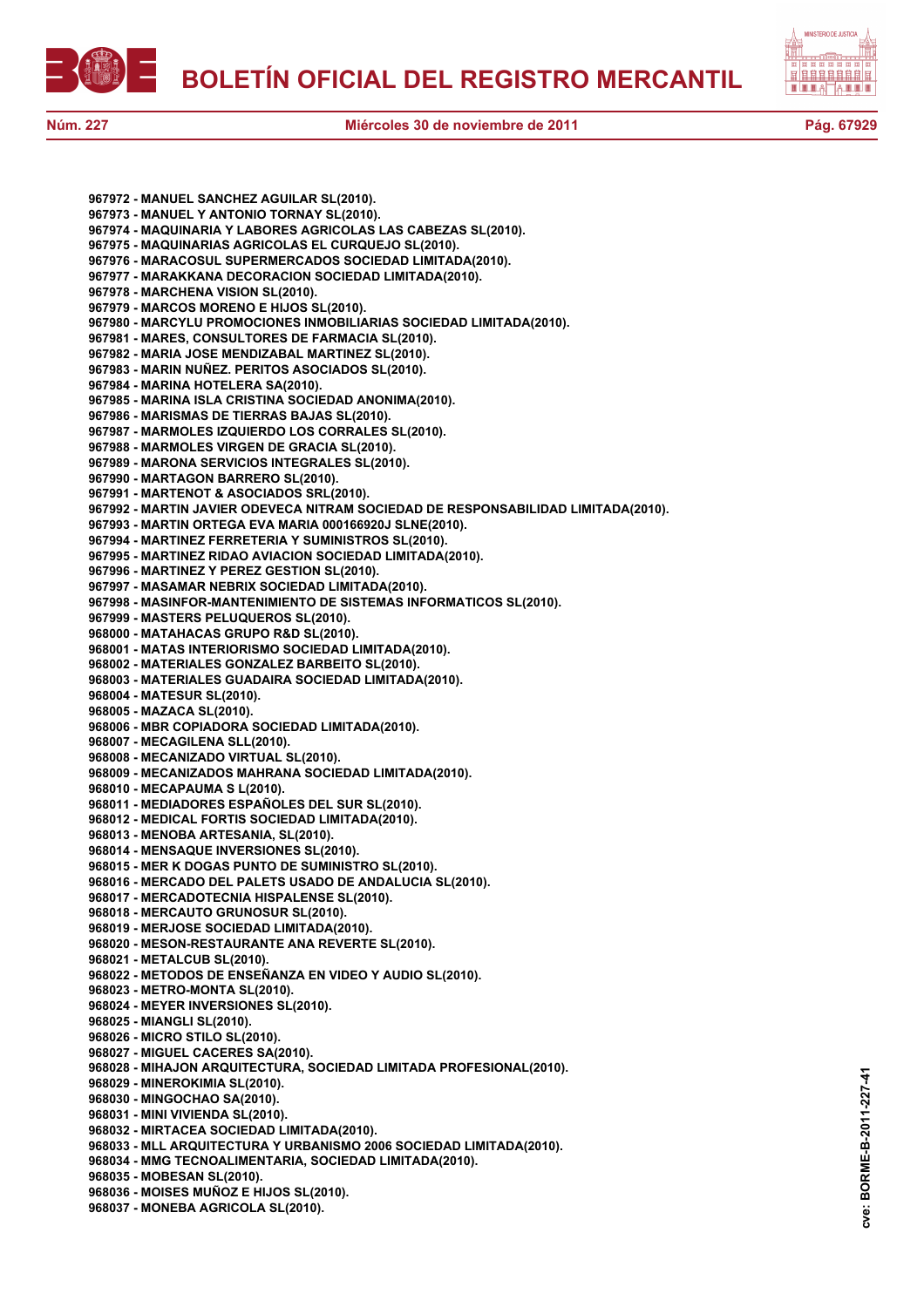**967972 - MANUEL SANCHEZ AGUILAR SL(2010).**
**967973 - MANUEL Y ANTONIO TORNAY SL(2010).**
**967974 - MAQUINARIA Y LABORES AGRICOLAS LAS CABEZAS SL(2010).**
**967975 - MAQUINARIAS AGRICOLAS EL CURQUEJO SL(2010).**
**967976 - MARACOSUL SUPERMERCADOS SOCIEDAD LIMITADA(2010).**
**967977 - MARAKKANA DECORACION SOCIEDAD LIMITADA(2010).**
**967978 - MARCHENA VISION SL(2010).**
**967979 - MARCOS MORENO E HIJOS SL(2010).**
**967980 - MARCYLU PROMOCIONES INMOBILIARIAS SOCIEDAD LIMITADA(2010).**
**967981 - MARES, CONSULTORES DE FARMACIA SL(2010).**
**967982 - MARIA JOSE MENDIZABAL MARTINEZ SL(2010).**
**967983 - MARIN NUÑEZ. PERITOS ASOCIADOS SL(2010).**
**967984 - MARINA HOTELERA SA(2010).**
**967985 - MARINA ISLA CRISTINA SOCIEDAD ANONIMA(2010).**
**967986 - MARISMAS DE TIERRAS BAJAS SL(2010).**
**967987 - MARMOLES IZQUIERDO LOS CORRALES SL(2010).**
**967988 - MARMOLES VIRGEN DE GRACIA SL(2010).**
**967989 - MARONA SERVICIOS INTEGRALES SL(2010).**
**967990 - MARTAGON BARRERO SL(2010).**
**967991 - MARTENOT & ASOCIADOS SRL(2010).**
**967992 - MARTIN JAVIER ODEVECA NITRAM SOCIEDAD DE RESPONSABILIDAD LIMITADA(2010).**
**967993 - MARTIN ORTEGA EVA MARIA 000166920J SLNE(2010).**
**967994 - MARTINEZ FERRETERIA Y SUMINISTROS SL(2010).**
**967995 - MARTINEZ RIDAO AVIACION SOCIEDAD LIMITADA(2010).**
**967996 - MARTINEZ Y PEREZ GESTION SL(2010).**
**967997 - MASAMAR NEBRIX SOCIEDAD LIMITADA(2010).**
**967998 - MASINFOR-MANTENIMIENTO DE SISTEMAS INFORMATICOS SL(2010).**
**967999 - MASTERS PELUQUEROS SL(2010).**
**968000 - MATAHACAS GRUPO R&D SL(2010).**
**968001 - MATAS INTERIORISMO SOCIEDAD LIMITADA(2010).**
**968002 - MATERIALES GONZALEZ BARBEITO SL(2010).**
**968003 - MATERIALES GUADAIRA SOCIEDAD LIMITADA(2010).**
**968004 - MATESUR SL(2010).**
**968005 - MAZACA SL(2010).**
**968006 - MBR COPIADORA SOCIEDAD LIMITADA(2010).**
**968007 - MECAGILENA SLL(2010).**
**968008 - MECANIZADO VIRTUAL SL(2010).**
**968009 - MECANIZADOS MAHRANA SOCIEDAD LIMITADA(2010).**
**968010 - MECAPAUMA S L(2010).**
**968011 - MEDIADORES ESPAÑOLES DEL SUR SL(2010).**
**968012 - MEDICAL FORTIS SOCIEDAD LIMITADA(2010).**
**968013 - MENOBA ARTESANIA, SL(2010).**
**968014 - MENSAQUE INVERSIONES SL(2010).**
**968015 - MER K DOGAS PUNTO DE SUMINISTRO SL(2010).**
**968016 - MERCADO DEL PALETS USADO DE ANDALUCIA SL(2010).**
**968017 - MERCADOTECNIA HISPALENSE SL(2010).**
**968018 - MERCAUTO GRUNOSUR SL(2010).**
**968019 - MERJOSE SOCIEDAD LIMITADA(2010).**
**968020 - MESON-RESTAURANTE ANA REVERTE SL(2010).**
**968021 - METALCUB SL(2010).**
**968022 - METODOS DE ENSEÑANZA EN VIDEO Y AUDIO SL(2010).**
**968023 - METRO-MONTA SL(2010).**
**968024 - MEYER INVERSIONES SL(2010).**
**968025 - MIANGLI SL(2010).**
**968026 - MICRO STILO SL(2010).**
**968027 - MIGUEL CACERES SA(2010).**
**968028 - MIHAJON ARQUITECTURA, SOCIEDAD LIMITADA PROFESIONAL(2010).**
**968029 - MINEROKIMIA SL(2010).**
**968030 - MINGOCHAO SA(2010).**
**968031 - MINI VIVIENDA SL(2010).**
**968032 - MIRTACEA SOCIEDAD LIMITADA(2010).**
**968033 - MLL ARQUITECTURA Y URBANISMO 2006 SOCIEDAD LIMITADA(2010).**
**968034 - MMG TECNOALIMENTARIA, SOCIEDAD LIMITADA(2010).**
**968035 - MOBESAN SL(2010).**
**968036 - MOISES MUÑOZ E HIJOS SL(2010).**
**968037 - MONEBA AGRICOLA SL(2010).**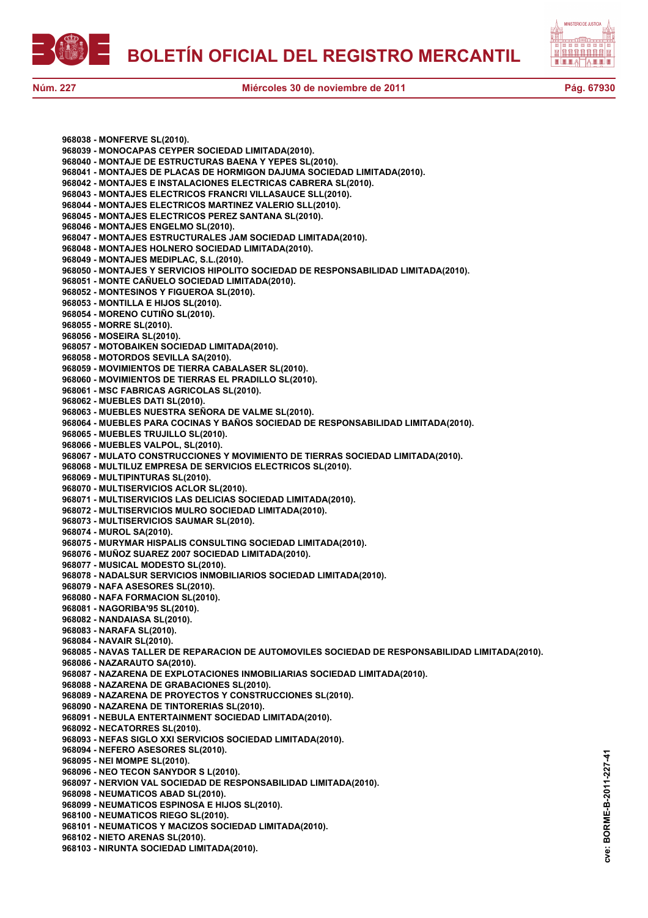968038 - MONFERVE SL(2010).
968039 - MONOCAPAS CEYPER SOCIEDAD LIMITADA(2010).
968040 - MONTAJE DE ESTRUCTURAS BAENA Y YEPES SL(2010).
968041 - MONTAJES DE PLACAS DE HORMIGON DAJUMA SOCIEDAD LIMITADA(2010).
968042 - MONTAJES E INSTALACIONES ELECTRICAS CABRERA SL(2010).
968043 - MONTAJES ELECTRICOS FRANCRI VILLASAUCE SLL(2010).
968044 - MONTAJES ELECTRICOS MARTINEZ VALERIO SLL(2010).
968045 - MONTAJES ELECTRICOS PEREZ SANTANA SL(2010).
968046 - MONTAJES ENGELMO SL(2010).
968047 - MONTAJES ESTRUCTURALES JAM SOCIEDAD LIMITADA(2010).
968048 - MONTAJES HOLNERO SOCIEDAD LIMITADA(2010).
968049 - MONTAJES MEDIPLAC, S.L.(2010).
968050 - MONTAJES Y SERVICIOS HIPOLITO SOCIEDAD DE RESPONSABILIDAD LIMITADA(2010).
968051 - MONTE CAÑUELO SOCIEDAD LIMITADA(2010).
968052 - MONTESINOS Y FIGUEROA SL(2010).
968053 - MONTILLA E HIJOS SL(2010).
968054 - MORENO CUTIÑO SL(2010).
968055 - MORRE SL(2010).
968056 - MOSEIRA SL(2010).
968057 - MOTOBAIKEN SOCIEDAD LIMITADA(2010).
968058 - MOTORDOS SEVILLA SA(2010).
968059 - MOVIMIENTOS DE TIERRA CABALASER SL(2010).
968060 - MOVIMIENTOS DE TIERRAS EL PRADILLO SL(2010).
968061 - MSC FABRICAS AGRICOLAS SL(2010).
968062 - MUEBLES DATI SL(2010).
968063 - MUEBLES NUESTRA SEÑORA DE VALME SL(2010).
968064 - MUEBLES PARA COCINAS Y BAÑOS SOCIEDAD DE RESPONSABILIDAD LIMITADA(2010).
968065 - MUEBLES TRUJILLO SL(2010).
968066 - MUEBLES VALPOL, SL(2010).
968067 - MULATO CONSTRUCCIONES Y MOVIMIENTO DE TIERRAS SOCIEDAD LIMITADA(2010).
968068 - MULTILUZ EMPRESA DE SERVICIOS ELECTRICOS SL(2010).
968069 - MULTIPINTURAS SL(2010).
968070 - MULTISERVICIOS ACLOR SL(2010).
968071 - MULTISERVICIOS LAS DELICIAS SOCIEDAD LIMITADA(2010).
968072 - MULTISERVICIOS MULRO SOCIEDAD LIMITADA(2010).
968073 - MULTISERVICIOS SAUMAR SL(2010).
968074 - MUROL SA(2010).
968075 - MURYMAR HISPALIS CONSULTING SOCIEDAD LIMITADA(2010).
968076 - MUÑOZ SUAREZ 2007 SOCIEDAD LIMITADA(2010).
968077 - MUSICAL MODESTO SL(2010).
968078 - NADALSUR SERVICIOS INMOBILIARIOS SOCIEDAD LIMITADA(2010).
968079 - NAFA ASESORES SL(2010).
968080 - NAFA FORMACION SL(2010).
968081 - NAGORIBA'95 SL(2010).
968082 - NANDAIASA SL(2010).
968083 - NARAFA SL(2010).
968084 - NAVAIR SL(2010).
968085 - NAVAS TALLER DE REPARACION DE AUTOMOVILES SOCIEDAD DE RESPONSABILIDAD LIMITADA(2010).
968086 - NAZARAUTO SA(2010).
968087 - NAZARENA DE EXPLOTACIONES INMOBILIARIAS SOCIEDAD LIMITADA(2010).
968088 - NAZARENA DE GRABACIONES SL(2010).
968089 - NAZARENA DE PROYECTOS Y CONSTRUCCIONES SL(2010).
968090 - NAZARENA DE TINTORERIAS SL(2010).
968091 - NEBULA ENTERTAINMENT SOCIEDAD LIMITADA(2010).
968092 - NECATORRES SL(2010).
968093 - NEFAS SIGLO XXI SERVICIOS SOCIEDAD LIMITADA(2010).
968094 - NEFERO ASESORES SL(2010).
968095 - NEI MOMPE SL(2010).
968096 - NEO TECON SANYDOR S L(2010).
968097 - NERVION VAL SOCIEDAD DE RESPONSABILIDAD LIMITADA(2010).
968098 - NEUMATICOS ABAD SL(2010).
968099 - NEUMATICOS ESPINOSA E HIJOS SL(2010).
968100 - NEUMATICOS RIEGO SL(2010).
968101 - NEUMATICOS Y MACIZOS SOCIEDAD LIMITADA(2010).
968102 - NIETO ARENAS SL(2010).
968103 - NIRUNTA SOCIEDAD LIMITADA(2010).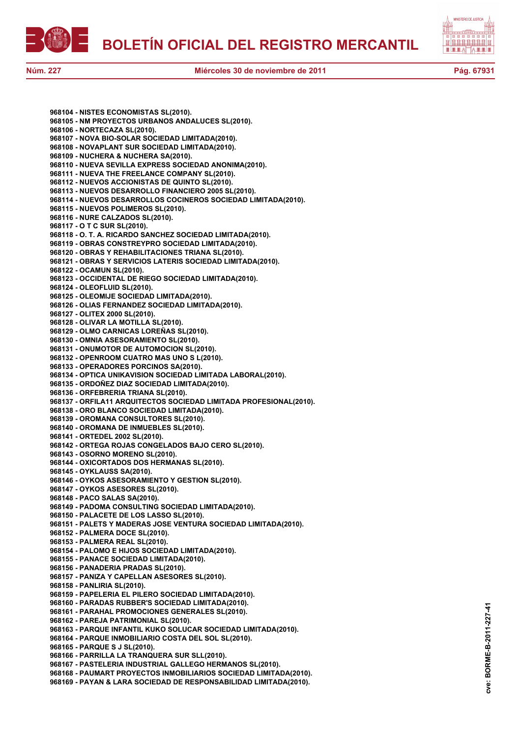**968104 - NISTES ECONOMISTAS SL(2010).**
**968105 - NM PROYECTOS URBANOS ANDALUCES SL(2010).**
**968106 - NORTECAZA SL(2010).**
**968107 - NOVA BIO-SOLAR SOCIEDAD LIMITADA(2010).**
**968108 - NOVAPLANT SUR SOCIEDAD LIMITADA(2010).**
**968109 - NUCHERA & NUCHERA SA(2010).**
**968110 - NUEVA SEVILLA EXPRESS SOCIEDAD ANONIMA(2010).**
**968111 - NUEVA THE FREELANCE COMPANY SL(2010).**
**968112 - NUEVOS ACCIONISTAS DE QUINTO SL(2010).**
**968113 - NUEVOS DESARROLLO FINANCIERO 2005 SL(2010).**
**968114 - NUEVOS DESARROLLOS COCINEROS SOCIEDAD LIMITADA(2010).**
**968115 - NUEVOS POLIMEROS SL(2010).**
**968116 - NURE CALZADOS SL(2010).**
**968117 - O T C SUR SL(2010).**
**968118 - O. T. A. RICARDO SANCHEZ SOCIEDAD LIMITADA(2010).**
**968119 - OBRAS CONSTREYPRO SOCIEDAD LIMITADA(2010).**
**968120 - OBRAS Y REHABILITACIONES TRIANA SL(2010).**
**968121 - OBRAS Y SERVICIOS LATERIS SOCIEDAD LIMITADA(2010).**
**968122 - OCAMUN SL(2010).**
**968123 - OCCIDENTAL DE RIEGO SOCIEDAD LIMITADA(2010).**
**968124 - OLEOFLUID SL(2010).**
**968125 - OLEOMIJE SOCIEDAD LIMITADA(2010).**
**968126 - OLIAS FERNANDEZ SOCIEDAD LIMITADA(2010).**
**968127 - OLITEX 2000 SL(2010).**
**968128 - OLIVAR LA MOTILLA SL(2010).**
**968129 - OLMO CARNICAS LOREÑAS SL(2010).**
**968130 - OMNIA ASESORAMIENTO SL(2010).**
**968131 - ONUMOTOR DE AUTOMOCION SL(2010).**
**968132 - OPENROOM CUATRO MAS UNO S L(2010).**
**968133 - OPERADORES PORCINOS SA(2010).**
**968134 - OPTICA UNIKAVISION SOCIEDAD LIMITADA LABORAL(2010).**
**968135 - ORDOÑEZ DIAZ SOCIEDAD LIMITADA(2010).**
**968136 - ORFEBRERIA TRIANA SL(2010).**
**968137 - ORFILA11 ARQUITECTOS SOCIEDAD LIMITADA PROFESIONAL(2010).**
**968138 - ORO BLANCO SOCIEDAD LIMITADA(2010).**
**968139 - OROMANA CONSULTORES SL(2010).**
**968140 - OROMANA DE INMUEBLES SL(2010).**
**968141 - ORTEDEL 2002 SL(2010).**
**968142 - ORTEGA ROJAS CONGELADOS BAJO CERO SL(2010).**
**968143 - OSORNO MORENO SL(2010).**
**968144 - OXICORTADOS DOS HERMANAS SL(2010).**
**968145 - OYKLAUSS SA(2010).**
**968146 - OYKOS ASESORAMIENTO Y GESTION SL(2010).**
**968147 - OYKOS ASESORES SL(2010).**
**968148 - PACO SALAS SA(2010).**
**968149 - PADOMA CONSULTING SOCIEDAD LIMITADA(2010).**
**968150 - PALACETE DE LOS LASSO SL(2010).**
**968151 - PALETS Y MADERAS JOSE VENTURA SOCIEDAD LIMITADA(2010).**
**968152 - PALMERA DOCE SL(2010).**
**968153 - PALMERA REAL SL(2010).**
**968154 - PALOMO E HIJOS SOCIEDAD LIMITADA(2010).**
**968155 - PANACE SOCIEDAD LIMITADA(2010).**
**968156 - PANADERIA PRADAS SL(2010).**
**968157 - PANIZA Y CAPELLAN ASESORES SL(2010).**
**968158 - PANLIRIA SL(2010).**
**968159 - PAPELERIA EL PILERO SOCIEDAD LIMITADA(2010).**
**968160 - PARADAS RUBBER'S SOCIEDAD LIMITADA(2010).**
**968161 - PARAHAL PROMOCIONES GENERALES SL(2010).**
**968162 - PAREJA PATRIMONIAL SL(2010).**
**968163 - PARQUE INFANTIL KUKO SOLUCAR SOCIEDAD LIMITADA(2010).**
**968164 - PARQUE INMOBILIARIO COSTA DEL SOL SL(2010).**
**968165 - PARQUE S J SL(2010).**
**968166 - PARRILLA LA TRANQUERA SUR SLL(2010).**
**968167 - PASTELERIA INDUSTRIAL GALLEGO HERMANOS SL(2010).**
**968168 - PAUMART PROYECTOS INMOBILIARIOS SOCIEDAD LIMITADA(2010).**
**968169 - PAYAN & LARA SOCIEDAD DE RESPONSABILIDAD LIMITADA(2010).**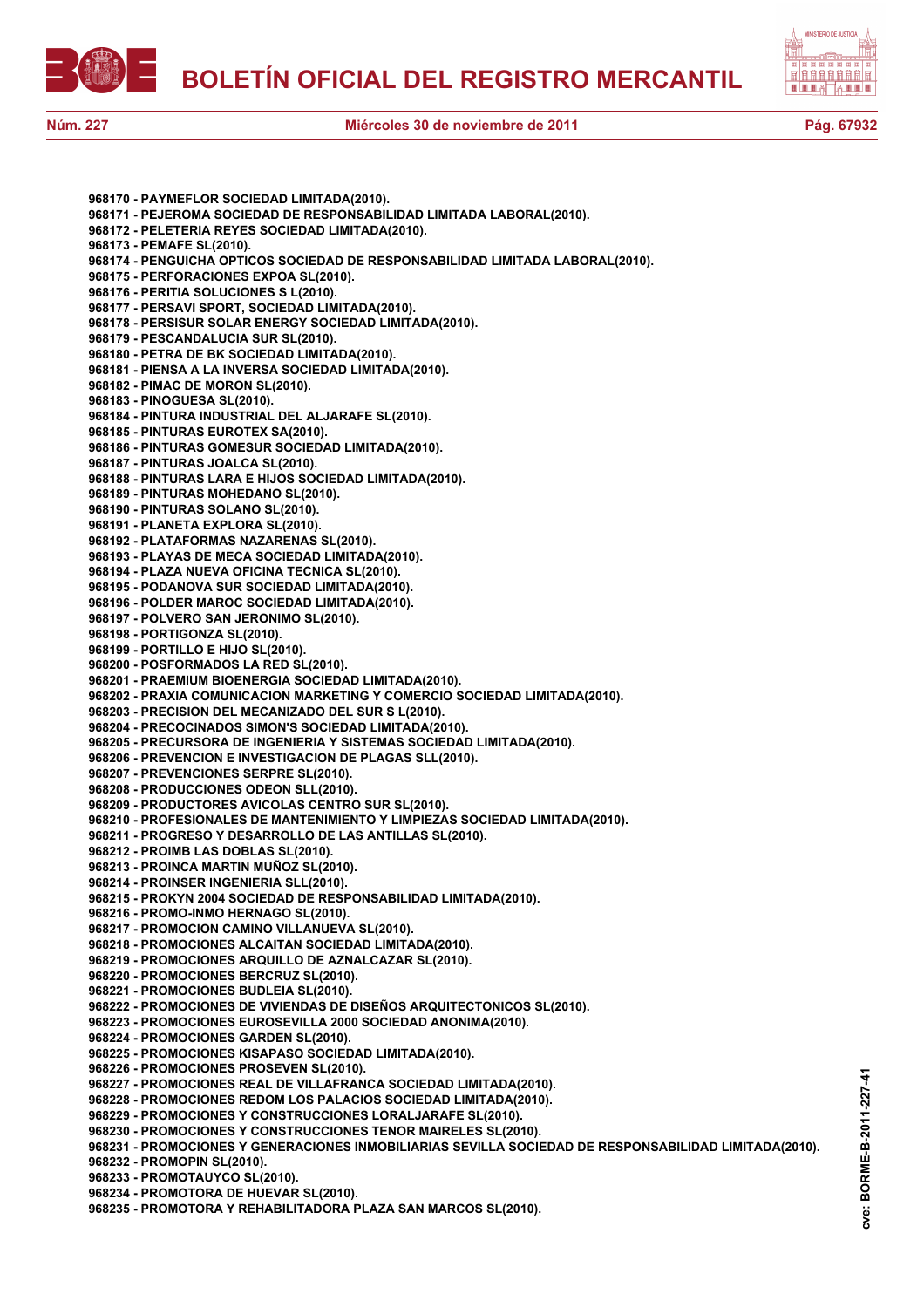**968170 - PAYMEFLOR SOCIEDAD LIMITADA(2010).**
**968171 - PEJEROMA SOCIEDAD DE RESPONSABILIDAD LIMITADA LABORAL(2010).**
**968172 - PELETERIA REYES SOCIEDAD LIMITADA(2010).**
**968173 - PEMAFE SL(2010).**
**968174 - PENGUICHA OPTICOS SOCIEDAD DE RESPONSABILIDAD LIMITADA LABORAL(2010).**
**968175 - PERFORACIONES EXPOA SL(2010).**
**968176 - PERITIA SOLUCIONES S L(2010).**
**968177 - PERSAVI SPORT, SOCIEDAD LIMITADA(2010).**
**968178 - PERSISUR SOLAR ENERGY SOCIEDAD LIMITADA(2010).**
**968179 - PESCANDALUCIA SUR SL(2010).**
**968180 - PETRA DE BK SOCIEDAD LIMITADA(2010).**
**968181 - PIENSA A LA INVERSA SOCIEDAD LIMITADA(2010).**
**968182 - PIMAC DE MORON SL(2010).**
**968183 - PINOGUESA SL(2010).**
**968184 - PINTURA INDUSTRIAL DEL ALJARAFE SL(2010).**
**968185 - PINTURAS EUROTEX SA(2010).**
**968186 - PINTURAS GOMESUR SOCIEDAD LIMITADA(2010).**
**968187 - PINTURAS JOALCA SL(2010).**
**968188 - PINTURAS LARA E HIJOS SOCIEDAD LIMITADA(2010).**
**968189 - PINTURAS MOHEDANO SL(2010).**
**968190 - PINTURAS SOLANO SL(2010).**
**968191 - PLANETA EXPLORA SL(2010).**
**968192 - PLATAFORMAS NAZARENAS SL(2010).**
**968193 - PLAYAS DE MECA SOCIEDAD LIMITADA(2010).**
**968194 - PLAZA NUEVA OFICINA TECNICA SL(2010).**
**968195 - PODANOVA SUR SOCIEDAD LIMITADA(2010).**
**968196 - POLDER MAROC SOCIEDAD LIMITADA(2010).**
**968197 - POLVERO SAN JERONIMO SL(2010).**
**968198 - PORTIGONZA SL(2010).**
**968199 - PORTILLO E HIJO SL(2010).**
**968200 - POSFORMADOS LA RED SL(2010).**
**968201 - PRAEMIUM BIOENERGIA SOCIEDAD LIMITADA(2010).**
**968202 - PRAXIA COMUNICACION MARKETING Y COMERCIO SOCIEDAD LIMITADA(2010).**
**968203 - PRECISION DEL MECANIZADO DEL SUR S L(2010).**
**968204 - PRECOCINADOS SIMON'S SOCIEDAD LIMITADA(2010).**
**968205 - PRECURSORA DE INGENIERIA Y SISTEMAS SOCIEDAD LIMITADA(2010).**
**968206 - PREVENCION E INVESTIGACION DE PLAGAS SLL(2010).**
**968207 - PREVENCIONES SERPRE SL(2010).**
**968208 - PRODUCCIONES ODEON SLL(2010).**
**968209 - PRODUCTORES AVICOLAS CENTRO SUR SL(2010).**
**968210 - PROFESIONALES DE MANTENIMIENTO Y LIMPIEZAS SOCIEDAD LIMITADA(2010).**
**968211 - PROGRESO Y DESARROLLO DE LAS ANTILLAS SL(2010).**
**968212 - PROIMB LAS DOBLAS SL(2010).**
**968213 - PROINCA MARTIN MUÑOZ SL(2010).**
**968214 - PROINSER INGENIERIA SLL(2010).**
**968215 - PROKYN 2004 SOCIEDAD DE RESPONSABILIDAD LIMITADA(2010).**
**968216 - PROMO-INMO HERNAGO SL(2010).**
**968217 - PROMOCION CAMINO VILLANUEVA SL(2010).**
**968218 - PROMOCIONES ALCAITAN SOCIEDAD LIMITADA(2010).**
**968219 - PROMOCIONES ARQUILLO DE AZNALCAZAR SL(2010).**
**968220 - PROMOCIONES BERCRUZ SL(2010).**
**968221 - PROMOCIONES BUDLEIA SL(2010).**
**968222 - PROMOCIONES DE VIVIENDAS DE DISEÑOS ARQUITECTONICOS SL(2010).**
**968223 - PROMOCIONES EUROSEVILLA 2000 SOCIEDAD ANONIMA(2010).**
**968224 - PROMOCIONES GARDEN SL(2010).**
**968225 - PROMOCIONES KISAPASO SOCIEDAD LIMITADA(2010).**
**968226 - PROMOCIONES PROSEVEN SL(2010).**
**968227 - PROMOCIONES REAL DE VILLAFRANCA SOCIEDAD LIMITADA(2010).**
**968228 - PROMOCIONES REDOM LOS PALACIOS SOCIEDAD LIMITADA(2010).**
**968229 - PROMOCIONES Y CONSTRUCCIONES LORALJARAFE SL(2010).**
**968230 - PROMOCIONES Y CONSTRUCCIONES TENOR MAIRELES SL(2010).**
**968231 - PROMOCIONES Y GENERACIONES INMOBILIARIAS SEVILLA SOCIEDAD DE RESPONSABILIDAD LIMITADA(2010).**
**968232 - PROMOPIN SL(2010).**
**968233 - PROMOTAUYCO SL(2010).**
**968234 - PROMOTORA DE HUEVAR SL(2010).**
**968235 - PROMOTORA Y REHABILITADORA PLAZA SAN MARCOS SL(2010).**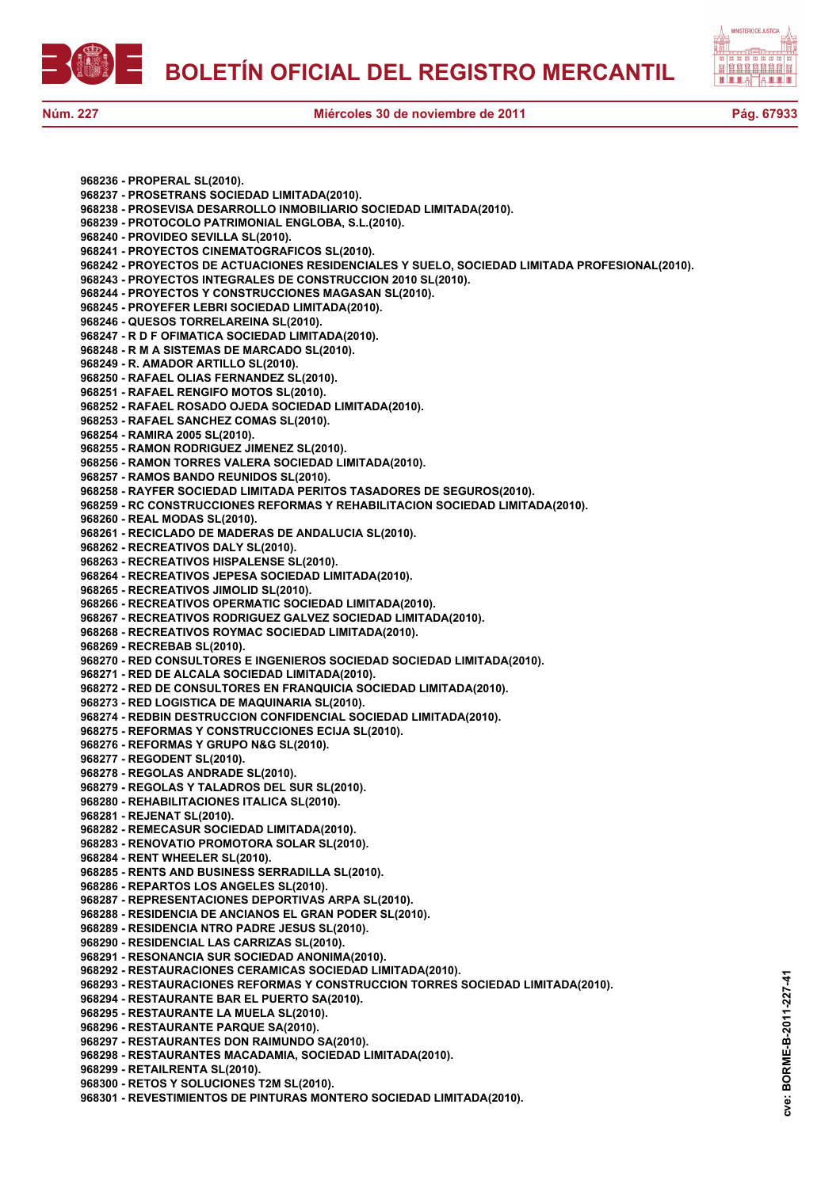**968236 - PROPERAL SL(2010).**
**968237 - PROSETRANS SOCIEDAD LIMITADA(2010).**
**968238 - PROSEVISA DESARROLLO INMOBILIARIO SOCIEDAD LIMITADA(2010).**
**968239 - PROTOCOLO PATRIMONIAL ENGLOBA, S.L.(2010).**
**968240 - PROVIDEO SEVILLA SL(2010).**
**968241 - PROYECTOS CINEMATOGRAFICOS SL(2010).**
**968242 - PROYECTOS DE ACTUACIONES RESIDENCIALES Y SUELO, SOCIEDAD LIMITADA PROFESIONAL(2010).**
**968243 - PROYECTOS INTEGRALES DE CONSTRUCCION 2010 SL(2010).**
**968244 - PROYECTOS Y CONSTRUCCIONES MAGASAN SL(2010).**
**968245 - PROYEFER LEBRI SOCIEDAD LIMITADA(2010).**
**968246 - QUESOS TORRELAREINA SL(2010).**
**968247 - R D F OFIMATICA SOCIEDAD LIMITADA(2010).**
**968248 - R M A SISTEMAS DE MARCADO SL(2010).**
**968249 - R. AMADOR ARTILLO SL(2010).**
**968250 - RAFAEL OLIAS FERNANDEZ SL(2010).**
**968251 - RAFAEL RENGIFO MOTOS SL(2010).**
**968252 - RAFAEL ROSADO OJEDA SOCIEDAD LIMITADA(2010).**
**968253 - RAFAEL SANCHEZ COMAS SL(2010).**
**968254 - RAMIRA 2005 SL(2010).**
**968255 - RAMON RODRIGUEZ JIMENEZ SL(2010).**
**968256 - RAMON TORRES VALERA SOCIEDAD LIMITADA(2010).**
**968257 - RAMOS BANDO REUNIDOS SL(2010).**
**968258 - RAYFER SOCIEDAD LIMITADA PERITOS TASADORES DE SEGUROS(2010).**
**968259 - RC CONSTRUCCIONES REFORMAS Y REHABILITACION SOCIEDAD LIMITADA(2010).**
**968260 - REAL MODAS SL(2010).**
**968261 - RECICLADO DE MADERAS DE ANDALUCIA SL(2010).**
**968262 - RECREATIVOS DALY SL(2010).**
**968263 - RECREATIVOS HISPALENSE SL(2010).**
**968264 - RECREATIVOS JEPESA SOCIEDAD LIMITADA(2010).**
**968265 - RECREATIVOS JIMOLID SL(2010).**
**968266 - RECREATIVOS OPERMATIC SOCIEDAD LIMITADA(2010).**
**968267 - RECREATIVOS RODRIGUEZ GALVEZ SOCIEDAD LIMITADA(2010).**
**968268 - RECREATIVOS ROYMAC SOCIEDAD LIMITADA(2010).**
**968269 - RECREBAB SL(2010).**
**968270 - RED CONSULTORES E INGENIEROS SOCIEDAD SOCIEDAD LIMITADA(2010).**
**968271 - RED DE ALCALA SOCIEDAD LIMITADA(2010).**
**968272 - RED DE CONSULTORES EN FRANQUICIA SOCIEDAD LIMITADA(2010).**
**968273 - RED LOGISTICA DE MAQUINARIA SL(2010).**
**968274 - REDBIN DESTRUCCION CONFIDENCIAL SOCIEDAD LIMITADA(2010).**
**968275 - REFORMAS Y CONSTRUCCIONES ECIJA SL(2010).**
**968276 - REFORMAS Y GRUPO N&G SL(2010).**
**968277 - REGODENT SL(2010).**
**968278 - REGOLAS ANDRADE SL(2010).**
**968279 - REGOLAS Y TALADROS DEL SUR SL(2010).**
**968280 - REHABILITACIONES ITALICA SL(2010).**
**968281 - REJENAT SL(2010).**
**968282 - REMECASUR SOCIEDAD LIMITADA(2010).**
**968283 - RENOVATIO PROMOTORA SOLAR SL(2010).**
**968284 - RENT WHEELER SL(2010).**
**968285 - RENTS AND BUSINESS SERRADILLA SL(2010).**
**968286 - REPARTOS LOS ANGELES SL(2010).**
**968287 - REPRESENTACIONES DEPORTIVAS ARPA SL(2010).**
**968288 - RESIDENCIA DE ANCIANOS EL GRAN PODER SL(2010).**
**968289 - RESIDENCIA NTRO PADRE JESUS SL(2010).**
**968290 - RESIDENCIAL LAS CARRIZAS SL(2010).**
**968291 - RESONANCIA SUR SOCIEDAD ANONIMA(2010).**
**968292 - RESTAURACIONES CERAMICAS SOCIEDAD LIMITADA(2010).**
**968293 - RESTAURACIONES REFORMAS Y CONSTRUCCION TORRES SOCIEDAD LIMITADA(2010).**
**968294 - RESTAURANTE BAR EL PUERTO SA(2010).**
**968295 - RESTAURANTE LA MUELA SL(2010).**
**968296 - RESTAURANTE PARQUE SA(2010).**
**968297 - RESTAURANTES DON RAIMUNDO SA(2010).**
**968298 - RESTAURANTES MACADAMIA, SOCIEDAD LIMITADA(2010).**
**968299 - RETAILRENTA SL(2010).**
**968300 - RETOS Y SOLUCIONES T2M SL(2010).**
**968301 - REVESTIMIENTOS DE PINTURAS MONTERO SOCIEDAD LIMITADA(2010).**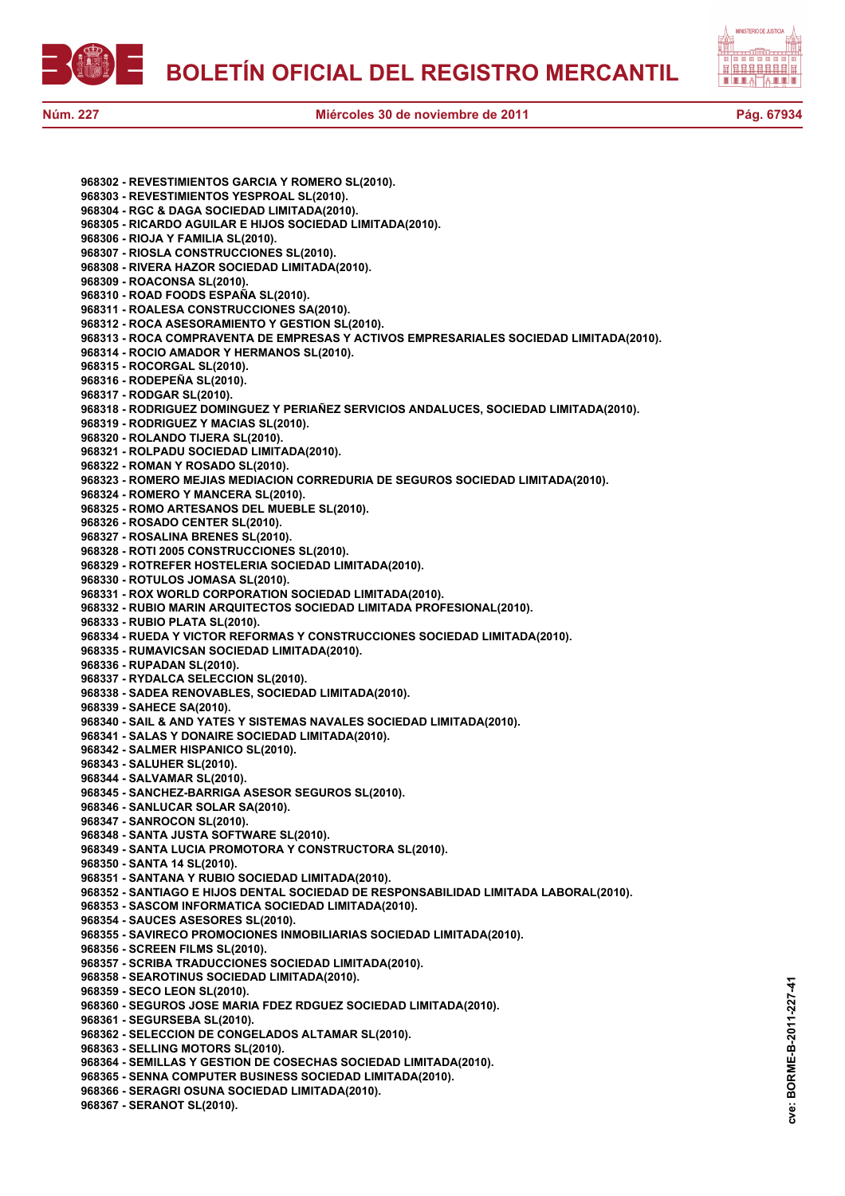**968302 - REVESTIMIENTOS GARCIA Y ROMERO SL(2010).**
**968303 - REVESTIMIENTOS YESPROAL SL(2010).**
**968304 - RGC & DAGA SOCIEDAD LIMITADA(2010).**
**968305 - RICARDO AGUILAR E HIJOS SOCIEDAD LIMITADA(2010).**
**968306 - RIOJA Y FAMILIA SL(2010).**
**968307 - RIOSLA CONSTRUCCIONES SL(2010).**
**968308 - RIVERA HAZOR SOCIEDAD LIMITADA(2010).**
**968309 - ROACONSA SL(2010).**
**968310 - ROAD FOODS ESPAÑA SL(2010).**
**968311 - ROALESA CONSTRUCCIONES SA(2010).**
**968312 - ROCA ASESORAMIENTO Y GESTION SL(2010).**
**968313 - ROCA COMPRAVENTA DE EMPRESAS Y ACTIVOS EMPRESARIALES SOCIEDAD LIMITADA(2010).**
**968314 - ROCIO AMADOR Y HERMANOS SL(2010).**
**968315 - ROCORGAL SL(2010).**
**968316 - RODEPEÑA SL(2010).**
**968317 - RODGAR SL(2010).**
**968318 - RODRIGUEZ DOMINGUEZ Y PERIAÑEZ SERVICIOS ANDALUCES, SOCIEDAD LIMITADA(2010).**
**968319 - RODRIGUEZ Y MACIAS SL(2010).**
**968320 - ROLANDO TIJERA SL(2010).**
**968321 - ROLPADU SOCIEDAD LIMITADA(2010).**
**968322 - ROMAN Y ROSADO SL(2010).**
**968323 - ROMERO MEJIAS MEDIACION CORREDURIA DE SEGUROS SOCIEDAD LIMITADA(2010).**
**968324 - ROMERO Y MANCERA SL(2010).**
**968325 - ROMO ARTESANOS DEL MUEBLE SL(2010).**
**968326 - ROSADO CENTER SL(2010).**
**968327 - ROSALINA BRENES SL(2010).**
**968328 - ROTI 2005 CONSTRUCCIONES SL(2010).**
**968329 - ROTREFER HOSTELERIA SOCIEDAD LIMITADA(2010).**
**968330 - ROTULOS JOMASA SL(2010).**
**968331 - ROX WORLD CORPORATION SOCIEDAD LIMITADA(2010).**
**968332 - RUBIO MARIN ARQUITECTOS SOCIEDAD LIMITADA PROFESIONAL(2010).**
**968333 - RUBIO PLATA SL(2010).**
**968334 - RUEDA Y VICTOR REFORMAS Y CONSTRUCCIONES SOCIEDAD LIMITADA(2010).**
**968335 - RUMAVICSAN SOCIEDAD LIMITADA(2010).**
**968336 - RUPADAN SL(2010).**
**968337 - RYDALCA SELECCION SL(2010).**
**968338 - SADEA RENOVABLES, SOCIEDAD LIMITADA(2010).**
**968339 - SAHECE SA(2010).**
**968340 - SAIL & AND YATES Y SISTEMAS NAVALES SOCIEDAD LIMITADA(2010).**
**968341 - SALAS Y DONAIRE SOCIEDAD LIMITADA(2010).**
**968342 - SALMER HISPANICO SL(2010).**
**968343 - SALUHER SL(2010).**
**968344 - SALVAMAR SL(2010).**
**968345 - SANCHEZ-BARRIGA ASESOR SEGUROS SL(2010).**
**968346 - SANLUCAR SOLAR SA(2010).**
**968347 - SANROCON SL(2010).**
**968348 - SANTA JUSTA SOFTWARE SL(2010).**
**968349 - SANTA LUCIA PROMOTORA Y CONSTRUCTORA SL(2010).**
**968350 - SANTA 14 SL(2010).**
**968351 - SANTANA Y RUBIO SOCIEDAD LIMITADA(2010).**
**968352 - SANTIAGO E HIJOS DENTAL SOCIEDAD DE RESPONSABILIDAD LIMITADA LABORAL(2010).**
**968353 - SASCOM INFORMATICA SOCIEDAD LIMITADA(2010).**
**968354 - SAUCES ASESORES SL(2010).**
**968355 - SAVIRECO PROMOCIONES INMOBILIARIAS SOCIEDAD LIMITADA(2010).**
**968356 - SCREEN FILMS SL(2010).**
**968357 - SCRIBA TRADUCCIONES SOCIEDAD LIMITADA(2010).**
**968358 - SEAROTINUS SOCIEDAD LIMITADA(2010).**
**968359 - SECO LEON SL(2010).**
**968360 - SEGUROS JOSE MARIA FDEZ RDGUEZ SOCIEDAD LIMITADA(2010).**
**968361 - SEGURSEBA SL(2010).**
**968362 - SELECCION DE CONGELADOS ALTAMAR SL(2010).**
**968363 - SELLING MOTORS SL(2010).**
**968364 - SEMILLAS Y GESTION DE COSECHAS SOCIEDAD LIMITADA(2010).**
**968365 - SENNA COMPUTER BUSINESS SOCIEDAD LIMITADA(2010).**
**968366 - SERAGRI OSUNA SOCIEDAD LIMITADA(2010).**
**968367 - SERANOT SL(2010).**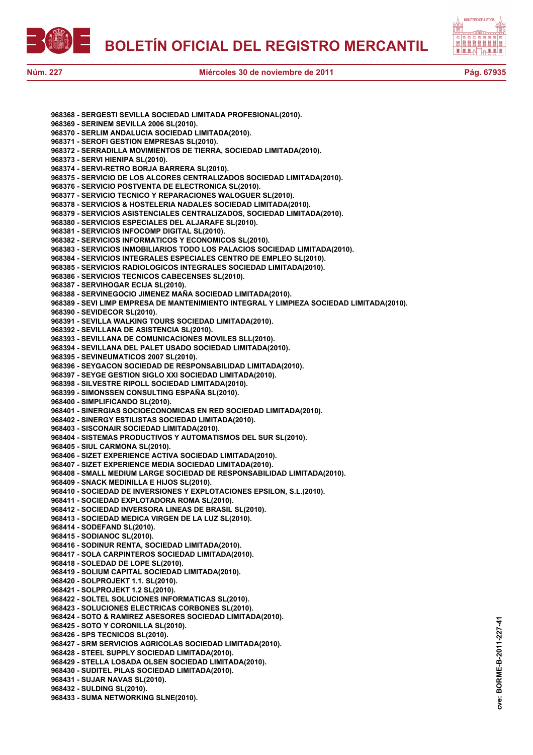**968368 - SERGESTI SEVILLA SOCIEDAD LIMITADA PROFESIONAL(2010).**
**968369 - SERINEM SEVILLA 2006 SL(2010).**
**968370 - SERLIM ANDALUCIA SOCIEDAD LIMITADA(2010).**
**968371 - SEROFI GESTION EMPRESAS SL(2010).**
**968372 - SERRADILLA MOVIMIENTOS DE TIERRA, SOCIEDAD LIMITADA(2010).**
**968373 - SERVI HIENIPA SL(2010).**
**968374 - SERVI-RETRO BORJA BARRERA SL(2010).**
**968375 - SERVICIO DE LOS ALCORES CENTRALIZADOS SOCIEDAD LIMITADA(2010).**
**968376 - SERVICIO POSTVENTA DE ELECTRONICA SL(2010).**
**968377 - SERVICIO TECNICO Y REPARACIONES WALOGUER SL(2010).**
**968378 - SERVICIOS & HOSTELERIA NADALES SOCIEDAD LIMITADA(2010).**
**968379 - SERVICIOS ASISTENCIALES CENTRALIZADOS, SOCIEDAD LIMITADA(2010).**
**968380 - SERVICIOS ESPECIALES DEL ALJARAFE SL(2010).**
**968381 - SERVICIOS INFOCOMP DIGITAL SL(2010).**
**968382 - SERVICIOS INFORMATICOS Y ECONOMICOS SL(2010).**
**968383 - SERVICIOS INMOBILIARIOS TODO LOS PALACIOS SOCIEDAD LIMITADA(2010).**
**968384 - SERVICIOS INTEGRALES ESPECIALES CENTRO DE EMPLEO SL(2010).**
**968385 - SERVICIOS RADIOLOGICOS INTEGRALES SOCIEDAD LIMITADA(2010).**
**968386 - SERVICIOS TECNICOS CABECENSES SL(2010).**
**968387 - SERVIHOGAR ECIJA SL(2010).**
**968388 - SERVINEGOCIO JIMENEZ MAÑA SOCIEDAD LIMITADA(2010).**
**968389 - SEVI LIMP EMPRESA DE MANTENIMIENTO INTEGRAL Y LIMPIEZA SOCIEDAD LIMITADA(2010).**
**968390 - SEVIDECOR SL(2010).**
**968391 - SEVILLA WALKING TOURS SOCIEDAD LIMITADA(2010).**
**968392 - SEVILLANA DE ASISTENCIA SL(2010).**
**968393 - SEVILLANA DE COMUNICACIONES MOVILES SLL(2010).**
**968394 - SEVILLANA DEL PALET USADO SOCIEDAD LIMITADA(2010).**
**968395 - SEVINEUMATICOS 2007 SL(2010).**
**968396 - SEYGACON SOCIEDAD DE RESPONSABILIDAD LIMITADA(2010).**
**968397 - SEYGE GESTION SIGLO XXI SOCIEDAD LIMITADA(2010).**
**968398 - SILVESTRE RIPOLL SOCIEDAD LIMITADA(2010).**
**968399 - SIMONSSEN CONSULTING ESPAÑA SL(2010).**
**968400 - SIMPLIFICANDO SL(2010).**
**968401 - SINERGIAS SOCIOECONOMICAS EN RED SOCIEDAD LIMITADA(2010).**
**968402 - SINERGY ESTILISTAS SOCIEDAD LIMITADA(2010).**
**968403 - SISCONAIR SOCIEDAD LIMITADA(2010).**
**968404 - SISTEMAS PRODUCTIVOS Y AUTOMATISMOS DEL SUR SL(2010).**
**968405 - SIUL CARMONA SL(2010).**
**968406 - SIZET EXPERIENCE ACTIVA SOCIEDAD LIMITADA(2010).**
**968407 - SIZET EXPERIENCE MEDIA SOCIEDAD LIMITADA(2010).**
**968408 - SMALL MEDIUM LARGE SOCIEDAD DE RESPONSABILIDAD LIMITADA(2010).**
**968409 - SNACK MEDINILLA E HIJOS SL(2010).**
**968410 - SOCIEDAD DE INVERSIONES Y EXPLOTACIONES EPSILON, S.L.(2010).**
**968411 - SOCIEDAD EXPLOTADORA ROMA SL(2010).**
**968412 - SOCIEDAD INVERSORA LINEAS DE BRASIL SL(2010).**
**968413 - SOCIEDAD MEDICA VIRGEN DE LA LUZ SL(2010).**
**968414 - SODEFAND SL(2010).**
**968415 - SODIANOC SL(2010).**
**968416 - SODINUR RENTA, SOCIEDAD LIMITADA(2010).**
**968417 - SOLA CARPINTEROS SOCIEDAD LIMITADA(2010).**
**968418 - SOLEDAD DE LOPE SL(2010).**
**968419 - SOLIUM CAPITAL SOCIEDAD LIMITADA(2010).**
**968420 - SOLPROJEKT 1.1. SL(2010).**
**968421 - SOLPROJEKT 1.2 SL(2010).**
**968422 - SOLTEL SOLUCIONES INFORMATICAS SL(2010).**
**968423 - SOLUCIONES ELECTRICAS CORBONES SL(2010).**
**968424 - SOTO & RAMIREZ ASESORES SOCIEDAD LIMITADA(2010).**
**968425 - SOTO Y CORONILLA SL(2010).**
**968426 - SPS TECNICOS SL(2010).**
**968427 - SRM SERVICIOS AGRICOLAS SOCIEDAD LIMITADA(2010).**
**968428 - STEEL SUPPLY SOCIEDAD LIMITADA(2010).**
**968429 - STELLA LOSADA OLSEN SOCIEDAD LIMITADA(2010).**
**968430 - SUDITEL PILAS SOCIEDAD LIMITADA(2010).**
**968431 - SUJAR NAVAS SL(2010).**
**968432 - SULDING SL(2010).**
**968433 - SUMA NETWORKING SLNE(2010).**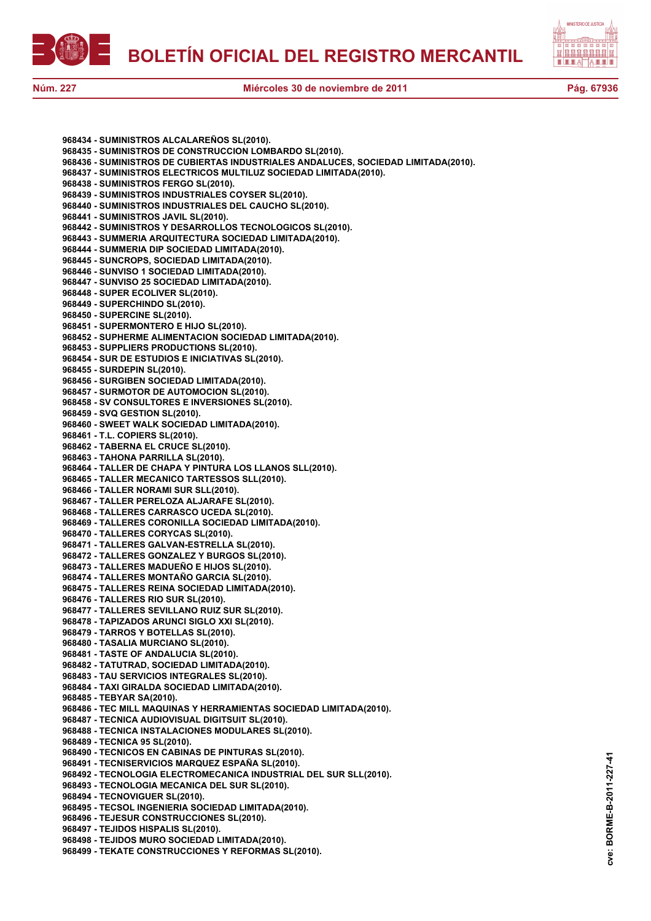**968434 - SUMINISTROS ALCALAREÑOS SL(2010).**
**968435 - SUMINISTROS DE CONSTRUCCION LOMBARDO SL(2010).**
**968436 - SUMINISTROS DE CUBIERTAS INDUSTRIALES ANDALUCES, SOCIEDAD LIMITADA(2010).**
**968437 - SUMINISTROS ELECTRICOS MULTILUZ SOCIEDAD LIMITADA(2010).**
**968438 - SUMINISTROS FERGO SL(2010).**
**968439 - SUMINISTROS INDUSTRIALES COYSER SL(2010).**
**968440 - SUMINISTROS INDUSTRIALES DEL CAUCHO SL(2010).**
**968441 - SUMINISTROS JAVIL SL(2010).**
**968442 - SUMINISTROS Y DESARROLLOS TECNOLOGICOS SL(2010).**
**968443 - SUMMERIA ARQUITECTURA SOCIEDAD LIMITADA(2010).**
**968444 - SUMMERIA DIP SOCIEDAD LIMITADA(2010).**
**968445 - SUNCROPS, SOCIEDAD LIMITADA(2010).**
**968446 - SUNVISO 1 SOCIEDAD LIMITADA(2010).**
**968447 - SUNVISO 25 SOCIEDAD LIMITADA(2010).**
**968448 - SUPER ECOLIVER SL(2010).**
**968449 - SUPERCHINDO SL(2010).**
**968450 - SUPERCINE SL(2010).**
**968451 - SUPERMONTERO E HIJO SL(2010).**
**968452 - SUPHERME ALIMENTACION SOCIEDAD LIMITADA(2010).**
**968453 - SUPPLIERS PRODUCTIONS SL(2010).**
**968454 - SUR DE ESTUDIOS E INICIATIVAS SL(2010).**
**968455 - SURDEPIN SL(2010).**
**968456 - SURGIBEN SOCIEDAD LIMITADA(2010).**
**968457 - SURMOTOR DE AUTOMOCION SL(2010).**
**968458 - SV CONSULTORES E INVERSIONES SL(2010).**
**968459 - SVQ GESTION SL(2010).**
**968460 - SWEET WALK SOCIEDAD LIMITADA(2010).**
**968461 - T.L. COPIERS SL(2010).**
**968462 - TABERNA EL CRUCE SL(2010).**
**968463 - TAHONA PARRILLA SL(2010).**
**968464 - TALLER DE CHAPA Y PINTURA LOS LLANOS SLL(2010).**
**968465 - TALLER MECANICO TARTESSOS SLL(2010).**
**968466 - TALLER NORAMI SUR SLL(2010).**
**968467 - TALLER PERELOZA ALJARAFE SL(2010).**
**968468 - TALLERES CARRASCO UCEDA SL(2010).**
**968469 - TALLERES CORONILLA SOCIEDAD LIMITADA(2010).**
**968470 - TALLERES CORYCAS SL(2010).**
**968471 - TALLERES GALVAN-ESTRELLA SL(2010).**
**968472 - TALLERES GONZALEZ Y BURGOS SL(2010).**
**968473 - TALLERES MADUEÑO E HIJOS SL(2010).**
**968474 - TALLERES MONTAÑO GARCIA SL(2010).**
**968475 - TALLERES REINA SOCIEDAD LIMITADA(2010).**
**968476 - TALLERES RIO SUR SL(2010).**
**968477 - TALLERES SEVILLANO RUIZ SUR SL(2010).**
**968478 - TAPIZADOS ARUNCI SIGLO XXI SL(2010).**
**968479 - TARROS Y BOTELLAS SL(2010).**
**968480 - TASALIA MURCIANO SL(2010).**
**968481 - TASTE OF ANDALUCIA SL(2010).**
**968482 - TATUTRAD, SOCIEDAD LIMITADA(2010).**
**968483 - TAU SERVICIOS INTEGRALES SL(2010).**
**968484 - TAXI GIRALDA SOCIEDAD LIMITADA(2010).**
**968485 - TEBYAR SA(2010).**
**968486 - TEC MILL MAQUINAS Y HERRAMIENTAS SOCIEDAD LIMITADA(2010).**
**968487 - TECNICA AUDIOVISUAL DIGITSUIT SL(2010).**
**968488 - TECNICA INSTALACIONES MODULARES SL(2010).**
**968489 - TECNICA 95 SL(2010).**
**968490 - TECNICOS EN CABINAS DE PINTURAS SL(2010).**
**968491 - TECNISERVICIOS MARQUEZ ESPAÑA SL(2010).**
**968492 - TECNOLOGIA ELECTROMECANICA INDUSTRIAL DEL SUR SLL(2010).**
**968493 - TECNOLOGIA MECANICA DEL SUR SL(2010).**
**968494 - TECNOVIGUER SL(2010).**
**968495 - TECSOL INGENIERIA SOCIEDAD LIMITADA(2010).**
**968496 - TEJESUR CONSTRUCCIONES SL(2010).**
**968497 - TEJIDOS HISPALIS SL(2010).**
**968498 - TEJIDOS MURO SOCIEDAD LIMITADA(2010).**
**968499 - TEKATE CONSTRUCCIONES Y REFORMAS SL(2010).**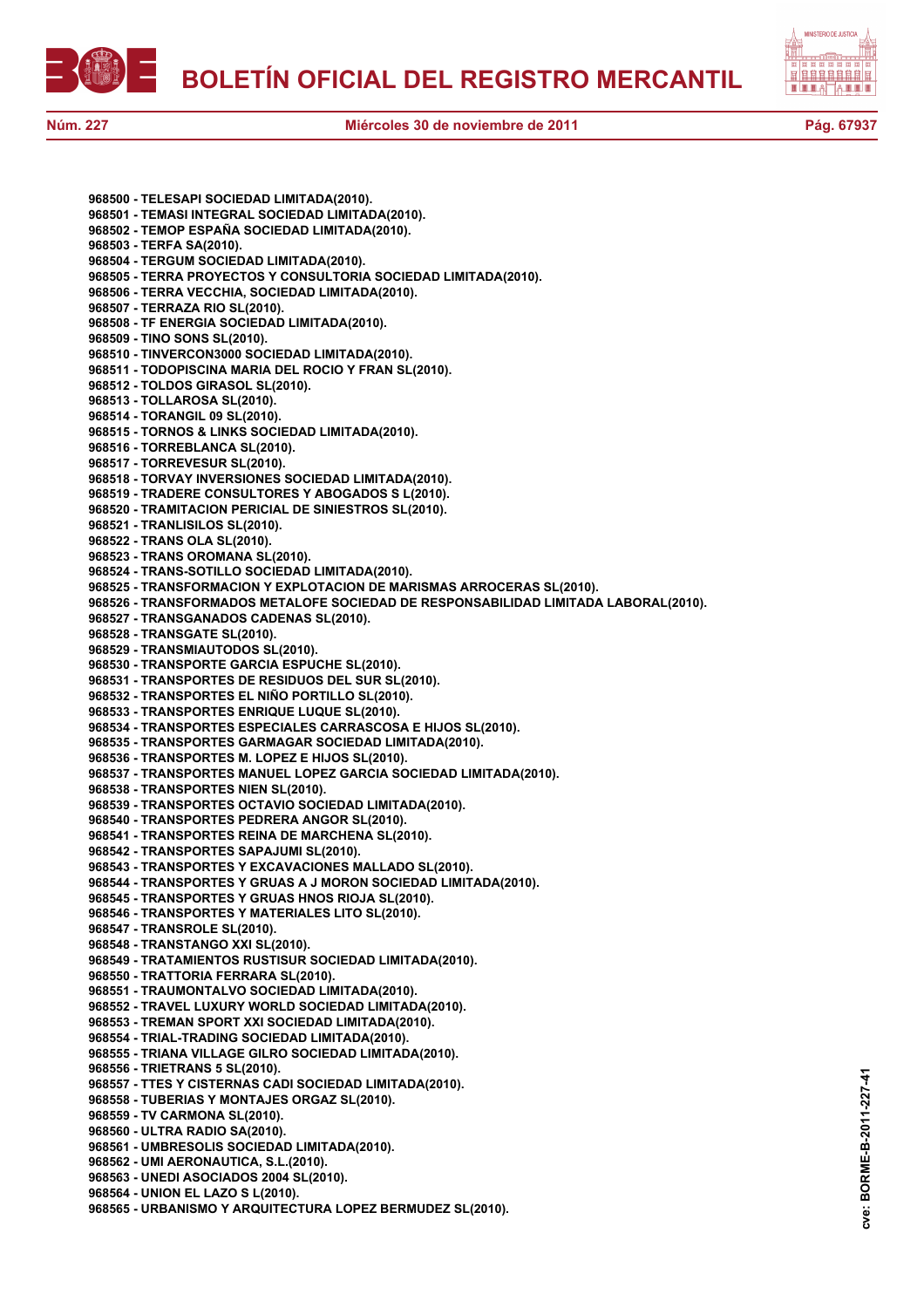968500 - TELESAPI SOCIEDAD LIMITADA(2010).
968501 - TEMASI INTEGRAL SOCIEDAD LIMITADA(2010).
968502 - TEMOP ESPAÑA SOCIEDAD LIMITADA(2010).
968503 - TERFA SA(2010).
968504 - TERGUM SOCIEDAD LIMITADA(2010).
968505 - TERRA PROYECTOS Y CONSULTORIA SOCIEDAD LIMITADA(2010).
968506 - TERRA VECCHIA, SOCIEDAD LIMITADA(2010).
968507 - TERRAZA RIO SL(2010).
968508 - TF ENERGIA SOCIEDAD LIMITADA(2010).
968509 - TINO SONS SL(2010).
968510 - TINVERCON3000 SOCIEDAD LIMITADA(2010).
968511 - TODOPISCINA MARIA DEL ROCIO Y FRAN SL(2010).
968512 - TOLDOS GIRASOL SL(2010).
968513 - TOLLAROSA SL(2010).
968514 - TORANGIL 09 SL(2010).
968515 - TORNOS & LINKS SOCIEDAD LIMITADA(2010).
968516 - TORREBLANCA SL(2010).
968517 - TORREVESUR SL(2010).
968518 - TORVAY INVERSIONES SOCIEDAD LIMITADA(2010).
968519 - TRADERE CONSULTORES Y ABOGADOS S L(2010).
968520 - TRAMITACION PERICIAL DE SINIESTROS SL(2010).
968521 - TRANLISILOS SL(2010).
968522 - TRANS OLA SL(2010).
968523 - TRANS OROMANA SL(2010).
968524 - TRANS-SOTILLO SOCIEDAD LIMITADA(2010).
968525 - TRANSFORMACION Y EXPLOTACION DE MARISMAS ARROCERAS SL(2010).
968526 - TRANSFORMADOS METALOFE SOCIEDAD DE RESPONSABILIDAD LIMITADA LABORAL(2010).
968527 - TRANSGANADOS CADENAS SL(2010).
968528 - TRANSGATE SL(2010).
968529 - TRANSMIAUTODOS SL(2010).
968530 - TRANSPORTE GARCIA ESPUCHE SL(2010).
968531 - TRANSPORTES DE RESIDUOS DEL SUR SL(2010).
968532 - TRANSPORTES EL NIÑO PORTILLO SL(2010).
968533 - TRANSPORTES ENRIQUE LUQUE SL(2010).
968534 - TRANSPORTES ESPECIALES CARRASCOSA E HIJOS SL(2010).
968535 - TRANSPORTES GARMAGAR SOCIEDAD LIMITADA(2010).
968536 - TRANSPORTES M. LOPEZ E HIJOS SL(2010).
968537 - TRANSPORTES MANUEL LOPEZ GARCIA SOCIEDAD LIMITADA(2010).
968538 - TRANSPORTES NIEN SL(2010).
968539 - TRANSPORTES OCTAVIO SOCIEDAD LIMITADA(2010).
968540 - TRANSPORTES PEDRERA ANGOR SL(2010).
968541 - TRANSPORTES REINA DE MARCHENA SL(2010).
968542 - TRANSPORTES SAPAJUMI SL(2010).
968543 - TRANSPORTES Y EXCAVACIONES MALLADO SL(2010).
968544 - TRANSPORTES Y GRUAS A J MORON SOCIEDAD LIMITADA(2010).
968545 - TRANSPORTES Y GRUAS HNOS RIOJA SL(2010).
968546 - TRANSPORTES Y MATERIALES LITO SL(2010).
968547 - TRANSROLE SL(2010).
968548 - TRANSTANGO XXI SL(2010).
968549 - TRATAMIENTOS RUSTISUR SOCIEDAD LIMITADA(2010).
968550 - TRATTORIA FERRARA SL(2010).
968551 - TRAUMONTALVO SOCIEDAD LIMITADA(2010).
968552 - TRAVEL LUXURY WORLD SOCIEDAD LIMITADA(2010).
968553 - TREMAN SPORT XXI SOCIEDAD LIMITADA(2010).
968554 - TRIAL-TRADING SOCIEDAD LIMITADA(2010).
968555 - TRIANA VILLAGE GILRO SOCIEDAD LIMITADA(2010).
968556 - TRIETRANS 5 SL(2010).
968557 - TTES Y CISTERNAS CADI SOCIEDAD LIMITADA(2010).
968558 - TUBERIAS Y MONTAJES ORGAZ SL(2010).
968559 - TV CARMONA SL(2010).
968560 - ULTRA RADIO SA(2010).
968561 - UMBRESOLIS SOCIEDAD LIMITADA(2010).
968562 - UMI AERONAUTICA, S.L.(2010).
968563 - UNEDI ASOCIADOS 2004 SL(2010).
968564 - UNION EL LAZO S L(2010).
968565 - URBANISMO Y ARQUITECTURA LOPEZ BERMUDEZ SL(2010).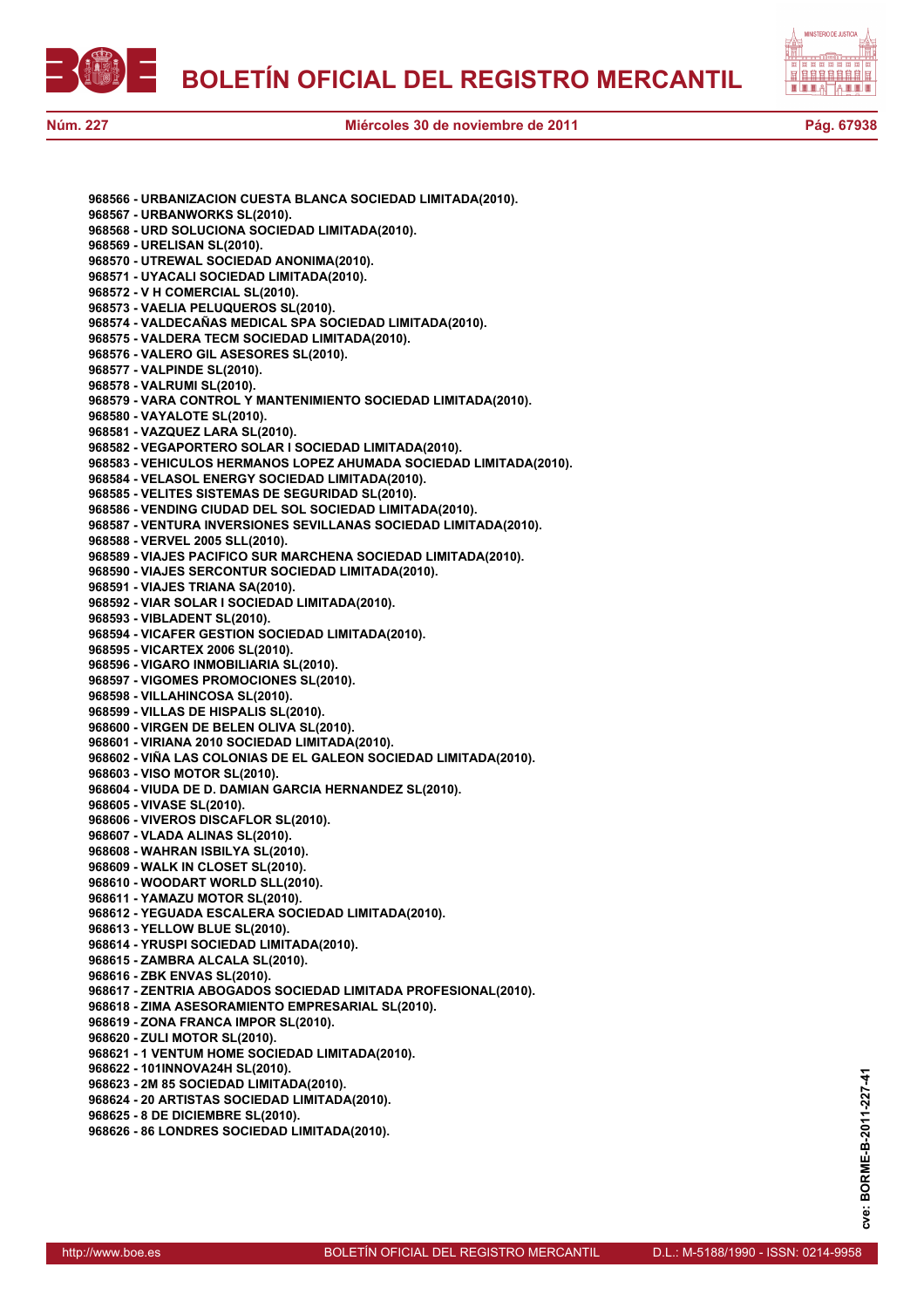**968566 - URBANIZACION CUESTA BLANCA SOCIEDAD LIMITADA(2010).**
**968567 - URBANWORKS SL(2010).**
**968568 - URD SOLUCIONA SOCIEDAD LIMITADA(2010).**
**968569 - URELISAN SL(2010).**
**968570 - UTREWAL SOCIEDAD ANONIMA(2010).**
**968571 - UYACALI SOCIEDAD LIMITADA(2010).**
**968572 - V H COMERCIAL SL(2010).**
**968573 - VAELIA PELUQUEROS SL(2010).**
**968574 - VALDECAÑAS MEDICAL SPA SOCIEDAD LIMITADA(2010).**
**968575 - VALDERA TECM SOCIEDAD LIMITADA(2010).**
**968576 - VALERO GIL ASESORES SL(2010).**
**968577 - VALPINDE SL(2010).**
**968578 - VALRUMI SL(2010).**
**968579 - VARA CONTROL Y MANTENIMIENTO SOCIEDAD LIMITADA(2010).**
**968580 - VAYALOTE SL(2010).**
**968581 - VAZQUEZ LARA SL(2010).**
**968582 - VEGAPORTERO SOLAR I SOCIEDAD LIMITADA(2010).**
**968583 - VEHICULOS HERMANOS LOPEZ AHUMADA SOCIEDAD LIMITADA(2010).**
**968584 - VELASOL ENERGY SOCIEDAD LIMITADA(2010).**
**968585 - VELITES SISTEMAS DE SEGURIDAD SL(2010).**
**968586 - VENDING CIUDAD DEL SOL SOCIEDAD LIMITADA(2010).**
**968587 - VENTURA INVERSIONES SEVILLANAS SOCIEDAD LIMITADA(2010).**
**968588 - VERVEL 2005 SLL(2010).**
**968589 - VIAJES PACIFICO SUR MARCHENA SOCIEDAD LIMITADA(2010).**
**968590 - VIAJES SERCONTUR SOCIEDAD LIMITADA(2010).**
**968591 - VIAJES TRIANA SA(2010).**
**968592 - VIAR SOLAR I SOCIEDAD LIMITADA(2010).**
**968593 - VIBLADENT SL(2010).**
**968594 - VICAFER GESTION SOCIEDAD LIMITADA(2010).**
**968595 - VICARTEX 2006 SL(2010).**
**968596 - VIGARO INMOBILIARIA SL(2010).**
**968597 - VIGOMES PROMOCIONES SL(2010).**
**968598 - VILLAHINCOSA SL(2010).**
**968599 - VILLAS DE HISPALIS SL(2010).**
**968600 - VIRGEN DE BELEN OLIVA SL(2010).**
**968601 - VIRIANA 2010 SOCIEDAD LIMITADA(2010).**
**968602 - VIÑA LAS COLONIAS DE EL GALEON SOCIEDAD LIMITADA(2010).**
**968603 - VISO MOTOR SL(2010).**
**968604 - VIUDA DE D. DAMIAN GARCIA HERNANDEZ SL(2010).**
**968605 - VIVASE SL(2010).**
**968606 - VIVEROS DISCAFLOR SL(2010).**
**968607 - VLADA ALINAS SL(2010).**
**968608 - WAHRAN ISBILYA SL(2010).**
**968609 - WALK IN CLOSET SL(2010).**
**968610 - WOODART WORLD SLL(2010).**
**968611 - YAMAZU MOTOR SL(2010).**
**968612 - YEGUADA ESCALERA SOCIEDAD LIMITADA(2010).**
**968613 - YELLOW BLUE SL(2010).**
**968614 - YRUSPI SOCIEDAD LIMITADA(2010).**
**968615 - ZAMBRA ALCALA SL(2010).**
**968616 - ZBK ENVAS SL(2010).**
**968617 - ZENTRIA ABOGADOS SOCIEDAD LIMITADA PROFESIONAL(2010).**
**968618 - ZIMA ASESORAMIENTO EMPRESARIAL SL(2010).**
**968619 - ZONA FRANCA IMPOR SL(2010).**
**968620 - ZULI MOTOR SL(2010).**
**968621 - 1 VENTUM HOME SOCIEDAD LIMITADA(2010).**
**968622 - 101INNOVA24H SL(2010).**
**968623 - 2M 85 SOCIEDAD LIMITADA(2010).**
**968624 - 20 ARTISTAS SOCIEDAD LIMITADA(2010).**
**968625 - 8 DE DICIEMBRE SL(2010).**
**968626 - 86 LONDRES SOCIEDAD LIMITADA(2010).**

cve: BORME-B-2011-227-41